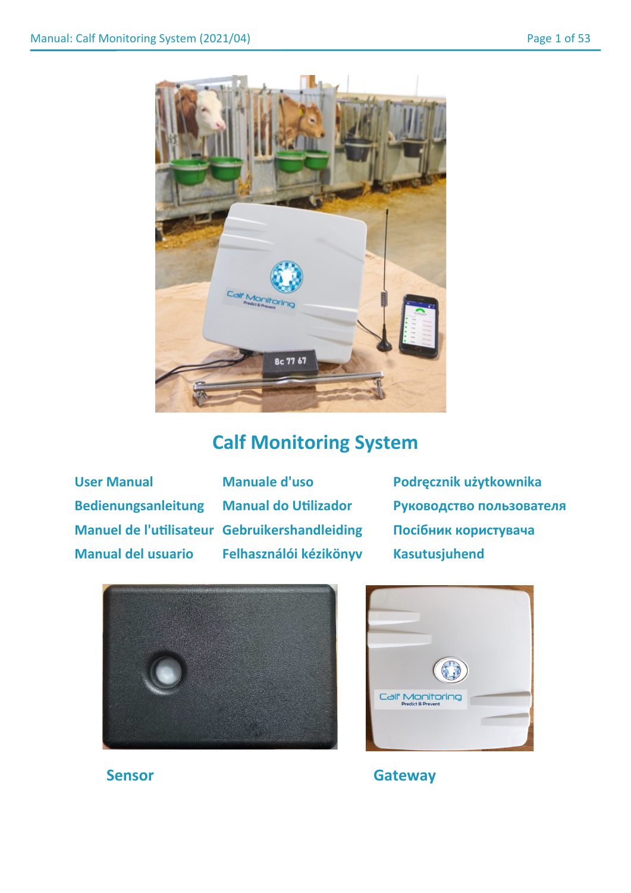# Calf Monitoring System

| | | |
|---|---|---|
| User Manual | Manuale d'uso | Podręcznik użytkownika |
| Bedienungsanleitung | Manual do Utilizador | Руководство пользователя |
| Manuel de l'utilisateur | Gebruikershandleiding | Посібник користувача |
| Manual del usuario | Felhasználói kézikönyv | Kasutusjuhend |

Sensor

Gateway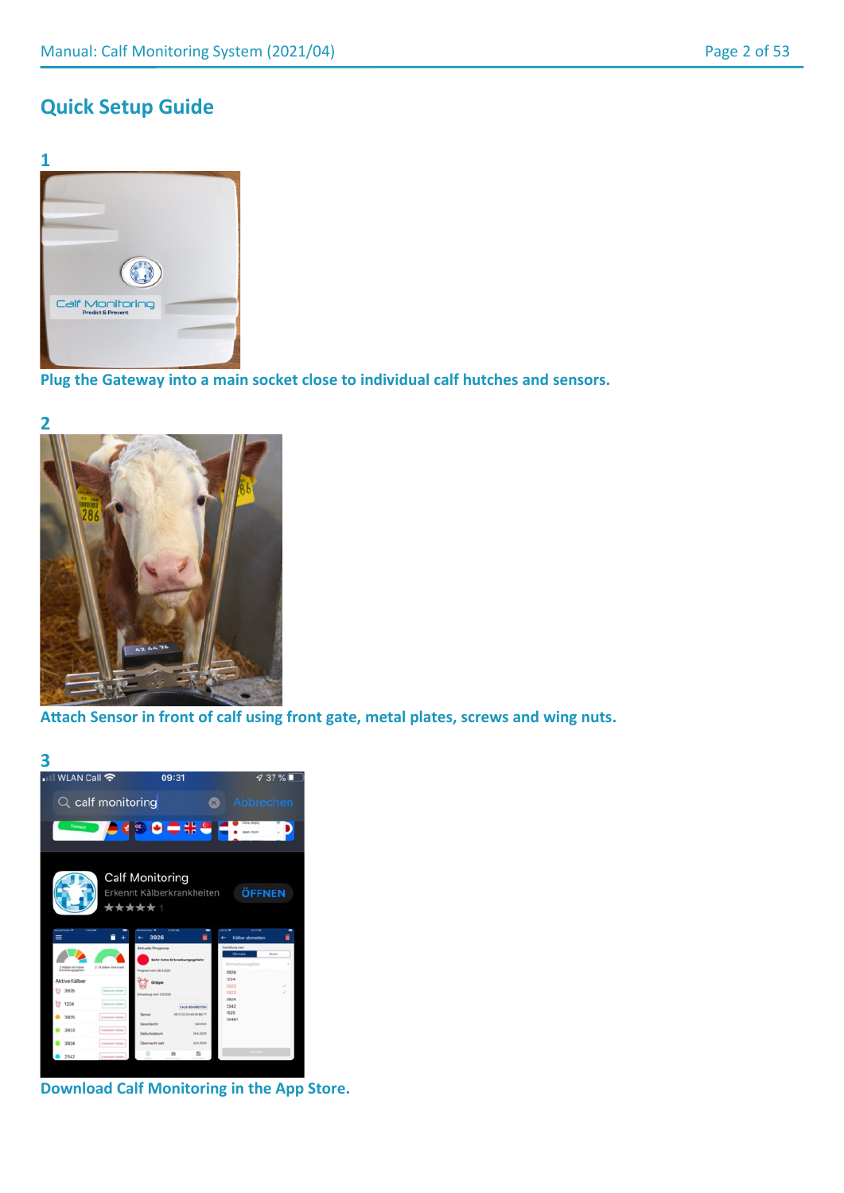## Quick Setup Guide

**1**

**Plug the Gateway into a main socket close to individual calf hutches and sensors.**

**2**

**Attach Sensor in front of calf using front gate, metal plates, screws and wing nuts.**

**3**

**Download Calf Monitoring in the App Store.**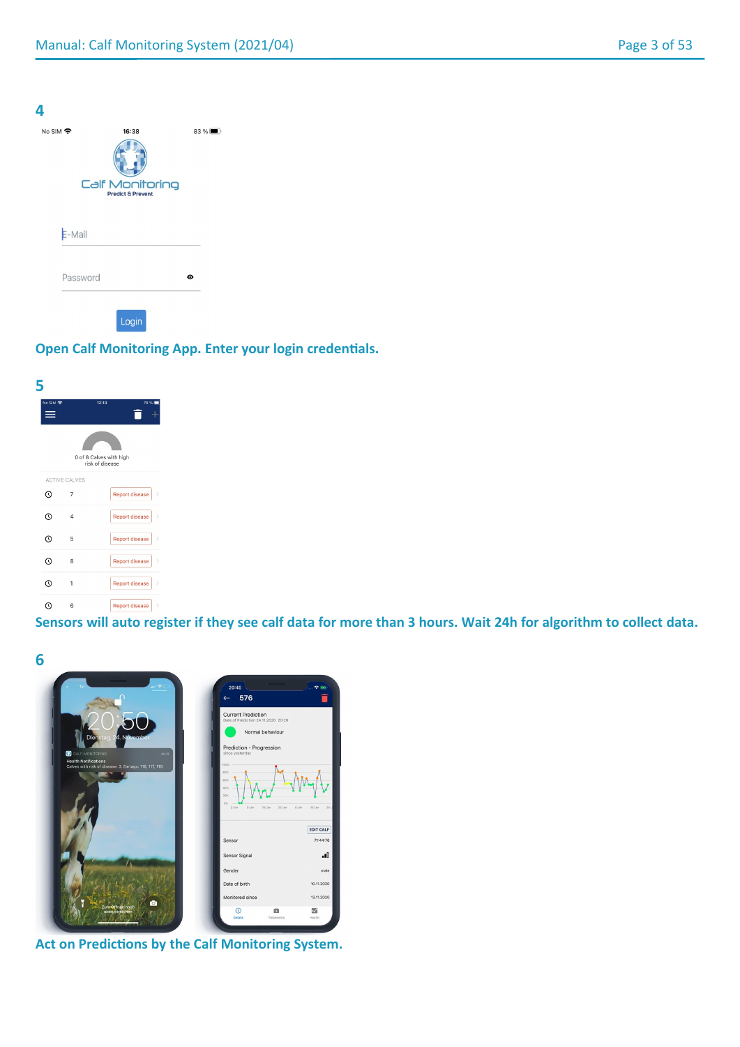## 4

Open Calf Monitoring App. Enter your login credentials.

## 5

Sensors will auto register if they see calf data for more than 3 hours. Wait 24h for algorithm to collect data.

## 6

Act on Predictions by the Calf Monitoring System.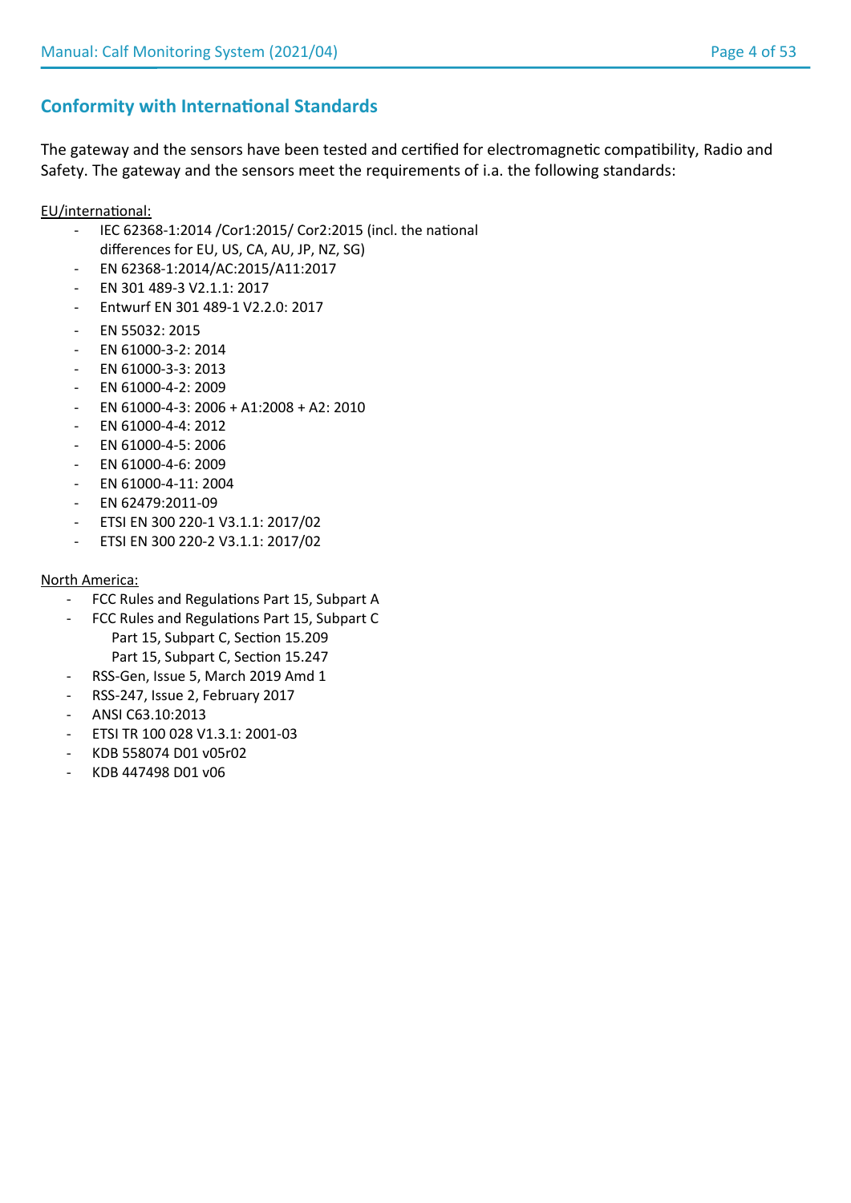## Conformity with International Standards

The gateway and the sensors have been tested and certified for electromagnetic compatibility, Radio and Safety. The gateway and the sensors meet the requirements of i.a. the following standards:

<u>EU/international:</u>

- IEC 62368-1:2014 /Cor1:2015/ Cor2:2015 (incl. the national differences for EU, US, CA, AU, JP, NZ, SG)
- EN 62368-1:2014/AC:2015/A11:2017
- EN 301 489-3 V2.1.1: 2017
- Entwurf EN 301 489-1 V2.2.0: 2017
- EN 55032: 2015
- EN 61000-3-2: 2014
- EN 61000-3-3: 2013
- EN 61000-4-2: 2009
- EN 61000-4-3: 2006 + A1:2008 + A2: 2010
- EN 61000-4-4: 2012
- EN 61000-4-5: 2006
- EN 61000-4-6: 2009
- EN 61000-4-11: 2004
- EN 62479:2011-09
- ETSI EN 300 220-1 V3.1.1: 2017/02
- ETSI EN 300 220-2 V3.1.1: 2017/02

<u>North America:</u>

- FCC Rules and Regulations Part 15, Subpart A
- FCC Rules and Regulations Part 15, Subpart C
  - Part 15, Subpart C, Section 15.209
  - Part 15, Subpart C, Section 15.247
- RSS-Gen, Issue 5, March 2019 Amd 1
- RSS-247, Issue 2, February 2017
- ANSI C63.10:2013
- ETSI TR 100 028 V1.3.1: 2001-03
- KDB 558074 D01 v05r02
- KDB 447498 D01 v06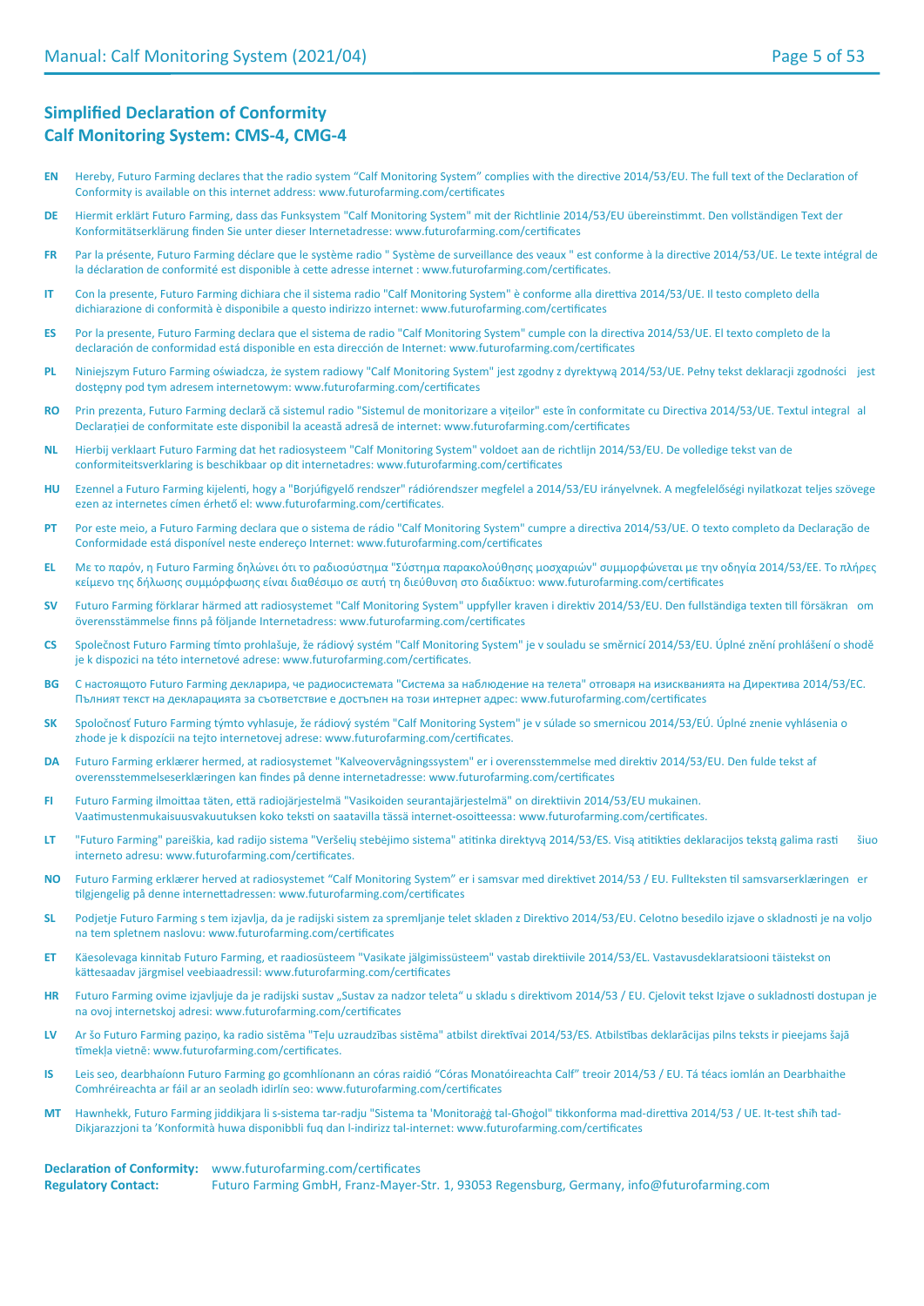## Simplified Declaration of Conformity
## Calf Monitoring System: CMS-4, CMG-4

**EN** Hereby, Futuro Farming declares that the radio system “Calf Monitoring System” complies with the directive 2014/53/EU. The full text of the Declaration of Conformity is available on this internet address: www.futurofarming.com/certificates

**DE** Hiermit erklärt Futuro Farming, dass das Funksystem "Calf Monitoring System" mit der Richtlinie 2014/53/EU übereinstimmt. Den vollständigen Text der Konformitätserklärung finden Sie unter dieser Internetadresse: www.futurofarming.com/certificates

**FR** Par la présente, Futuro Farming déclare que le système radio " Système de surveillance des veaux " est conforme à la directive 2014/53/UE. Le texte intégral de la déclaration de conformité est disponible à cette adresse internet : www.futurofarming.com/certificates.

**IT** Con la presente, Futuro Farming dichiara che il sistema radio "Calf Monitoring System" è conforme alla direttiva 2014/53/UE. Il testo completo della dichiarazione di conformità è disponibile a questo indirizzo internet: www.futurofarming.com/certificates

**ES** Por la presente, Futuro Farming declara que el sistema de radio "Calf Monitoring System" cumple con la directiva 2014/53/UE. El texto completo de la declaración de conformidad está disponible en esta dirección de Internet: www.futurofarming.com/certificates

**PL** Niniejszym Futuro Farming oświadcza, że system radiowy "Calf Monitoring System" jest zgodny z dyrektywą 2014/53/UE. Pełny tekst deklaracji zgodności jest dostępny pod tym adresem internetowym: www.futurofarming.com/certificates

**RO** Prin prezenta, Futuro Farming declară că sistemul radio "Sistemul de monitorizare a viţeilor" este în conformitate cu Directiva 2014/53/UE. Textul integral al Declarației de conformitate este disponibil la această adresă de internet: www.futurofarming.com/certificates

**NL** Hierbij verklaart Futuro Farming dat het radiosysteem "Calf Monitoring System" voldoet aan de richtlijn 2014/53/EU. De volledige tekst van de conformiteitsverklaring is beschikbaar op dit internetadres: www.futurofarming.com/certificates

**HU** Ezennel a Futuro Farming kijelenti, hogy a "Borjúfigyelő rendszer" rádiórendszer megfelel a 2014/53/EU irányelvnek. A megfelelőségi nyilatkozat teljes szövege ezen az internetes címen érhető el: www.futurofarming.com/certificates.

**PT** Por este meio, a Futuro Farming declara que o sistema de rádio "Calf Monitoring System" cumpre a directiva 2014/53/UE. O texto completo da Declaração de Conformidade está disponível neste endereço Internet: www.futurofarming.com/certificates

**EL** Με το παρόν, η Futuro Farming δηλώνει ότι το ραδιοσύστημα "Σύστημα παρακολούθησης μοσχαριών" συμμορφώνεται με την οδηγία 2014/53/ΕΕ. Το πλήρες κείμενο της δήλωσης συμμόρφωσης είναι διαθέσιμο σε αυτή τη διεύθυνση στο διαδίκτυο: www.futurofarming.com/certificates

**SV** Futuro Farming förklarar härmed att radiosystemet "Calf Monitoring System" uppfyller kraven i direktiv 2014/53/EU. Den fullständiga texten till försäkran om överensstämmelse finns på följande Internetadress: www.futurofarming.com/certificates

**CS** Společnost Futuro Farming tímto prohlašuje, že rádiový systém "Calf Monitoring System" je v souladu se směrnicí 2014/53/EU. Úplné znění prohlášení o shodě je k dispozici na této internetové adrese: www.futurofarming.com/certificates.

**BG** С настоящото Futuro Farming декларира, че радиосистемата "Система за наблюдение на телета" отговаря на изискванията на Директива 2014/53/ЕС. Пълният текст на декларацията за съответствие е достъпен на този интернет адрес: www.futurofarming.com/certificates

**SK** Spoločnosť Futuro Farming týmto vyhlasuje, že rádiový systém "Calf Monitoring System" je v súlade so smernicou 2014/53/EÚ. Úplné znenie vyhlásenia o zhode je k dispozícii na tejto internetovej adrese: www.futurofarming.com/certificates.

**DA** Futuro Farming erklærer hermed, at radiosystemet "Kalveovervågningssystem" er i overensstemmelse med direktiv 2014/53/EU. Den fulde tekst af overensstemmelseserklæringen kan findes på denne internetadresse: www.futurofarming.com/certificates

**FI** Futuro Farming ilmoittaa täten, että radiojärjestelmä "Vasikoiden seurantajärjestelmä" on direktiivin 2014/53/EU mukainen. Vaatimustenmukaisuusvakuutuksen koko teksti on saatavilla tässä internet-osoitteessa: www.futurofarming.com/certificates.

**LT** "Futuro Farming" pareiškia, kad radijo sistema "Veršelių stebėjimo sistema" atitinka direktyvą 2014/53/ES. Visą atitikties deklaracijos tekstą galima rasti šiuo interneto adresu: www.futurofarming.com/certificates.

**NO** Futuro Farming erklærer herved at radiosystemet “Calf Monitoring System” er i samsvar med direktivet 2014/53 / EU. Fullteksten til samsvarserklæringen er tilgjengelig på denne internettadressen: www.futurofarming.com/certificates

**SL** Podjetje Futuro Farming s tem izjavlja, da je radijski sistem za spremljanje telet skladen z Direktivo 2014/53/EU. Celotno besedilo izjave o skladnosti je na voljo na tem spletnem naslovu: www.futurofarming.com/certificates

**ET** Käesolevaga kinnitab Futuro Farming, et raadiosüsteem "Vasikate jälgimissüsteem" vastab direktiivile 2014/53/EL. Vastavusdeklaratsiooni täistekst on kättesaadav järgmisel veebiaadressil: www.futurofarming.com/certificates

**HR** Futuro Farming ovime izjavljuje da je radijski sustav „Sustav za nadzor teleta“ u skladu s direktivom 2014/53 / EU. Cjelovit tekst Izjave o sukladnosti dostupan je na ovoj internetskoj adresi: www.futurofarming.com/certificates

**LV** Ar šo Futuro Farming paziņo, ka radio sistēma "Teļu uzraudzības sistēma" atbilst direktīvai 2014/53/ES. Atbilstības deklarācijas pilns teksts ir pieejams šajā tīmekļa vietnē: www.futurofarming.com/certificates.

**IS** Leis seo, dearbhaíonn Futuro Farming go gcomhlíonann an córas raidió “Córas Monatóireachta Calf” treoir 2014/53 / EU. Tá téacs iomlán an Dearbhaithe Comhréireachta ar fáil ar an seoladh idirlín seo: www.futurofarming.com/certificates

**MT** Hawnhekk, Futuro Farming jiddikjara li s-sistema tar-radju "Sistema ta 'Monitoraġġ tal-Għoġol" tikkonforma mad-direttiva 2014/53 / UE. It-test sħiħ tad-Dikjarazzjoni ta 'Konformità huwa disponibbli fuq dan l-indirizz tal-internet: www.futurofarming.com/certificates

**Declaration of Conformity:** www.futurofarming.com/certificates
**Regulatory Contact:** Futuro Farming GmbH, Franz-Mayer-Str. 1, 93053 Regensburg, Germany, info@futurofarming.com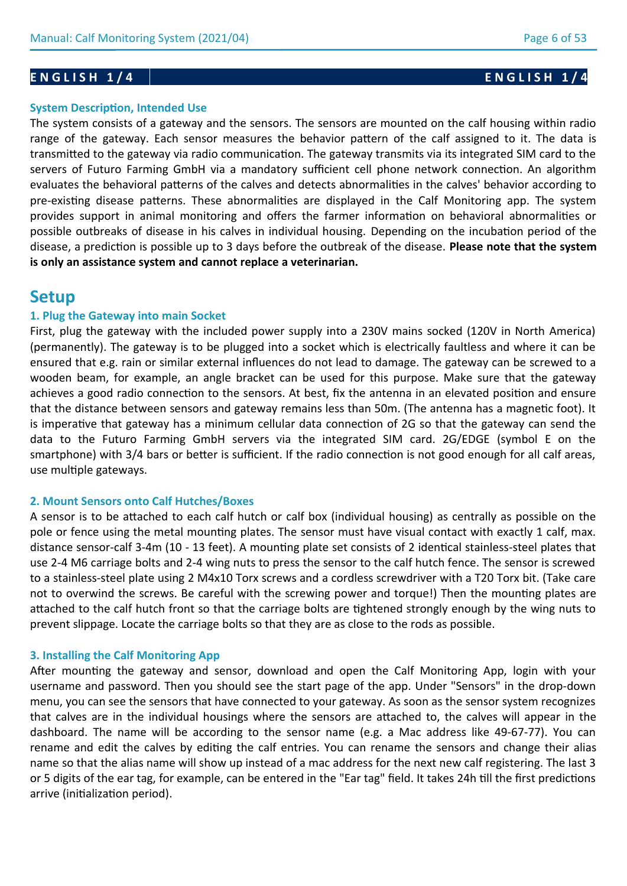**ENGLISH 1/4**

### System Description, Intended Use

The system consists of a gateway and the sensors. The sensors are mounted on the calf housing within radio range of the gateway. Each sensor measures the behavior pattern of the calf assigned to it. The data is transmitted to the gateway via radio communication. The gateway transmits via its integrated SIM card to the servers of Futuro Farming GmbH via a mandatory sufficient cell phone network connection. An algorithm evaluates the behavioral patterns of the calves and detects abnormalities in the calves' behavior according to pre-existing disease patterns. These abnormalities are displayed in the Calf Monitoring app. The system provides support in animal monitoring and offers the farmer information on behavioral abnormalities or possible outbreaks of disease in his calves in individual housing. Depending on the incubation period of the disease, a prediction is possible up to 3 days before the outbreak of the disease. **Please note that the system is only an assistance system and cannot replace a veterinarian.**

## Setup

### 1. Plug the Gateway into main Socket

First, plug the gateway with the included power supply into a 230V mains socked (120V in North America) (permanently). The gateway is to be plugged into a socket which is electrically faultless and where it can be ensured that e.g. rain or similar external influences do not lead to damage. The gateway can be screwed to a wooden beam, for example, an angle bracket can be used for this purpose. Make sure that the gateway achieves a good radio connection to the sensors. At best, fix the antenna in an elevated position and ensure that the distance between sensors and gateway remains less than 50m. (The antenna has a magnetic foot). It is imperative that gateway has a minimum cellular data connection of 2G so that the gateway can send the data to the Futuro Farming GmbH servers via the integrated SIM card. 2G/EDGE (symbol E on the smartphone) with 3/4 bars or better is sufficient. If the radio connection is not good enough for all calf areas, use multiple gateways.

### 2. Mount Sensors onto Calf Hutches/Boxes

A sensor is to be attached to each calf hutch or calf box (individual housing) as centrally as possible on the pole or fence using the metal mounting plates. The sensor must have visual contact with exactly 1 calf, max. distance sensor-calf 3-4m (10 - 13 feet). A mounting plate set consists of 2 identical stainless-steel plates that use 2-4 M6 carriage bolts and 2-4 wing nuts to press the sensor to the calf hutch fence. The sensor is screwed to a stainless-steel plate using 2 M4x10 Torx screws and a cordless screwdriver with a T20 Torx bit. (Take care not to overwind the screws. Be careful with the screwing power and torque!) Then the mounting plates are attached to the calf hutch front so that the carriage bolts are tightened strongly enough by the wing nuts to prevent slippage. Locate the carriage bolts so that they are as close to the rods as possible.

### 3. Installing the Calf Monitoring App

After mounting the gateway and sensor, download and open the Calf Monitoring App, login with your username and password. Then you should see the start page of the app. Under "Sensors" in the drop-down menu, you can see the sensors that have connected to your gateway. As soon as the sensor system recognizes that calves are in the individual housings where the sensors are attached to, the calves will appear in the dashboard. The name will be according to the sensor name (e.g. a Mac address like 49-67-77). You can rename and edit the calves by editing the calf entries. You can rename the sensors and change their alias name so that the alias name will show up instead of a mac address for the next new calf registering. The last 3 or 5 digits of the ear tag, for example, can be entered in the "Ear tag" field. It takes 24h till the first predictions arrive (initialization period).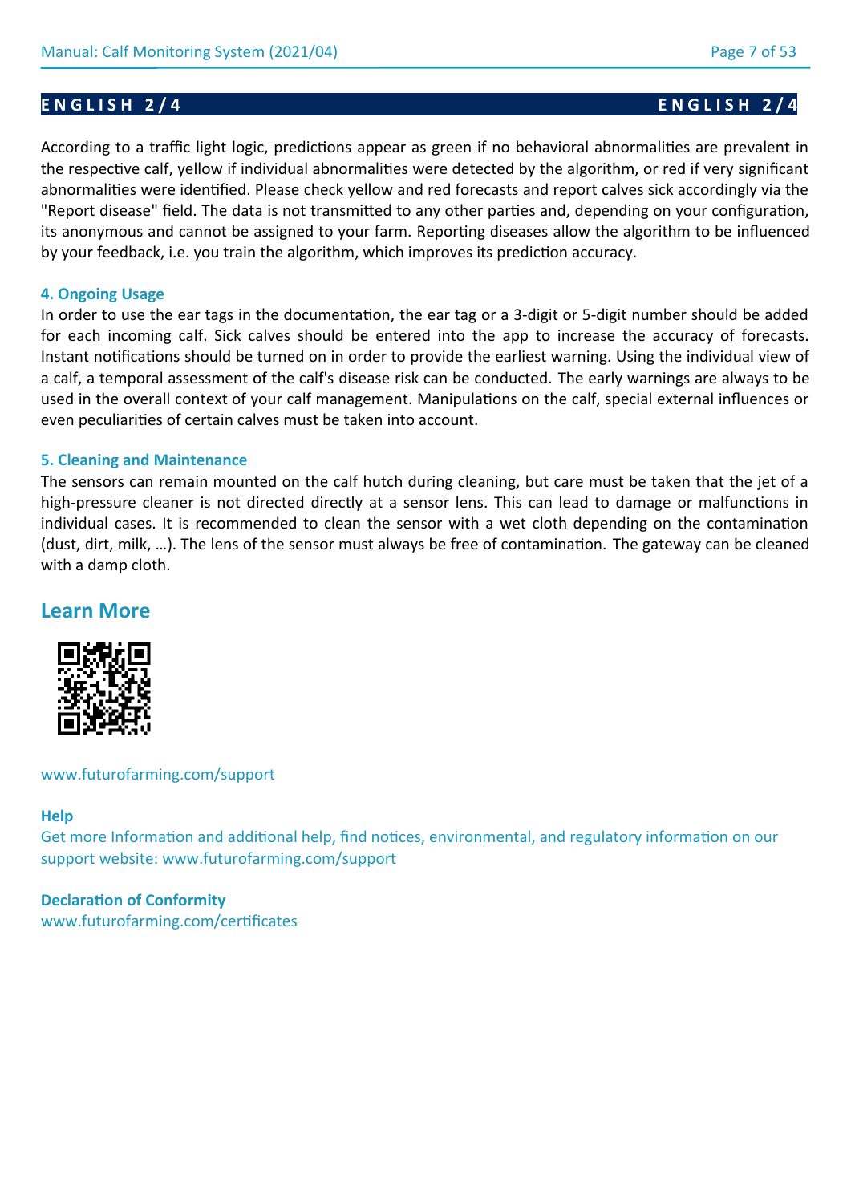**ENGLISH 2/4**

According to a traffic light logic, predictions appear as green if no behavioral abnormalities are prevalent in the respective calf, yellow if individual abnormalities were detected by the algorithm, or red if very significant abnormalities were identified. Please check yellow and red forecasts and report calves sick accordingly via the "Report disease" field. The data is not transmitted to any other parties and, depending on your configuration, its anonymous and cannot be assigned to your farm. Reporting diseases allow the algorithm to be influenced by your feedback, i.e. you train the algorithm, which improves its prediction accuracy.

### 4. Ongoing Usage

In order to use the ear tags in the documentation, the ear tag or a 3-digit or 5-digit number should be added for each incoming calf. Sick calves should be entered into the app to increase the accuracy of forecasts. Instant notifications should be turned on in order to provide the earliest warning. Using the individual view of a calf, a temporal assessment of the calf's disease risk can be conducted. The early warnings are always to be used in the overall context of your calf management. Manipulations on the calf, special external influences or even peculiarities of certain calves must be taken into account.

### 5. Cleaning and Maintenance

The sensors can remain mounted on the calf hutch during cleaning, but care must be taken that the jet of a high-pressure cleaner is not directed directly at a sensor lens. This can lead to damage or malfunctions in individual cases. It is recommended to clean the sensor with a wet cloth depending on the contamination (dust, dirt, milk, …). The lens of the sensor must always be free of contamination. The gateway can be cleaned with a damp cloth.

## Learn More

www.futurofarming.com/support

### Help

Get more Information and additional help, find notices, environmental, and regulatory information on our support website: www.futurofarming.com/support

### Declaration of Conformity

www.futurofarming.com/certificates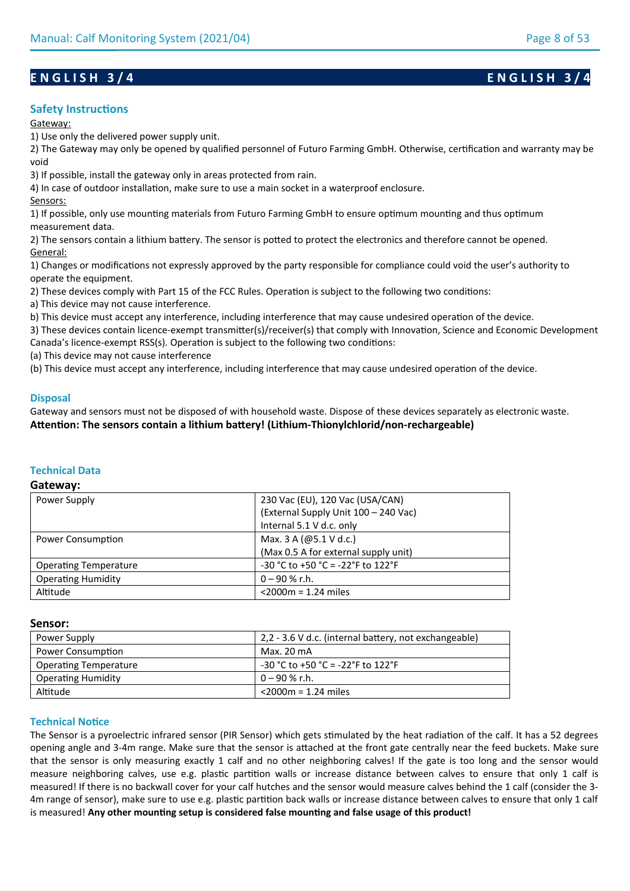# ENGLISH 3/4

## Safety Instructions

Gateway:

1) Use only the delivered power supply unit.
2) The Gateway may only be opened by qualified personnel of Futuro Farming GmbH. Otherwise, certification and warranty may be void
3) If possible, install the gateway only in areas protected from rain.
4) In case of outdoor installation, make sure to use a main socket in a waterproof enclosure.

Sensors:

1) If possible, only use mounting materials from Futuro Farming GmbH to ensure optimum mounting and thus optimum measurement data.
2) The sensors contain a lithium battery. The sensor is potted to protect the electronics and therefore cannot be opened.

General:

1) Changes or modifications not expressly approved by the party responsible for compliance could void the user's authority to operate the equipment.
2) These devices comply with Part 15 of the FCC Rules. Operation is subject to the following two conditions:
a) This device may not cause interference.
b) This device must accept any interference, including interference that may cause undesired operation of the device.
3) These devices contain licence-exempt transmitter(s)/receiver(s) that comply with Innovation, Science and Economic Development Canada's licence-exempt RSS(s). Operation is subject to the following two conditions:
(a) This device may not cause interference
(b) This device must accept any interference, including interference that may cause undesired operation of the device.

## Disposal

Gateway and sensors must not be disposed of with household waste. Dispose of these devices separately as electronic waste.
**Attention: The sensors contain a lithium battery! (Lithium-Thionylchlorid/non-rechargeable)**

## Technical Data

**Gateway:**

| | |
|---|---|
| Power Supply | 230 Vac (EU), 120 Vac (USA/CAN)<br>(External Supply Unit 100 – 240 Vac)<br>Internal 5.1 V d.c. only |
| Power Consumption | Max. 3 A (@5.1 V d.c.)<br>(Max 0.5 A for external supply unit) |
| Operating Temperature | -30 °C to +50 °C = -22°F to 122°F |
| Operating Humidity | 0 – 90 % r.h. |
| Altitude | <2000m = 1.24 miles |

**Sensor:**

| | |
|---|---|
| Power Supply | 2,2 - 3.6 V d.c. (internal battery, not exchangeable) |
| Power Consumption | Max. 20 mA |
| Operating Temperature | -30 °C to +50 °C = -22°F to 122°F |
| Operating Humidity | 0 – 90 % r.h. |
| Altitude | <2000m = 1.24 miles |

## Technical Notice

The Sensor is a pyroelectric infrared sensor (PIR Sensor) which gets stimulated by the heat radiation of the calf. It has a 52 degrees opening angle and 3-4m range. Make sure that the sensor is attached at the front gate centrally near the feed buckets. Make sure that the sensor is only measuring exactly 1 calf and no other neighboring calves! If the gate is too long and the sensor would measure neighboring calves, use e.g. plastic partition walls or increase distance between calves to ensure that only 1 calf is measured! If there is no backwall cover for your calf hutches and the sensor would measure calves behind the 1 calf (consider the 3-4m range of sensor), make sure to use e.g. plastic partition back walls or increase distance between calves to ensure that only 1 calf is measured! **Any other mounting setup is considered false mounting and false usage of this product!**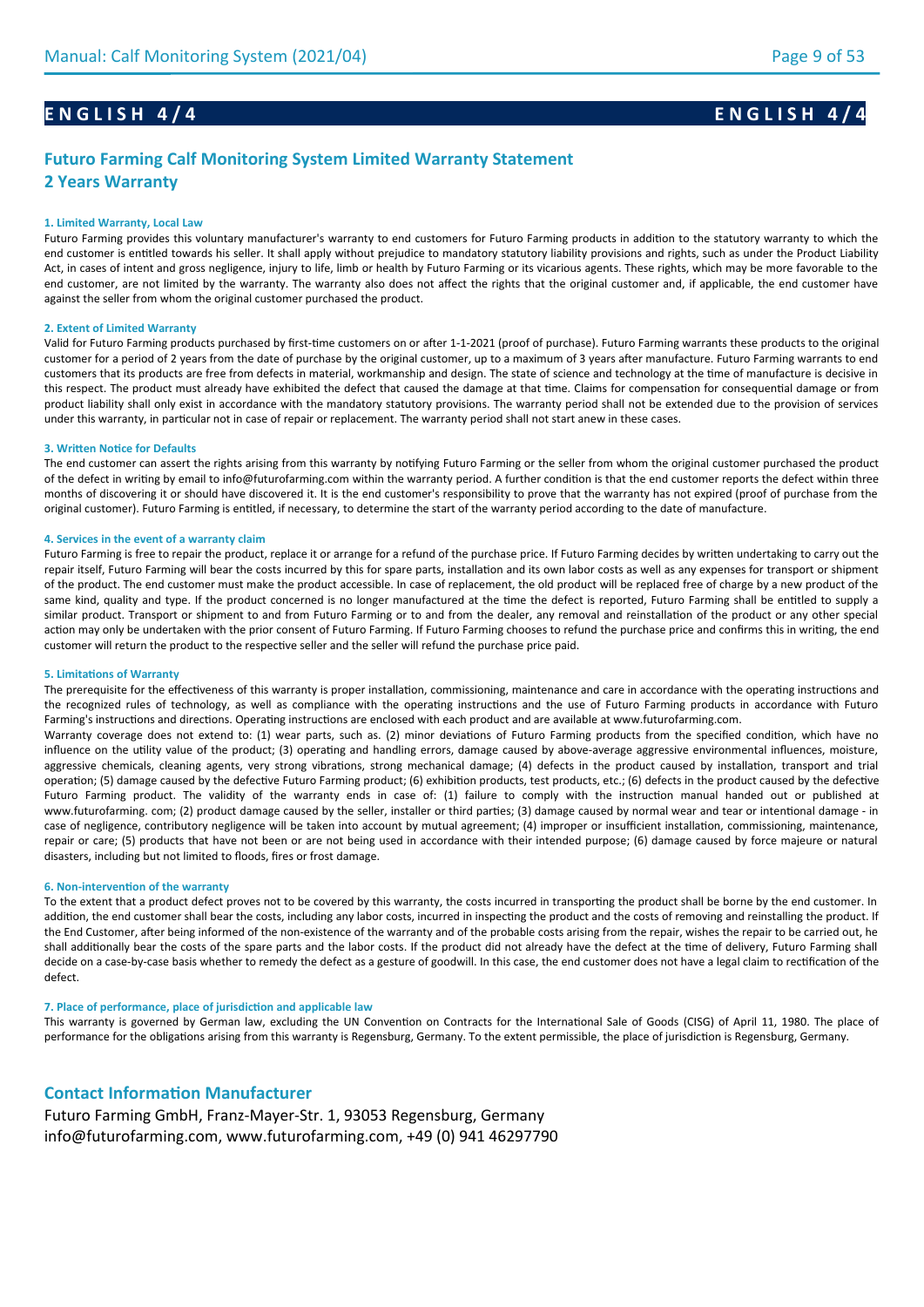# ENGLISH 4/4

## Futuro Farming Calf Monitoring System Limited Warranty Statement
## 2 Years Warranty

**1. Limited Warranty, Local Law**

Futuro Farming provides this voluntary manufacturer's warranty to end customers for Futuro Farming products in addition to the statutory warranty to which the end customer is entitled towards his seller. It shall apply without prejudice to mandatory statutory liability provisions and rights, such as under the Product Liability Act, in cases of intent and gross negligence, injury to life, limb or health by Futuro Farming or its vicarious agents. These rights, which may be more favorable to the end customer, are not limited by the warranty. The warranty also does not affect the rights that the original customer and, if applicable, the end customer have against the seller from whom the original customer purchased the product.

**2. Extent of Limited Warranty**

Valid for Futuro Farming products purchased by first-time customers on or after 1-1-2021 (proof of purchase). Futuro Farming warrants these products to the original customer for a period of 2 years from the date of purchase by the original customer, up to a maximum of 3 years after manufacture. Futuro Farming warrants to end customers that its products are free from defects in material, workmanship and design. The state of science and technology at the time of manufacture is decisive in this respect. The product must already have exhibited the defect that caused the damage at that time. Claims for compensation for consequential damage or from product liability shall only exist in accordance with the mandatory statutory provisions. The warranty period shall not be extended due to the provision of services under this warranty, in particular not in case of repair or replacement. The warranty period shall not start anew in these cases.

**3. Written Notice for Defaults**

The end customer can assert the rights arising from this warranty by notifying Futuro Farming or the seller from whom the original customer purchased the product of the defect in writing by email to info@futurofarming.com within the warranty period. A further condition is that the end customer reports the defect within three months of discovering it or should have discovered it. It is the end customer's responsibility to prove that the warranty has not expired (proof of purchase from the original customer). Futuro Farming is entitled, if necessary, to determine the start of the warranty period according to the date of manufacture.

**4. Services in the event of a warranty claim**

Futuro Farming is free to repair the product, replace it or arrange for a refund of the purchase price. If Futuro Farming decides by written undertaking to carry out the repair itself, Futuro Farming will bear the costs incurred by this for spare parts, installation and its own labor costs as well as any expenses for transport or shipment of the product. The end customer must make the product accessible. In case of replacement, the old product will be replaced free of charge by a new product of the same kind, quality and type. If the product concerned is no longer manufactured at the time the defect is reported, Futuro Farming shall be entitled to supply a similar product. Transport or shipment to and from Futuro Farming or to and from the dealer, any removal and reinstallation of the product or any other special action may only be undertaken with the prior consent of Futuro Farming. If Futuro Farming chooses to refund the purchase price and confirms this in writing, the end customer will return the product to the respective seller and the seller will refund the purchase price paid.

**5. Limitations of Warranty**

The prerequisite for the effectiveness of this warranty is proper installation, commissioning, maintenance and care in accordance with the operating instructions and the recognized rules of technology, as well as compliance with the operating instructions and the use of Futuro Farming products in accordance with Futuro Farming's instructions and directions. Operating instructions are enclosed with each product and are available at www.futurofarming.com.

Warranty coverage does not extend to: (1) wear parts, such as. (2) minor deviations of Futuro Farming products from the specified condition, which have no influence on the utility value of the product; (3) operating and handling errors, damage caused by above-average aggressive environmental influences, moisture, aggressive chemicals, cleaning agents, very strong vibrations, strong mechanical damage; (4) defects in the product caused by installation, transport and trial operation; (5) damage caused by the defective Futuro Farming product; (6) exhibition products, test products, etc.; (6) defects in the product caused by the defective Futuro Farming product. The validity of the warranty ends in case of: (1) failure to comply with the instruction manual handed out or published at www.futurofarming. com; (2) product damage caused by the seller, installer or third parties; (3) damage caused by normal wear and tear or intentional damage - in case of negligence, contributory negligence will be taken into account by mutual agreement; (4) improper or insufficient installation, commissioning, maintenance, repair or care; (5) products that have not been or are not being used in accordance with their intended purpose; (6) damage caused by force majeure or natural disasters, including but not limited to floods, fires or frost damage.

**6. Non-intervention of the warranty**

To the extent that a product defect proves not to be covered by this warranty, the costs incurred in transporting the product shall be borne by the end customer. In addition, the end customer shall bear the costs, including any labor costs, incurred in inspecting the product and the costs of removing and reinstalling the product. If the End Customer, after being informed of the non-existence of the warranty and of the probable costs arising from the repair, wishes the repair to be carried out, he shall additionally bear the costs of the spare parts and the labor costs. If the product did not already have the defect at the time of delivery, Futuro Farming shall decide on a case-by-case basis whether to remedy the defect as a gesture of goodwill. In this case, the end customer does not have a legal claim to rectification of the defect.

**7. Place of performance, place of jurisdiction and applicable law**

This warranty is governed by German law, excluding the UN Convention on Contracts for the International Sale of Goods (CISG) of April 11, 1980. The place of performance for the obligations arising from this warranty is Regensburg, Germany. To the extent permissible, the place of jurisdiction is Regensburg, Germany.

## Contact Information Manufacturer

Futuro Farming GmbH, Franz-Mayer-Str. 1, 93053 Regensburg, Germany
info@futurofarming.com, www.futurofarming.com, +49 (0) 941 46297790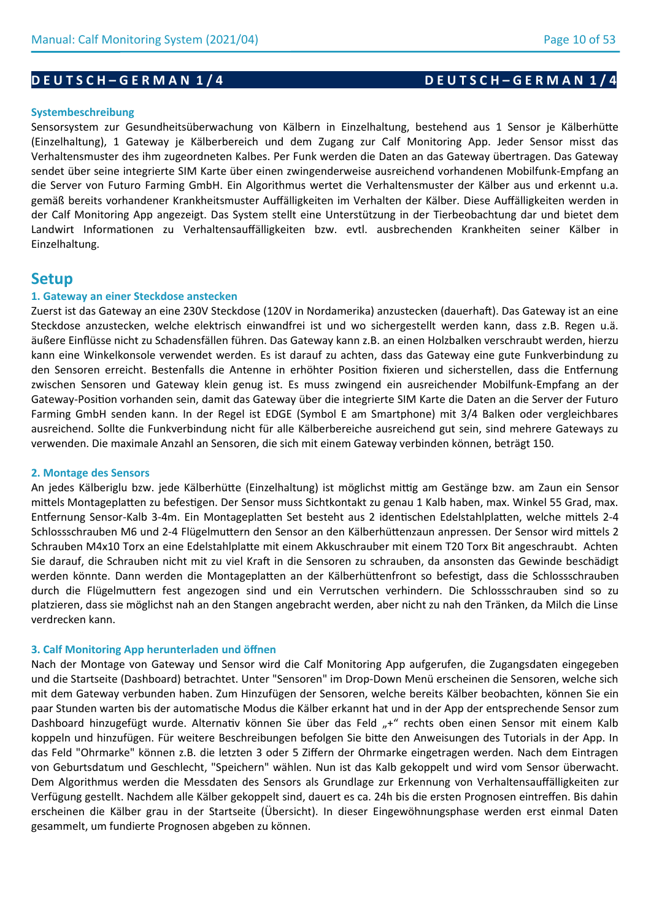**D E U T S C H – G E R M A N 1 / 4**

### Systembeschreibung

Sensorsystem zur Gesundheitsüberwachung von Kälbern in Einzelhaltung, bestehend aus 1 Sensor je Kälberhütte (Einzelhaltung), 1 Gateway je Kälberbereich und dem Zugang zur Calf Monitoring App. Jeder Sensor misst das Verhaltensmuster des ihm zugeordneten Kalbes. Per Funk werden die Daten an das Gateway übertragen. Das Gateway sendet über seine integrierte SIM Karte über einen zwingenderweise ausreichend vorhandenen Mobilfunk-Empfang an die Server von Futuro Farming GmbH. Ein Algorithmus wertet die Verhaltensmuster der Kälber aus und erkennt u.a. gemäß bereits vorhandener Krankheitsmuster Auffälligkeiten im Verhalten der Kälber. Diese Auffälligkeiten werden in der Calf Monitoring App angezeigt. Das System stellt eine Unterstützung in der Tierbeobachtung dar und bietet dem Landwirt Informationen zu Verhaltensauffälligkeiten bzw. evtl. ausbrechenden Krankheiten seiner Kälber in Einzelhaltung.

## Setup

### 1. Gateway an einer Steckdose anstecken

Zuerst ist das Gateway an eine 230V Steckdose (120V in Nordamerika) anzustecken (dauerhaft). Das Gateway ist an eine Steckdose anzustecken, welche elektrisch einwandfrei ist und wo sichergestellt werden kann, dass z.B. Regen u.ä. äußere Einflüsse nicht zu Schadensfällen führen. Das Gateway kann z.B. an einen Holzbalken verschraubt werden, hierzu kann eine Winkelkonsole verwendet werden. Es ist darauf zu achten, dass das Gateway eine gute Funkverbindung zu den Sensoren erreicht. Bestenfalls die Antenne in erhöhter Position fixieren und sicherstellen, dass die Entfernung zwischen Sensoren und Gateway klein genug ist. Es muss zwingend ein ausreichender Mobilfunk-Empfang an der Gateway-Position vorhanden sein, damit das Gateway über die integrierte SIM Karte die Daten an die Server der Futuro Farming GmbH senden kann. In der Regel ist EDGE (Symbol E am Smartphone) mit 3/4 Balken oder vergleichbares ausreichend. Sollte die Funkverbindung nicht für alle Kälberbereiche ausreichend gut sein, sind mehrere Gateways zu verwenden. Die maximale Anzahl an Sensoren, die sich mit einem Gateway verbinden können, beträgt 150.

### 2. Montage des Sensors

An jedes Kälberiglu bzw. jede Kälberhütte (Einzelhaltung) ist möglichst mittig am Gestänge bzw. am Zaun ein Sensor mittels Montageplatten zu befestigen. Der Sensor muss Sichtkontakt zu genau 1 Kalb haben, max. Winkel 55 Grad, max. Entfernung Sensor-Kalb 3-4m. Ein Montageplatten Set besteht aus 2 identischen Edelstahlplatten, welche mittels 2-4 Schlossschrauben M6 und 2-4 Flügelmuttern den Sensor an den Kälberhüttenzaun anpressen. Der Sensor wird mittels 2 Schrauben M4x10 Torx an eine Edelstahlplatte mit einem Akkuschrauber mit einem T20 Torx Bit angeschraubt. Achten Sie darauf, die Schrauben nicht mit zu viel Kraft in die Sensoren zu schrauben, da ansonsten das Gewinde beschädigt werden könnte. Dann werden die Montageplatten an der Kälberhüttenfront so befestigt, dass die Schlossschrauben durch die Flügelmuttern fest angezogen sind und ein Verrutschen verhindern. Die Schlossschrauben sind so zu platzieren, dass sie möglichst nah an den Stangen angebracht werden, aber nicht zu nah den Tränken, da Milch die Linse verdrecken kann.

### 3. Calf Monitoring App herunterladen und öffnen

Nach der Montage von Gateway und Sensor wird die Calf Monitoring App aufgerufen, die Zugangsdaten eingegeben und die Startseite (Dashboard) betrachtet. Unter "Sensoren" im Drop-Down Menü erscheinen die Sensoren, welche sich mit dem Gateway verbunden haben. Zum Hinzufügen der Sensoren, welche bereits Kälber beobachten, können Sie ein paar Stunden warten bis der automatische Modus die Kälber erkannt hat und in der App der entsprechende Sensor zum Dashboard hinzugefügt wurde. Alternativ können Sie über das Feld „+" rechts oben einen Sensor mit einem Kalb koppeln und hinzufügen. Für weitere Beschreibungen befolgen Sie bitte den Anweisungen des Tutorials in der App. In das Feld "Ohrmarke" können z.B. die letzten 3 oder 5 Ziffern der Ohrmarke eingetragen werden. Nach dem Eintragen von Geburtsdatum und Geschlecht, "Speichern" wählen. Nun ist das Kalb gekoppelt und wird vom Sensor überwacht. Dem Algorithmus werden die Messdaten des Sensors als Grundlage zur Erkennung von Verhaltensauffälligkeiten zur Verfügung gestellt. Nachdem alle Kälber gekoppelt sind, dauert es ca. 24h bis die ersten Prognosen eintreffen. Bis dahin erscheinen die Kälber grau in der Startseite (Übersicht). In dieser Eingewöhnungsphase werden erst einmal Daten gesammelt, um fundierte Prognosen abgeben zu können.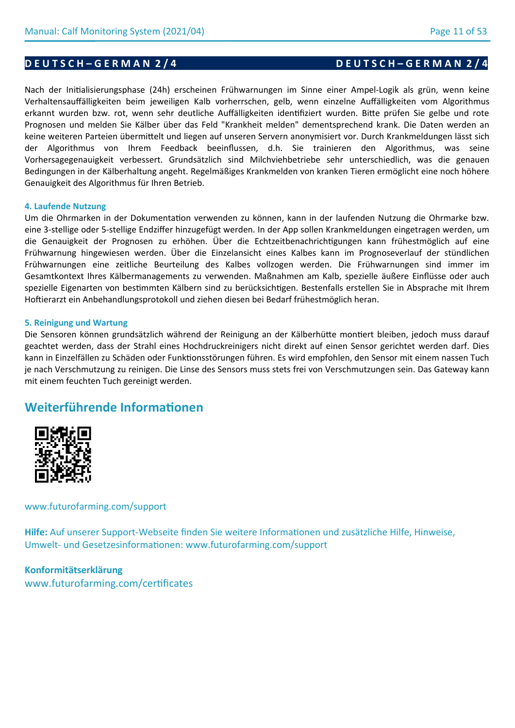**DEUTSCH–GERMAN 2/4**

Nach der Initialisierungsphase (24h) erscheinen Frühwarnungen im Sinne einer Ampel-Logik als grün, wenn keine Verhaltensauffälligkeiten beim jeweiligen Kalb vorherrschen, gelb, wenn einzelne Auffälligkeiten vom Algorithmus erkannt wurden bzw. rot, wenn sehr deutliche Auffälligkeiten identifiziert wurden. Bitte prüfen Sie gelbe und rote Prognosen und melden Sie Kälber über das Feld "Krankheit melden" dementsprechend krank. Die Daten werden an keine weiteren Parteien übermittelt und liegen auf unseren Servern anonymisiert vor. Durch Krankmeldungen lässt sich der Algorithmus von Ihrem Feedback beeinflussen, d.h. Sie trainieren den Algorithmus, was seine Vorhersagegenauigkeit verbessert. Grundsätzlich sind Milchviehbetriebe sehr unterschiedlich, was die genauen Bedingungen in der Kälberhaltung angeht. Regelmäßiges Krankmelden von kranken Tieren ermöglicht eine noch höhere Genauigkeit des Algorithmus für Ihren Betrieb.

### 4. Laufende Nutzung

Um die Ohrmarken in der Dokumentation verwenden zu können, kann in der laufenden Nutzung die Ohrmarke bzw. eine 3-stellige oder 5-stellige Endziffer hinzugefügt werden. In der App sollen Krankmeldungen eingetragen werden, um die Genauigkeit der Prognosen zu erhöhen. Über die Echtzeitbenachrichtigungen kann frühestmöglich auf eine Frühwarnung hingewiesen werden. Über die Einzelansicht eines Kalbes kann im Prognoseverlauf der stündlichen Frühwarnungen eine zeitliche Beurteilung des Kalbes vollzogen werden. Die Frühwarnungen sind immer im Gesamtkontext Ihres Kälbermanagements zu verwenden. Maßnahmen am Kalb, spezielle äußere Einflüsse oder auch spezielle Eigenarten von bestimmten Kälbern sind zu berücksichtigen. Bestenfalls erstellen Sie in Absprache mit Ihrem Hoftierarzt ein Anbehandlungsprotokoll und ziehen diesen bei Bedarf frühestmöglich heran.

### 5. Reinigung und Wartung

Die Sensoren können grundsätzlich während der Reinigung an der Kälberhütte montiert bleiben, jedoch muss darauf geachtet werden, dass der Strahl eines Hochdruckreinigers nicht direkt auf einen Sensor gerichtet werden darf. Dies kann in Einzelfällen zu Schäden oder Funktionsstörungen führen. Es wird empfohlen, den Sensor mit einem nassen Tuch je nach Verschmutzung zu reinigen. Die Linse des Sensors muss stets frei von Verschmutzungen sein. Das Gateway kann mit einem feuchten Tuch gereinigt werden.

## Weiterführende Informationen

www.futurofarming.com/support

**Hilfe:** Auf unserer Support-Webseite finden Sie weitere Informationen und zusätzliche Hilfe, Hinweise, Umwelt- und Gesetzesinformationen: www.futurofarming.com/support

**Konformitätserklärung**
www.futurofarming.com/certificates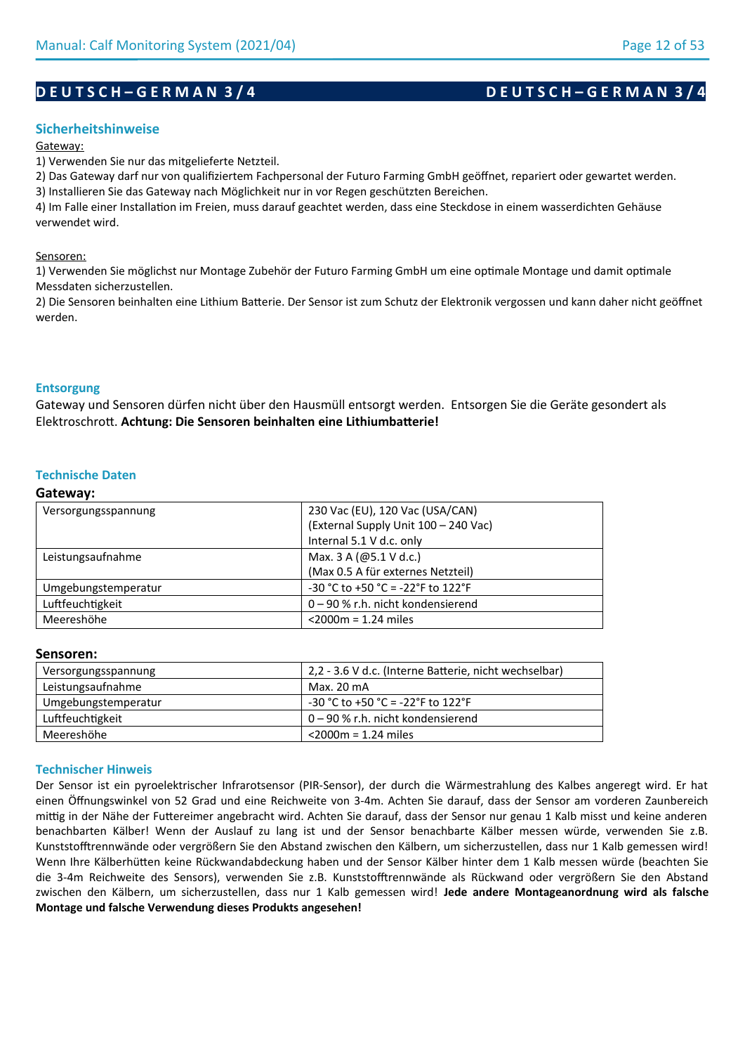## DEUTSCH–GERMAN 3/4

### Sicherheitshinweise

Gateway:

1) Verwenden Sie nur das mitgelieferte Netzteil.
2) Das Gateway darf nur von qualifiziertem Fachpersonal der Futuro Farming GmbH geöffnet, repariert oder gewartet werden.
3) Installieren Sie das Gateway nach Möglichkeit nur in vor Regen geschützten Bereichen.
4) Im Falle einer Installation im Freien, muss darauf geachtet werden, dass eine Steckdose in einem wasserdichten Gehäuse verwendet wird.

Sensoren:

1) Verwenden Sie möglichst nur Montage Zubehör der Futuro Farming GmbH um eine optimale Montage und damit optimale Messdaten sicherzustellen.
2) Die Sensoren beinhalten eine Lithium Batterie. Der Sensor ist zum Schutz der Elektronik vergossen und kann daher nicht geöffnet werden.

### Entsorgung

Gateway und Sensoren dürfen nicht über den Hausmüll entsorgt werden. Entsorgen Sie die Geräte gesondert als Elektroschrott. **Achtung: Die Sensoren beinhalten eine Lithiumbatterie!**

### Technische Daten

**Gateway:**

| | |
|---|---|
| Versorgungsspannung | 230 Vac (EU), 120 Vac (USA/CAN)<br>(External Supply Unit 100 – 240 Vac)<br>Internal 5.1 V d.c. only |
| Leistungsaufnahme | Max. 3 A (@5.1 V d.c.)<br>(Max 0.5 A für externes Netzteil) |
| Umgebungstemperatur | -30 °C to +50 °C = -22°F to 122°F |
| Luftfeuchtigkeit | 0 – 90 % r.h. nicht kondensierend |
| Meereshöhe | <2000m = 1.24 miles |

**Sensoren:**

| | |
|---|---|
| Versorgungsspannung | 2,2 - 3.6 V d.c. (Interne Batterie, nicht wechselbar) |
| Leistungsaufnahme | Max. 20 mA |
| Umgebungstemperatur | -30 °C to +50 °C = -22°F to 122°F |
| Luftfeuchtigkeit | 0 – 90 % r.h. nicht kondensierend |
| Meereshöhe | <2000m = 1.24 miles |

### Technischer Hinweis

Der Sensor ist ein pyroelektrischer Infrarotsensor (PIR-Sensor), der durch die Wärmestrahlung des Kalbes angeregt wird. Er hat einen Öffnungswinkel von 52 Grad und eine Reichweite von 3-4m. Achten Sie darauf, dass der Sensor am vorderen Zaunbereich mittig in der Nähe der Futtereimer angebracht wird. Achten Sie darauf, dass der Sensor nur genau 1 Kalb misst und keine anderen benachbarten Kälber! Wenn der Auslauf zu lang ist und der Sensor benachbarte Kälber messen würde, verwenden Sie z.B. Kunststofftrennwände oder vergrößern Sie den Abstand zwischen den Kälbern, um sicherzustellen, dass nur 1 Kalb gemessen wird! Wenn Ihre Kälberhütten keine Rückwandabdeckung haben und der Sensor Kälber hinter dem 1 Kalb messen würde (beachten Sie die 3-4m Reichweite des Sensors), verwenden Sie z.B. Kunststofftrennwände als Rückwand oder vergrößern Sie den Abstand zwischen den Kälbern, um sicherzustellen, dass nur 1 Kalb gemessen wird! **Jede andere Montageanordnung wird als falsche Montage und falsche Verwendung dieses Produkts angesehen!**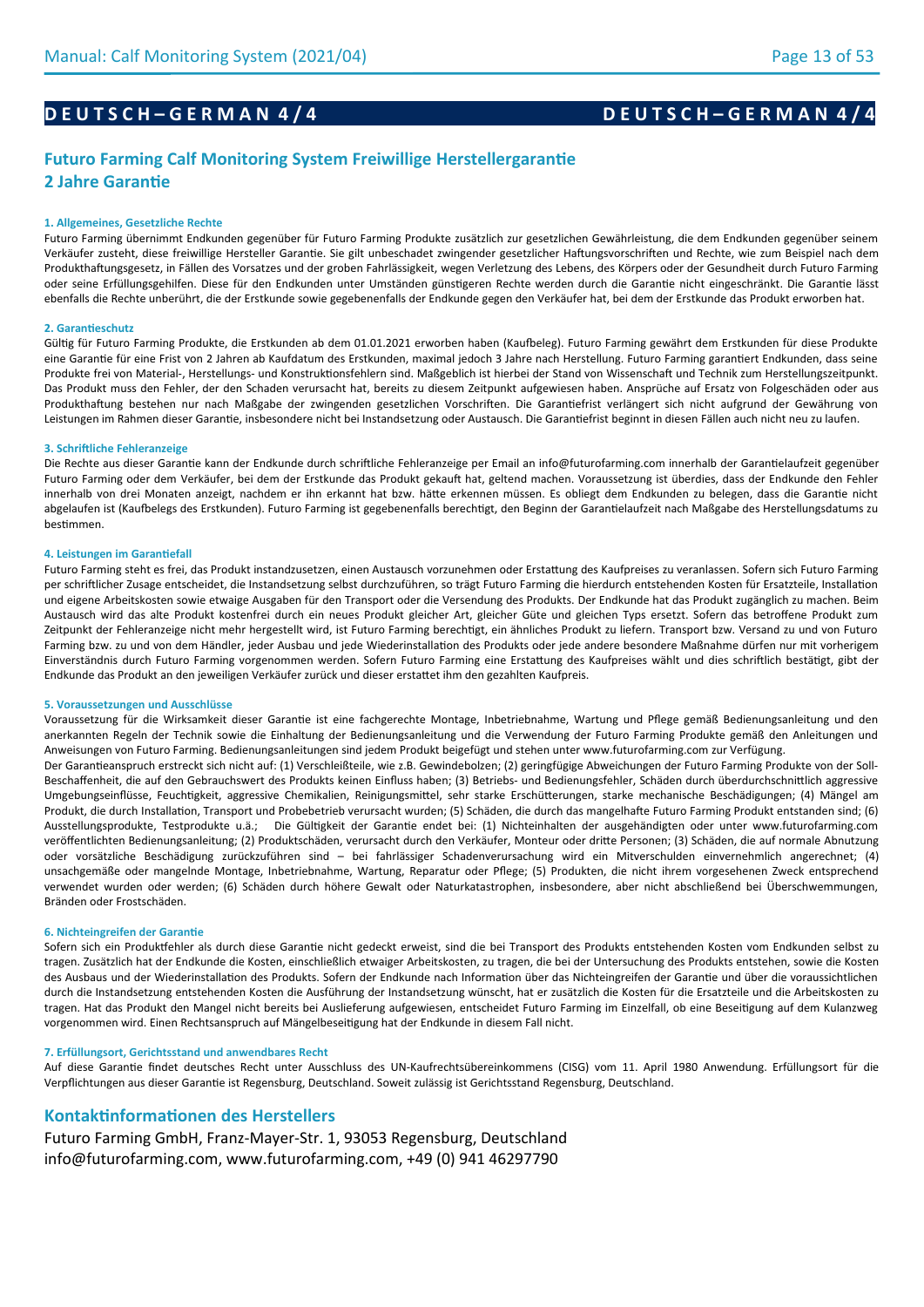# DEUTSCH–GERMAN 4/4

## Futuro Farming Calf Monitoring System Freiwillige Herstellergarantie
## 2 Jahre Garantie

#### 1. Allgemeines, Gesetzliche Rechte

Futuro Farming übernimmt Endkunden gegenüber für Futuro Farming Produkte zusätzlich zur gesetzlichen Gewährleistung, die dem Endkunden gegenüber seinem Verkäufer zusteht, diese freiwillige Hersteller Garantie. Sie gilt unbeschadet zwingender gesetzlicher Haftungsvorschriften und Rechte, wie zum Beispiel nach dem Produkthaftungsgesetz, in Fällen des Vorsatzes und der groben Fahrlässigkeit, wegen Verletzung des Lebens, des Körpers oder der Gesundheit durch Futuro Farming oder seine Erfüllungsgehilfen. Diese für den Endkunden unter Umständen günstigeren Rechte werden durch die Garantie nicht eingeschränkt. Die Garantie lässt ebenfalls die Rechte unberührt, die der Erstkunde sowie gegebenenfalls der Endkunde gegen den Verkäufer hat, bei dem der Erstkunde das Produkt erworben hat.

#### 2. Garantieschutz

Gültig für Futuro Farming Produkte, die Erstkunden ab dem 01.01.2021 erworben haben (Kaufbeleg). Futuro Farming gewährt dem Erstkunden für diese Produkte eine Garantie für eine Frist von 2 Jahren ab Kaufdatum des Erstkunden, maximal jedoch 3 Jahre nach Herstellung. Futuro Farming garantiert Endkunden, dass seine Produkte frei von Material-, Herstellungs- und Konstruktionsfehlern sind. Maßgeblich ist hierbei der Stand von Wissenschaft und Technik zum Herstellungszeitpunkt. Das Produkt muss den Fehler, der den Schaden verursacht hat, bereits zu diesem Zeitpunkt aufgewiesen haben. Ansprüche auf Ersatz von Folgeschäden oder aus Produkthaftung bestehen nur nach Maßgabe der zwingenden gesetzlichen Vorschriften. Die Garantiefrist verlängert sich nicht aufgrund der Gewährung von Leistungen im Rahmen dieser Garantie, insbesondere nicht bei Instandsetzung oder Austausch. Die Garantiefrist beginnt in diesen Fällen auch nicht neu zu laufen.

#### 3. Schriftliche Fehleranzeige

Die Rechte aus dieser Garantie kann der Endkunde durch schriftliche Fehleranzeige per Email an info@futurofarming.com innerhalb der Garantielaufzeit gegenüber Futuro Farming oder dem Verkäufer, bei dem der Erstkunde das Produkt gekauft hat, geltend machen. Voraussetzung ist überdies, dass der Endkunde den Fehler innerhalb von drei Monaten anzeigt, nachdem er ihn erkannt hat bzw. hätte erkennen müssen. Es obliegt dem Endkunden zu belegen, dass die Garantie nicht abgelaufen ist (Kaufbelegs des Erstkunden). Futuro Farming ist gegebenenfalls berechtigt, den Beginn der Garantielaufzeit nach Maßgabe des Herstellungsdatums zu bestimmen.

#### 4. Leistungen im Garantiefall

Futuro Farming steht es frei, das Produkt instandzusetzen, einen Austausch vorzunehmen oder Erstattung des Kaufpreises zu veranlassen. Sofern sich Futuro Farming per schriftlicher Zusage entscheidet, die Instandsetzung selbst durchzuführen, so trägt Futuro Farming die hierdurch entstehenden Kosten für Ersatzteile, Installation und eigene Arbeitskosten sowie etwaige Ausgaben für den Transport oder die Versendung des Produkts. Der Endkunde hat das Produkt zugänglich zu machen. Beim Austausch wird das alte Produkt kostenfrei durch ein neues Produkt gleicher Art, gleicher Güte und gleichen Typs ersetzt. Sofern das betroffene Produkt zum Zeitpunkt der Fehleranzeige nicht mehr hergestellt wird, ist Futuro Farming berechtigt, ein ähnliches Produkt zu liefern. Transport bzw. Versand zu und von Futuro Farming bzw. zu und von dem Händler, jeder Ausbau und jede Wiederinstallation des Produkts oder jede andere besondere Maßnahme dürfen nur mit vorherigem Einverständnis durch Futuro Farming vorgenommen werden. Sofern Futuro Farming eine Erstattung des Kaufpreises wählt und dies schriftlich bestätigt, gibt der Endkunde das Produkt an den jeweiligen Verkäufer zurück und dieser erstattet ihm den gezahlten Kaufpreis.

#### 5. Voraussetzungen und Ausschlüsse

Voraussetzung für die Wirksamkeit dieser Garantie ist eine fachgerechte Montage, Inbetriebnahme, Wartung und Pflege gemäß Bedienungsanleitung und den anerkannten Regeln der Technik sowie die Einhaltung der Bedienungsanleitung und die Verwendung der Futuro Farming Produkte gemäß den Anleitungen und Anweisungen von Futuro Farming. Bedienungsanleitungen sind jedem Produkt beigefügt und stehen unter www.futurofarming.com zur Verfügung.

Der Garantieanspruch erstreckt sich nicht auf: (1) Verschleißteile, wie z.B. Gewindebolzen; (2) geringfügige Abweichungen der Futuro Farming Produkte von der Soll-Beschaffenheit, die auf den Gebrauchswert des Produkts keinen Einfluss haben; (3) Betriebs- und Bedienungsfehler, Schäden durch überdurchschnittlich aggressive Umgebungseinflüsse, Feuchtigkeit, aggressive Chemikalien, Reinigungsmittel, sehr starke Erschütterungen, starke mechanische Beschädigungen; (4) Mängel am Produkt, die durch Installation, Transport und Probebetrieb verursacht wurden; (5) Schäden, die durch das mangelhafte Futuro Farming Produkt entstanden sind; (6) Ausstellungsprodukte, Testprodukte u.ä.; Die Gültigkeit der Garantie endet bei: (1) Nichteinhalten der ausgehändigten oder unter www.futurofarming.com veröffentlichten Bedienungsanleitung; (2) Produktschäden, verursacht durch den Verkäufer, Monteur oder dritte Personen; (3) Schäden, die auf normale Abnutzung oder vorsätzliche Beschädigung zurückzuführen sind – bei fahrlässiger Schadenverursachung wird ein Mitverschulden einvernehmlich angerechnet; (4) unsachgemäße oder mangelnde Montage, Inbetriebnahme, Wartung, Reparatur oder Pflege; (5) Produkten, die nicht ihrem vorgesehenen Zweck entsprechend verwendet wurden oder werden; (6) Schäden durch höhere Gewalt oder Naturkatastrophen, insbesondere, aber nicht abschließend bei Überschwemmungen, Bränden oder Frostschäden.

#### 6. Nichteingreifen der Garantie

Sofern sich ein Produktfehler als durch diese Garantie nicht gedeckt erweist, sind die bei Transport des Produkts entstehenden Kosten vom Endkunden selbst zu tragen. Zusätzlich hat der Endkunde die Kosten, einschließlich etwaiger Arbeitskosten, zu tragen, die bei der Untersuchung des Produkts entstehen, sowie die Kosten des Ausbaus und der Wiederinstallation des Produkts. Sofern der Endkunde nach Information über das Nichteingreifen der Garantie und über die voraussichtlichen durch die Instandsetzung entstehenden Kosten die Ausführung der Instandsetzung wünscht, hat er zusätzlich die Kosten für die Ersatzteile und die Arbeitskosten zu tragen. Hat das Produkt den Mangel nicht bereits bei Auslieferung aufgewiesen, entscheidet Futuro Farming im Einzelfall, ob eine Beseitigung auf dem Kulanzweg vorgenommen wird. Einen Rechtsanspruch auf Mängelbeseitigung hat der Endkunde in diesem Fall nicht.

#### 7. Erfüllungsort, Gerichtsstand und anwendbares Recht

Auf diese Garantie findet deutsches Recht unter Ausschluss des UN-Kaufrechtsübereinkommens (CISG) vom 11. April 1980 Anwendung. Erfüllungsort für die Verpflichtungen aus dieser Garantie ist Regensburg, Deutschland. Soweit zulässig ist Gerichtsstand Regensburg, Deutschland.

## Kontaktinformationen des Herstellers

Futuro Farming GmbH, Franz-Mayer-Str. 1, 93053 Regensburg, Deutschland
info@futurofarming.com, www.futurofarming.com, +49 (0) 941 46297790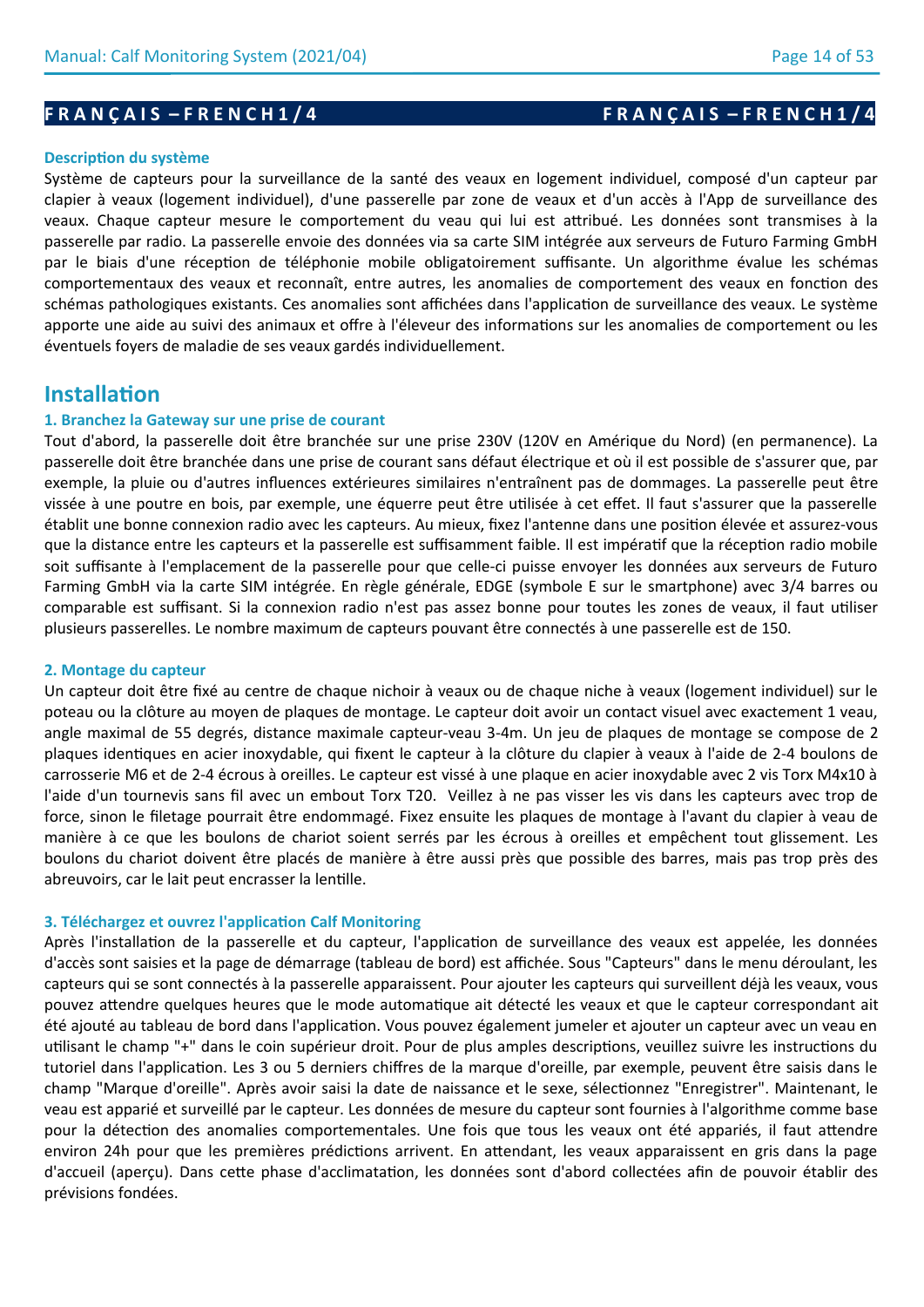**F R A N Ç A I S – F R E N C H 1 / 4**

### Description du système

Système de capteurs pour la surveillance de la santé des veaux en logement individuel, composé d'un capteur par clapier à veaux (logement individuel), d'une passerelle par zone de veaux et d'un accès à l'App de surveillance des veaux. Chaque capteur mesure le comportement du veau qui lui est attribué. Les données sont transmises à la passerelle par radio. La passerelle envoie des données via sa carte SIM intégrée aux serveurs de Futuro Farming GmbH par le biais d'une réception de téléphonie mobile obligatoirement suffisante. Un algorithme évalue les schémas comportementaux des veaux et reconnaît, entre autres, les anomalies de comportement des veaux en fonction des schémas pathologiques existants. Ces anomalies sont affichées dans l'application de surveillance des veaux. Le système apporte une aide au suivi des animaux et offre à l'éleveur des informations sur les anomalies de comportement ou les éventuels foyers de maladie de ses veaux gardés individuellement.

## Installation

### 1. Branchez la Gateway sur une prise de courant

Tout d'abord, la passerelle doit être branchée sur une prise 230V (120V en Amérique du Nord) (en permanence). La passerelle doit être branchée dans une prise de courant sans défaut électrique et où il est possible de s'assurer que, par exemple, la pluie ou d'autres influences extérieures similaires n'entraînent pas de dommages. La passerelle peut être vissée à une poutre en bois, par exemple, une équerre peut être utilisée à cet effet. Il faut s'assurer que la passerelle établit une bonne connexion radio avec les capteurs. Au mieux, fixez l'antenne dans une position élevée et assurez-vous que la distance entre les capteurs et la passerelle est suffisamment faible. Il est impératif que la réception radio mobile soit suffisante à l'emplacement de la passerelle pour que celle-ci puisse envoyer les données aux serveurs de Futuro Farming GmbH via la carte SIM intégrée. En règle générale, EDGE (symbole E sur le smartphone) avec 3/4 barres ou comparable est suffisant. Si la connexion radio n'est pas assez bonne pour toutes les zones de veaux, il faut utiliser plusieurs passerelles. Le nombre maximum de capteurs pouvant être connectés à une passerelle est de 150.

### 2. Montage du capteur

Un capteur doit être fixé au centre de chaque nichoir à veaux ou de chaque niche à veaux (logement individuel) sur le poteau ou la clôture au moyen de plaques de montage. Le capteur doit avoir un contact visuel avec exactement 1 veau, angle maximal de 55 degrés, distance maximale capteur-veau 3-4m. Un jeu de plaques de montage se compose de 2 plaques identiques en acier inoxydable, qui fixent le capteur à la clôture du clapier à veaux à l'aide de 2-4 boulons de carrosserie M6 et de 2-4 écrous à oreilles. Le capteur est vissé à une plaque en acier inoxydable avec 2 vis Torx M4x10 à l'aide d'un tournevis sans fil avec un embout Torx T20. Veillez à ne pas visser les vis dans les capteurs avec trop de force, sinon le filetage pourrait être endommagé. Fixez ensuite les plaques de montage à l'avant du clapier à veau de manière à ce que les boulons de chariot soient serrés par les écrous à oreilles et empêchent tout glissement. Les boulons du chariot doivent être placés de manière à être aussi près que possible des barres, mais pas trop près des abreuvoirs, car le lait peut encrasser la lentille.

### 3. Téléchargez et ouvrez l'application Calf Monitoring

Après l'installation de la passerelle et du capteur, l'application de surveillance des veaux est appelée, les données d'accès sont saisies et la page de démarrage (tableau de bord) est affichée. Sous "Capteurs" dans le menu déroulant, les capteurs qui se sont connectés à la passerelle apparaissent. Pour ajouter les capteurs qui surveillent déjà les veaux, vous pouvez attendre quelques heures que le mode automatique ait détecté les veaux et que le capteur correspondant ait été ajouté au tableau de bord dans l'application. Vous pouvez également jumeler et ajouter un capteur avec un veau en utilisant le champ "+" dans le coin supérieur droit. Pour de plus amples descriptions, veuillez suivre les instructions du tutoriel dans l'application. Les 3 ou 5 derniers chiffres de la marque d'oreille, par exemple, peuvent être saisis dans le champ "Marque d'oreille". Après avoir saisi la date de naissance et le sexe, sélectionnez "Enregistrer". Maintenant, le veau est apparié et surveillé par le capteur. Les données de mesure du capteur sont fournies à l'algorithme comme base pour la détection des anomalies comportementales. Une fois que tous les veaux ont été appariés, il faut attendre environ 24h pour que les premières prédictions arrivent. En attendant, les veaux apparaissent en gris dans la page d'accueil (aperçu). Dans cette phase d'acclimatation, les données sont d'abord collectées afin de pouvoir établir des prévisions fondées.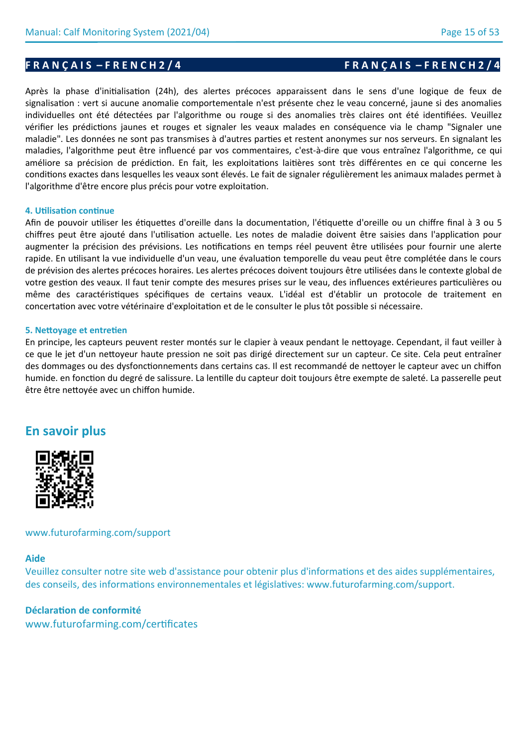Après la phase d'initialisation (24h), des alertes précoces apparaissent dans le sens d'une logique de feux de signalisation : vert si aucune anomalie comportementale n'est présente chez le veau concerné, jaune si des anomalies individuelles ont été détectées par l'algorithme ou rouge si des anomalies très claires ont été identifiées. Veuillez vérifier les prédictions jaunes et rouges et signaler les veaux malades en conséquence via le champ "Signaler une maladie". Les données ne sont pas transmises à d'autres parties et restent anonymes sur nos serveurs. En signalant les maladies, l'algorithme peut être influencé par vos commentaires, c'est-à-dire que vous entraînez l'algorithme, ce qui améliore sa précision de prédiction. En fait, les exploitations laitières sont très différentes en ce qui concerne les conditions exactes dans lesquelles les veaux sont élevés. Le fait de signaler régulièrement les animaux malades permet à l'algorithme d'être encore plus précis pour votre exploitation.

#### 4. Utilisation continue

Afin de pouvoir utiliser les étiquettes d'oreille dans la documentation, l'étiquette d'oreille ou un chiffre final à 3 ou 5 chiffres peut être ajouté dans l'utilisation actuelle. Les notes de maladie doivent être saisies dans l'application pour augmenter la précision des prévisions. Les notifications en temps réel peuvent être utilisées pour fournir une alerte rapide. En utilisant la vue individuelle d'un veau, une évaluation temporelle du veau peut être complétée dans le cours de prévision des alertes précoces horaires. Les alertes précoces doivent toujours être utilisées dans le contexte global de votre gestion des veaux. Il faut tenir compte des mesures prises sur le veau, des influences extérieures particulières ou même des caractéristiques spécifiques de certains veaux. L'idéal est d'établir un protocole de traitement en concertation avec votre vétérinaire d'exploitation et de le consulter le plus tôt possible si nécessaire.

#### 5. Nettoyage et entretien

En principe, les capteurs peuvent rester montés sur le clapier à veaux pendant le nettoyage. Cependant, il faut veiller à ce que le jet d'un nettoyeur haute pression ne soit pas dirigé directement sur un capteur. Ce site. Cela peut entraîner des dommages ou des dysfonctionnements dans certains cas. Il est recommandé de nettoyer le capteur avec un chiffon humide. en fonction du degré de salissure. La lentille du capteur doit toujours être exempte de saleté. La passerelle peut être être nettoyée avec un chiffon humide.

## En savoir plus

www.futurofarming.com/support

#### Aide

Veuillez consulter notre site web d'assistance pour obtenir plus d'informations et des aides supplémentaires, des conseils, des informations environnementales et législatives: www.futurofarming.com/support.

#### Déclaration de conformité

www.futurofarming.com/certificates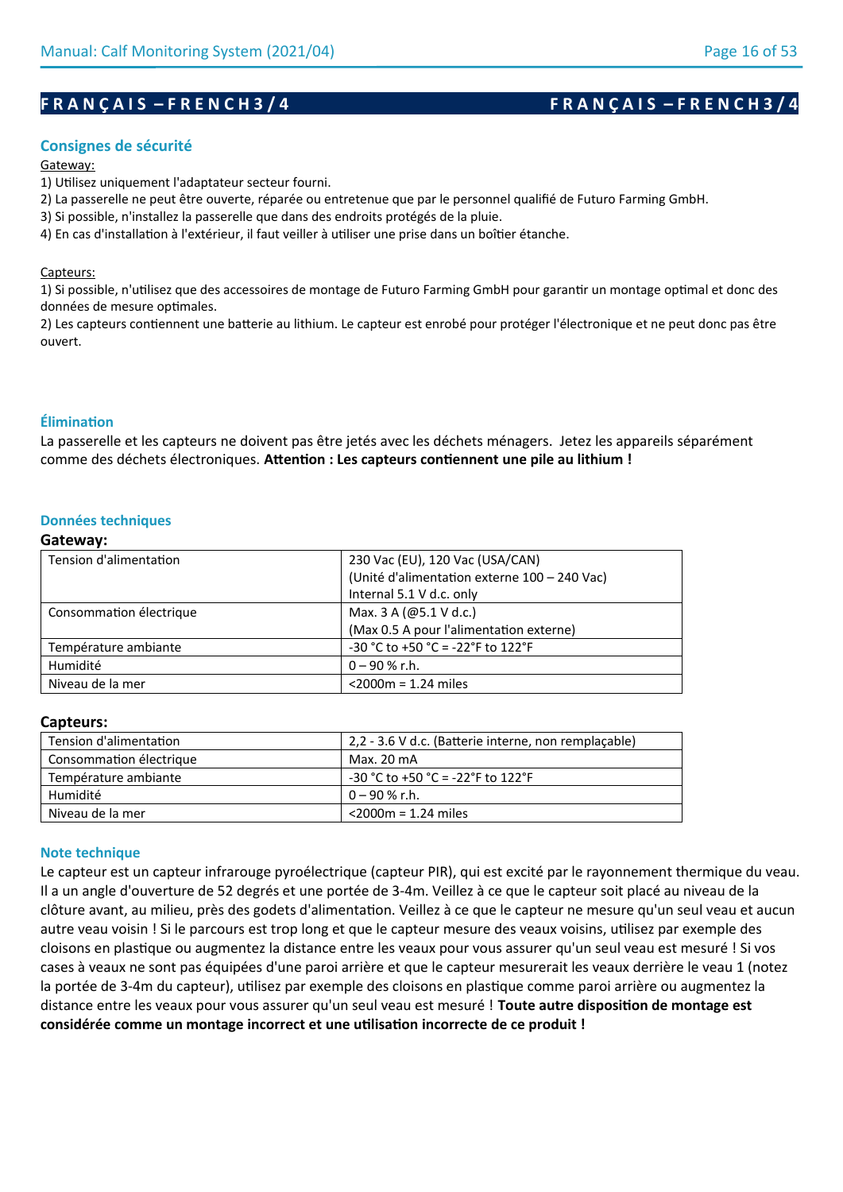# FRANÇAIS – FRENCH 3/4

## Consignes de sécurité

Gateway:

1) Utilisez uniquement l'adaptateur secteur fourni.
2) La passerelle ne peut être ouverte, réparée ou entretenue que par le personnel qualifié de Futuro Farming GmbH.
3) Si possible, n'installez la passerelle que dans des endroits protégés de la pluie.
4) En cas d'installation à l'extérieur, il faut veiller à utiliser une prise dans un boîtier étanche.

Capteurs:

1) Si possible, n'utilisez que des accessoires de montage de Futuro Farming GmbH pour garantir un montage optimal et donc des données de mesure optimales.
2) Les capteurs contiennent une batterie au lithium. Le capteur est enrobé pour protéger l'électronique et ne peut donc pas être ouvert.

## Élimination

La passerelle et les capteurs ne doivent pas être jetés avec les déchets ménagers. Jetez les appareils séparément comme des déchets électroniques. **Attention : Les capteurs contiennent une pile au lithium !**

## Données techniques

### Gateway:

| | |
|---|---|
| Tension d'alimentation | 230 Vac (EU), 120 Vac (USA/CAN)<br>(Unité d'alimentation externe 100 – 240 Vac)<br>Internal 5.1 V d.c. only |
| Consommation électrique | Max. 3 A (@5.1 V d.c.)<br>(Max 0.5 A pour l'alimentation externe) |
| Température ambiante | -30 °C to +50 °C = -22°F to 122°F |
| Humidité | 0 – 90 % r.h. |
| Niveau de la mer | <2000m = 1.24 miles |

### Capteurs:

| | |
|---|---|
| Tension d'alimentation | 2,2 - 3.6 V d.c. (Batterie interne, non remplaçable) |
| Consommation électrique | Max. 20 mA |
| Température ambiante | -30 °C to +50 °C = -22°F to 122°F |
| Humidité | 0 – 90 % r.h. |
| Niveau de la mer | <2000m = 1.24 miles |

## Note technique

Le capteur est un capteur infrarouge pyroélectrique (capteur PIR), qui est excité par le rayonnement thermique du veau. Il a un angle d'ouverture de 52 degrés et une portée de 3-4m. Veillez à ce que le capteur soit placé au niveau de la clôture avant, au milieu, près des godets d'alimentation. Veillez à ce que le capteur ne mesure qu'un seul veau et aucun autre veau voisin ! Si le parcours est trop long et que le capteur mesure des veaux voisins, utilisez par exemple des cloisons en plastique ou augmentez la distance entre les veaux pour vous assurer qu'un seul veau est mesuré ! Si vos cases à veaux ne sont pas équipées d'une paroi arrière et que le capteur mesurerait les veaux derrière le veau 1 (notez la portée de 3-4m du capteur), utilisez par exemple des cloisons en plastique comme paroi arrière ou augmentez la distance entre les veaux pour vous assurer qu'un seul veau est mesuré ! **Toute autre disposition de montage est considérée comme un montage incorrect et une utilisation incorrecte de ce produit !**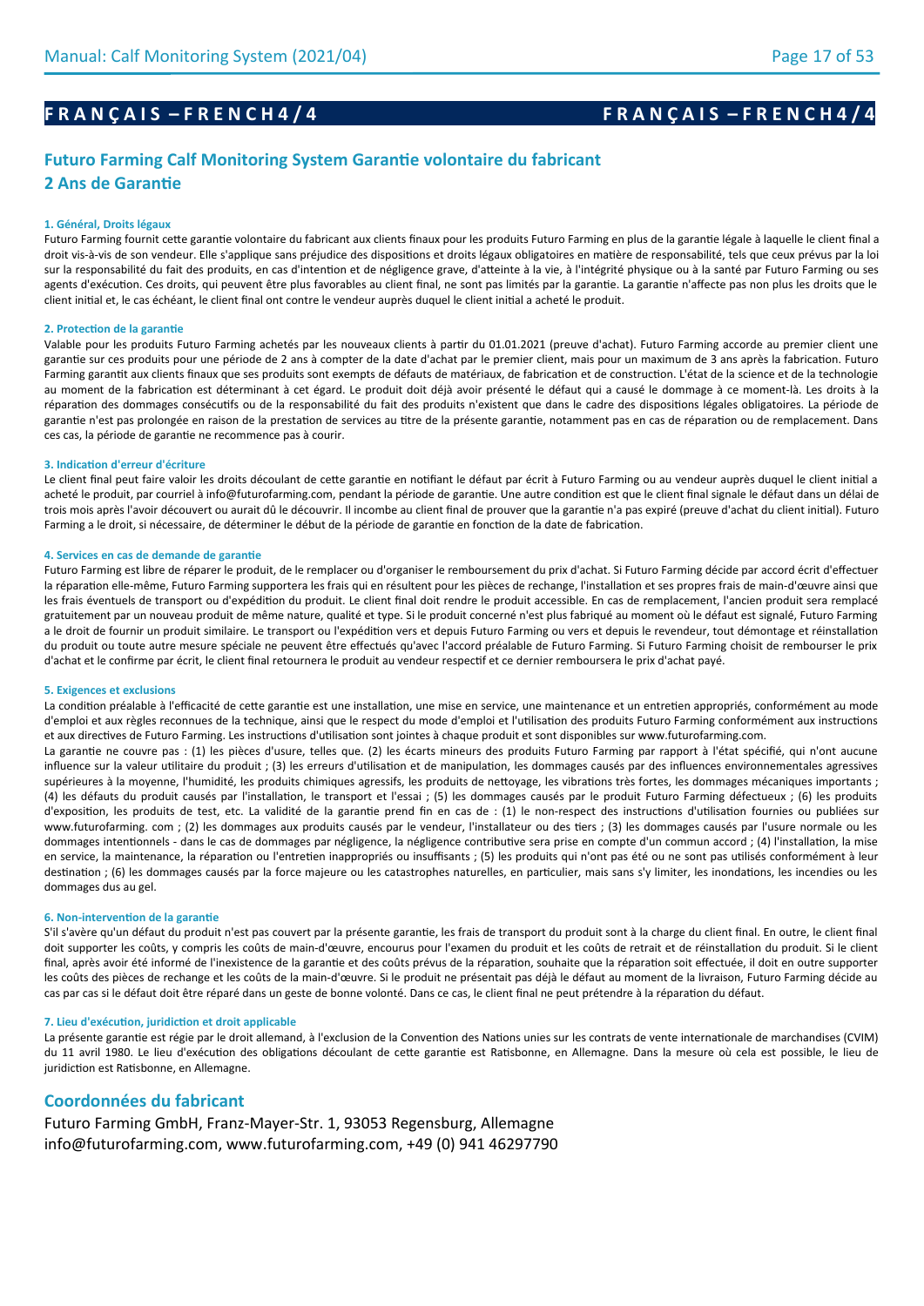# FRANÇAIS – FRENCH 4/4

## Futuro Farming Calf Monitoring System Garantie volontaire du fabricant
## 2 Ans de Garantie

#### 1. Général, Droits légaux

Futuro Farming fournit cette garantie volontaire du fabricant aux clients finaux pour les produits Futuro Farming en plus de la garantie légale à laquelle le client final a droit vis-à-vis de son vendeur. Elle s'applique sans préjudice des dispositions et droits légaux obligatoires en matière de responsabilité, tels que ceux prévus par la loi sur la responsabilité du fait des produits, en cas d'intention et de négligence grave, d'atteinte à la vie, à l'intégrité physique ou à la santé par Futuro Farming ou ses agents d'exécution. Ces droits, qui peuvent être plus favorables au client final, ne sont pas limités par la garantie. La garantie n'affecte pas non plus les droits que le client initial et, le cas échéant, le client final ont contre le vendeur auprès duquel le client initial a acheté le produit.

#### 2. Protection de la garantie

Valable pour les produits Futuro Farming achetés par les nouveaux clients à partir du 01.01.2021 (preuve d'achat). Futuro Farming accorde au premier client une garantie sur ces produits pour une période de 2 ans à compter de la date d'achat par le premier client, mais pour un maximum de 3 ans après la fabrication. Futuro Farming garantit aux clients finaux que ses produits sont exempts de défauts de matériaux, de fabrication et de construction. L'état de la science et de la technologie au moment de la fabrication est déterminant à cet égard. Le produit doit déjà avoir présenté le défaut qui a causé le dommage à ce moment-là. Les droits à la réparation des dommages consécutifs ou de la responsabilité du fait des produits n'existent que dans le cadre des dispositions légales obligatoires. La période de garantie n'est pas prolongée en raison de la prestation de services au titre de la présente garantie, notamment pas en cas de réparation ou de remplacement. Dans ces cas, la période de garantie ne recommence pas à courir.

#### 3. Indication d'erreur d'écriture

Le client final peut faire valoir les droits découlant de cette garantie en notifiant le défaut par écrit à Futuro Farming ou au vendeur auprès duquel le client initial a acheté le produit, par courriel à info@futurofarming.com, pendant la période de garantie. Une autre condition est que le client final signale le défaut dans un délai de trois mois après l'avoir découvert ou aurait dû le découvrir. Il incombe au client final de prouver que la garantie n'a pas expiré (preuve d'achat du client initial). Futuro Farming a le droit, si nécessaire, de déterminer le début de la période de garantie en fonction de la date de fabrication.

#### 4. Services en cas de demande de garantie

Futuro Farming est libre de réparer le produit, de le remplacer ou d'organiser le remboursement du prix d'achat. Si Futuro Farming décide par accord écrit d'effectuer la réparation elle-même, Futuro Farming supportera les frais qui en résultent pour les pièces de rechange, l'installation et ses propres frais de main-d'œuvre ainsi que les frais éventuels de transport ou d'expédition du produit. Le client final doit rendre le produit accessible. En cas de remplacement, l'ancien produit sera remplacé gratuitement par un nouveau produit de même nature, qualité et type. Si le produit concerné n'est plus fabriqué au moment où le défaut est signalé, Futuro Farming a le droit de fournir un produit similaire. Le transport ou l'expédition vers et depuis Futuro Farming ou vers et depuis le revendeur, tout démontage et réinstallation du produit ou toute autre mesure spéciale ne peuvent être effectués qu'avec l'accord préalable de Futuro Farming. Si Futuro Farming choisit de rembourser le prix d'achat et le confirme par écrit, le client final retournera le produit au vendeur respectif et ce dernier remboursera le prix d'achat payé.

#### 5. Exigences et exclusions

La condition préalable à l'efficacité de cette garantie est une installation, une mise en service, une maintenance et un entretien appropriés, conformément au mode d'emploi et aux règles reconnues de la technique, ainsi que le respect du mode d'emploi et l'utilisation des produits Futuro Farming conformément aux instructions et aux directives de Futuro Farming. Les instructions d'utilisation sont jointes à chaque produit et sont disponibles sur www.futurofarming.com.

La garantie ne couvre pas : (1) les pièces d'usure, telles que. (2) les écarts mineurs des produits Futuro Farming par rapport à l'état spécifié, qui n'ont aucune influence sur la valeur utilitaire du produit ; (3) les erreurs d'utilisation et de manipulation, les dommages causés par des influences environnementales agressives supérieures à la moyenne, l'humidité, les produits chimiques agressifs, les produits de nettoyage, les vibrations très fortes, les dommages mécaniques importants ; (4) les défauts du produit causés par l'installation, le transport et l'essai ; (5) les dommages causés par le produit Futuro Farming défectueux ; (6) les produits d'exposition, les produits de test, etc. La validité de la garantie prend fin en cas de : (1) le non-respect des instructions d'utilisation fournies ou publiées sur www.futurofarming. com ; (2) les dommages aux produits causés par le vendeur, l'installateur ou des tiers ; (3) les dommages causés par l'usure normale ou les dommages intentionnels - dans le cas de dommages par négligence, la négligence contributive sera prise en compte d'un commun accord ; (4) l'installation, la mise en service, la maintenance, la réparation ou l'entretien inappropriés ou insuffisants ; (5) les produits qui n'ont pas été ou ne sont pas utilisés conformément à leur destination ; (6) les dommages causés par la force majeure ou les catastrophes naturelles, en particulier, mais sans s'y limiter, les inondations, les incendies ou les dommages dus au gel.

#### 6. Non-intervention de la garantie

S'il s'avère qu'un défaut du produit n'est pas couvert par la présente garantie, les frais de transport du produit sont à la charge du client final. En outre, le client final doit supporter les coûts, y compris les coûts de main-d'œuvre, encourus pour l'examen du produit et les coûts de retrait et de réinstallation du produit. Si le client final, après avoir été informé de l'inexistence de la garantie et des coûts prévus de la réparation, souhaite que la réparation soit effectuée, il doit en outre supporter les coûts des pièces de rechange et les coûts de la main-d'œuvre. Si le produit ne présentait pas déjà le défaut au moment de la livraison, Futuro Farming décide au cas par cas si le défaut doit être réparé dans un geste de bonne volonté. Dans ce cas, le client final ne peut prétendre à la réparation du défaut.

#### 7. Lieu d'exécution, juridiction et droit applicable

La présente garantie est régie par le droit allemand, à l'exclusion de la Convention des Nations unies sur les contrats de vente internationale de marchandises (CVIM) du 11 avril 1980. Le lieu d'exécution des obligations découlant de cette garantie est Ratisbonne, en Allemagne. Dans la mesure où cela est possible, le lieu de juridiction est Ratisbonne, en Allemagne.

## Coordonnées du fabricant

Futuro Farming GmbH, Franz-Mayer-Str. 1, 93053 Regensburg, Allemagne
info@futurofarming.com, www.futurofarming.com, +49 (0) 941 46297790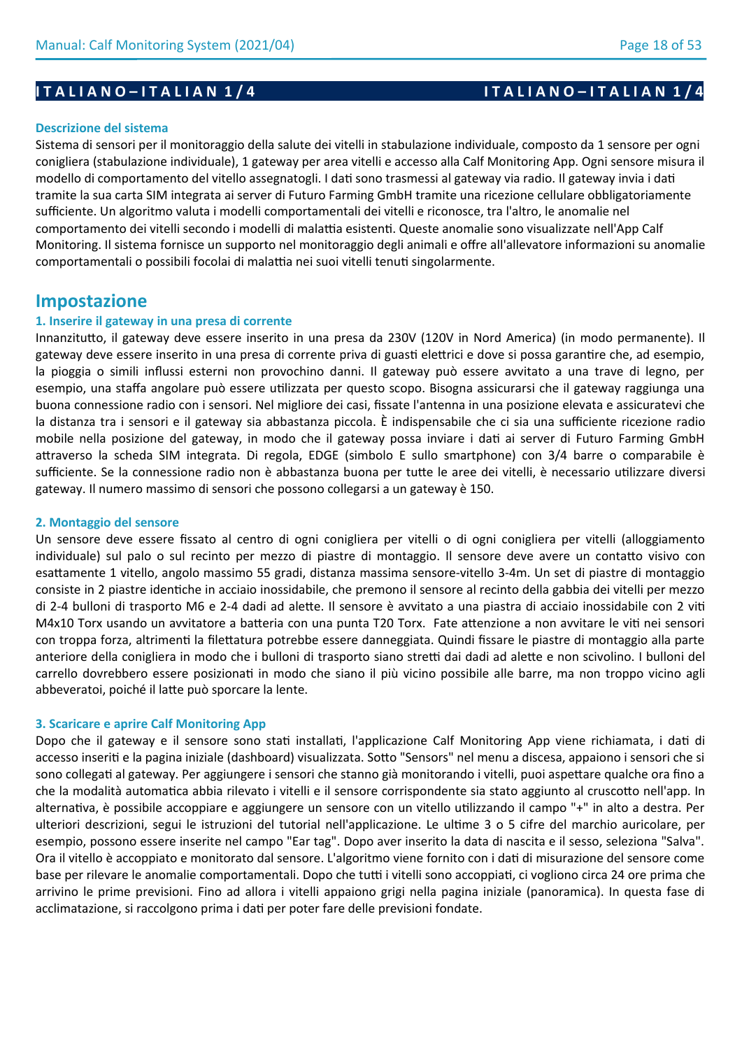# ITALIANO–ITALIAN 1/4

### Descrizione del sistema

Sistema di sensori per il monitoraggio della salute dei vitelli in stabulazione individuale, composto da 1 sensore per ogni conigliera (stabulazione individuale), 1 gateway per area vitelli e accesso alla Calf Monitoring App. Ogni sensore misura il modello di comportamento del vitello assegnatogli. I dati sono trasmessi al gateway via radio. Il gateway invia i dati tramite la sua carta SIM integrata ai server di Futuro Farming GmbH tramite una ricezione cellulare obbligatoriamente sufficiente. Un algoritmo valuta i modelli comportamentali dei vitelli e riconosce, tra l'altro, le anomalie nel comportamento dei vitelli secondo i modelli di malattia esistenti. Queste anomalie sono visualizzate nell'App Calf Monitoring. Il sistema fornisce un supporto nel monitoraggio degli animali e offre all'allevatore informazioni su anomalie comportamentali o possibili focolai di malattia nei suoi vitelli tenuti singolarmente.

## Impostazione

### 1. Inserire il gateway in una presa di corrente

Innanzitutto, il gateway deve essere inserito in una presa da 230V (120V in Nord America) (in modo permanente). Il gateway deve essere inserito in una presa di corrente priva di guasti elettrici e dove si possa garantire che, ad esempio, la pioggia o simili influssi esterni non provochino danni. Il gateway può essere avvitato a una trave di legno, per esempio, una staffa angolare può essere utilizzata per questo scopo. Bisogna assicurarsi che il gateway raggiunga una buona connessione radio con i sensori. Nel migliore dei casi, fissate l'antenna in una posizione elevata e assicuratevi che la distanza tra i sensori e il gateway sia abbastanza piccola. È indispensabile che ci sia una sufficiente ricezione radio mobile nella posizione del gateway, in modo che il gateway possa inviare i dati ai server di Futuro Farming GmbH attraverso la scheda SIM integrata. Di regola, EDGE (simbolo E sullo smartphone) con 3/4 barre o comparabile è sufficiente. Se la connessione radio non è abbastanza buona per tutte le aree dei vitelli, è necessario utilizzare diversi gateway. Il numero massimo di sensori che possono collegarsi a un gateway è 150.

### 2. Montaggio del sensore

Un sensore deve essere fissato al centro di ogni conigliera per vitelli o di ogni conigliera per vitelli (alloggiamento individuale) sul palo o sul recinto per mezzo di piastre di montaggio. Il sensore deve avere un contatto visivo con esattamente 1 vitello, angolo massimo 55 gradi, distanza massima sensore-vitello 3-4m. Un set di piastre di montaggio consiste in 2 piastre identiche in acciaio inossidabile, che premono il sensore al recinto della gabbia dei vitelli per mezzo di 2-4 bulloni di trasporto M6 e 2-4 dadi ad alette. Il sensore è avvitato a una piastra di acciaio inossidabile con 2 viti M4x10 Torx usando un avvitatore a batteria con una punta T20 Torx. Fate attenzione a non avvitare le viti nei sensori con troppa forza, altrimenti la filettatura potrebbe essere danneggiata. Quindi fissare le piastre di montaggio alla parte anteriore della conigliera in modo che i bulloni di trasporto siano stretti dai dadi ad alette e non scivolino. I bulloni del carrello dovrebbero essere posizionati in modo che siano il più vicino possibile alle barre, ma non troppo vicino agli abbeveratoi, poiché il latte può sporcare la lente.

### 3. Scaricare e aprire Calf Monitoring App

Dopo che il gateway e il sensore sono stati installati, l'applicazione Calf Monitoring App viene richiamata, i dati di accesso inseriti e la pagina iniziale (dashboard) visualizzata. Sotto "Sensors" nel menu a discesa, appaiono i sensori che si sono collegati al gateway. Per aggiungere i sensori che stanno già monitorando i vitelli, puoi aspettare qualche ora fino a che la modalità automatica abbia rilevato i vitelli e il sensore corrispondente sia stato aggiunto al cruscotto nell'app. In alternativa, è possibile accoppiare e aggiungere un sensore con un vitello utilizzando il campo "+" in alto a destra. Per ulteriori descrizioni, segui le istruzioni del tutorial nell'applicazione. Le ultime 3 o 5 cifre del marchio auricolare, per esempio, possono essere inserite nel campo "Ear tag". Dopo aver inserito la data di nascita e il sesso, seleziona "Salva". Ora il vitello è accoppiato e monitorato dal sensore. L'algoritmo viene fornito con i dati di misurazione del sensore come base per rilevare le anomalie comportamentali. Dopo che tutti i vitelli sono accoppiati, ci vogliono circa 24 ore prima che arrivino le prime previsioni. Fino ad allora i vitelli appaiono grigi nella pagina iniziale (panoramica). In questa fase di acclimatazione, si raccolgono prima i dati per poter fare delle previsioni fondate.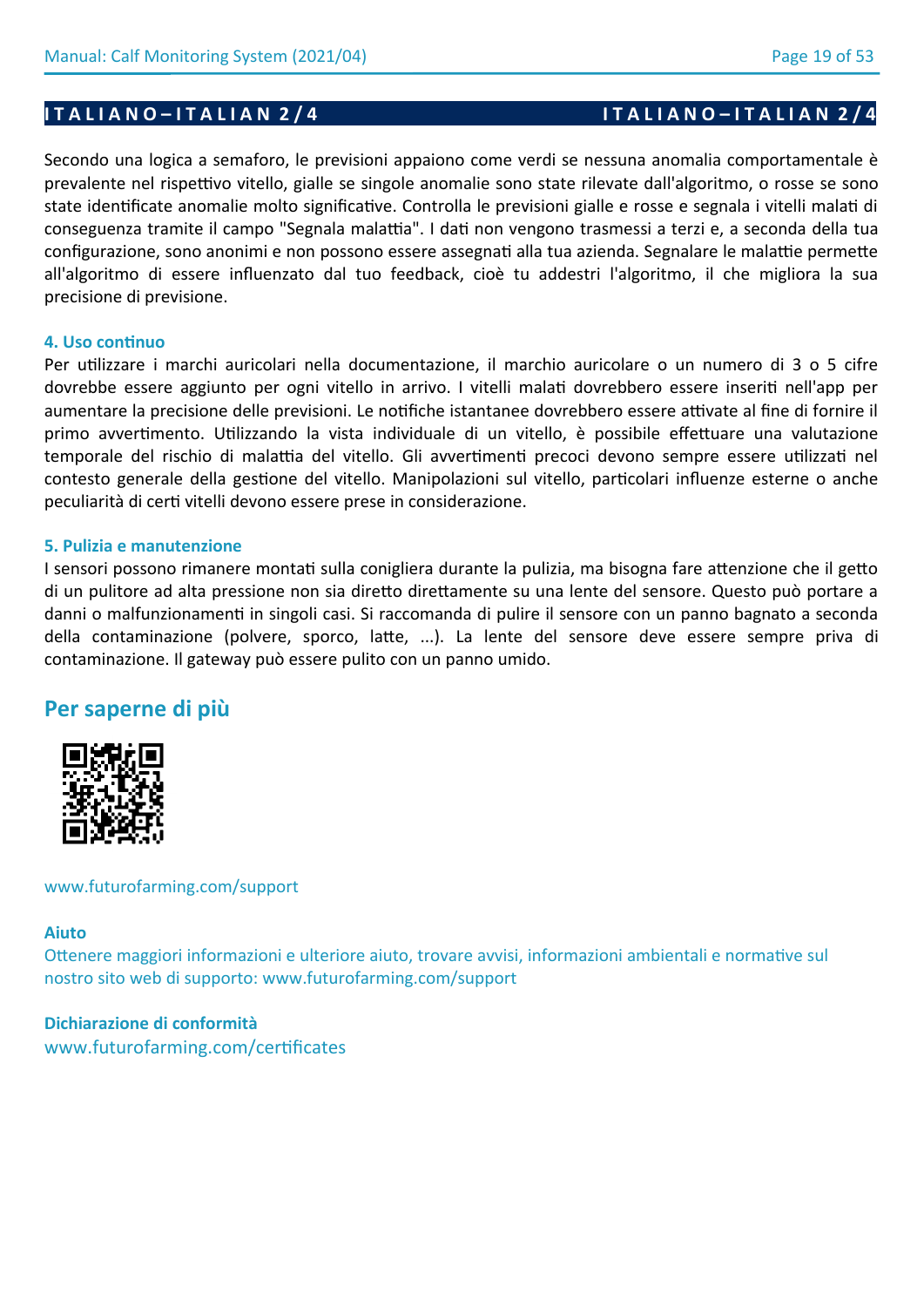## ITALIANO–ITALIAN 2/4

Secondo una logica a semaforo, le previsioni appaiono come verdi se nessuna anomalia comportamentale è prevalente nel rispettivo vitello, gialle se singole anomalie sono state rilevate dall'algoritmo, o rosse se sono state identificate anomalie molto significative. Controlla le previsioni gialle e rosse e segnala i vitelli malati di conseguenza tramite il campo "Segnala malattia". I dati non vengono trasmessi a terzi e, a seconda della tua configurazione, sono anonimi e non possono essere assegnati alla tua azienda. Segnalare le malattie permette all'algoritmo di essere influenzato dal tuo feedback, cioè tu addestri l'algoritmo, il che migliora la sua precisione di previsione.

### 4. Uso continuo

Per utilizzare i marchi auricolari nella documentazione, il marchio auricolare o un numero di 3 o 5 cifre dovrebbe essere aggiunto per ogni vitello in arrivo. I vitelli malati dovrebbero essere inseriti nell'app per aumentare la precisione delle previsioni. Le notifiche istantanee dovrebbero essere attivate al fine di fornire il primo avvertimento. Utilizzando la vista individuale di un vitello, è possibile effettuare una valutazione temporale del rischio di malattia del vitello. Gli avvertimenti precoci devono sempre essere utilizzati nel contesto generale della gestione del vitello. Manipolazioni sul vitello, particolari influenze esterne o anche peculiarità di certi vitelli devono essere prese in considerazione.

### 5. Pulizia e manutenzione

I sensori possono rimanere montati sulla conigliera durante la pulizia, ma bisogna fare attenzione che il getto di un pulitore ad alta pressione non sia diretto direttamente su una lente del sensore. Questo può portare a danni o malfunzionamenti in singoli casi. Si raccomanda di pulire il sensore con un panno bagnato a seconda della contaminazione (polvere, sporco, latte, ...). La lente del sensore deve essere sempre priva di contaminazione. Il gateway può essere pulito con un panno umido.

## Per saperne di più

www.futurofarming.com/support

**Aiuto**

Ottenere maggiori informazioni e ulteriore aiuto, trovare avvisi, informazioni ambientali e normative sul nostro sito web di supporto: www.futurofarming.com/support

**Dichiarazione di conformità**

www.futurofarming.com/certificates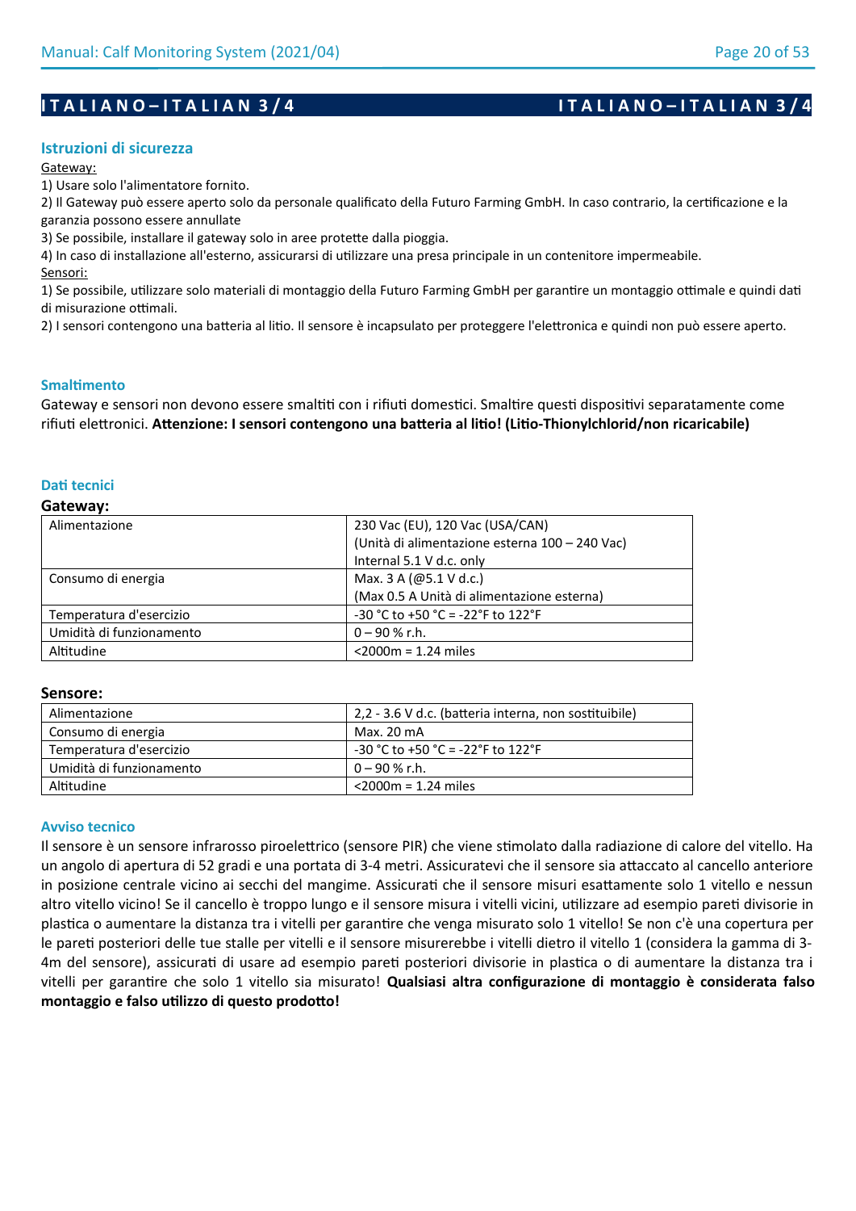## ITALIANO–ITALIAN 3/4

### Istruzioni di sicurezza

Gateway:

1) Usare solo l'alimentatore fornito.
2) Il Gateway può essere aperto solo da personale qualificato della Futuro Farming GmbH. In caso contrario, la certificazione e la garanzia possono essere annullate
3) Se possibile, installare il gateway solo in aree protette dalla pioggia.
4) In caso di installazione all'esterno, assicurarsi di utilizzare una presa principale in un contenitore impermeabile.

Sensori:

1) Se possibile, utilizzare solo materiali di montaggio della Futuro Farming GmbH per garantire un montaggio ottimale e quindi dati di misurazione ottimali.
2) I sensori contengono una batteria al litio. Il sensore è incapsulato per proteggere l'elettronica e quindi non può essere aperto.

### Smaltimento

Gateway e sensori non devono essere smaltiti con i rifiuti domestici. Smaltire questi dispositivi separatamente come rifiuti elettronici. **Attenzione: I sensori contengono una batteria al litio! (Litio-Thionylchlorid/non ricaricabile)**

### Dati tecnici

**Gateway:**

| Alimentazione | 230 Vac (EU), 120 Vac (USA/CAN)<br>(Unità di alimentazione esterna 100 – 240 Vac)<br>Internal 5.1 V d.c. only |
|---|---|
| Consumo di energia | Max. 3 A (@5.1 V d.c.)<br>(Max 0.5 A Unità di alimentazione esterna) |
| Temperatura d'esercizio | -30 °C to +50 °C = -22°F to 122°F |
| Umidità di funzionamento | 0 – 90 % r.h. |
| Altitudine | <2000m = 1.24 miles |

**Sensore:**

| Alimentazione | 2,2 - 3.6 V d.c. (batteria interna, non sostituibile) |
|---|---|
| Consumo di energia | Max. 20 mA |
| Temperatura d'esercizio | -30 °C to +50 °C = -22°F to 122°F |
| Umidità di funzionamento | 0 – 90 % r.h. |
| Altitudine | <2000m = 1.24 miles |

### Avviso tecnico

Il sensore è un sensore infrarosso piroelettrico (sensore PIR) che viene stimolato dalla radiazione di calore del vitello. Ha un angolo di apertura di 52 gradi e una portata di 3-4 metri. Assicuratevi che il sensore sia attaccato al cancello anteriore in posizione centrale vicino ai secchi del mangime. Assicurati che il sensore misuri esattamente solo 1 vitello e nessun altro vitello vicino! Se il cancello è troppo lungo e il sensore misura i vitelli vicini, utilizzare ad esempio pareti divisorie in plastica o aumentare la distanza tra i vitelli per garantire che venga misurato solo 1 vitello! Se non c'è una copertura per le pareti posteriori delle tue stalle per vitelli e il sensore misurerebbe i vitelli dietro il vitello 1 (considera la gamma di 3-4m del sensore), assicurati di usare ad esempio pareti posteriori divisorie in plastica o di aumentare la distanza tra i vitelli per garantire che solo 1 vitello sia misurato! **Qualsiasi altra configurazione di montaggio è considerata falso montaggio e falso utilizzo di questo prodotto!**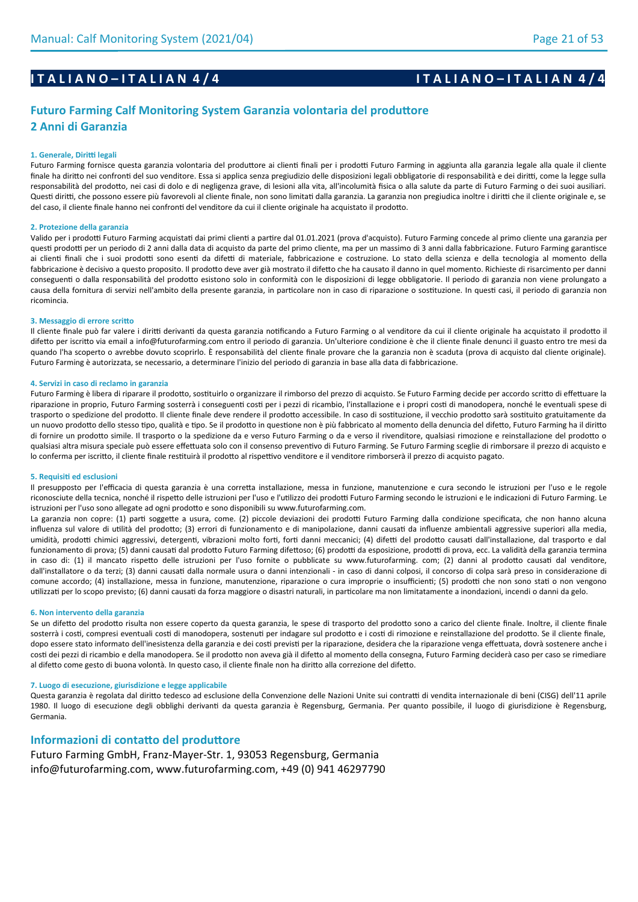# ITALIANO – ITALIAN 4/4

## Futuro Farming Calf Monitoring System Garanzia volontaria del produttore 2 Anni di Garanzia

### 1. Generale, Diritti legali

Futuro Farming fornisce questa garanzia volontaria del produttore ai clienti finali per i prodotti Futuro Farming in aggiunta alla garanzia legale alla quale il cliente finale ha diritto nei confronti del suo venditore. Essa si applica senza pregiudizio delle disposizioni legali obbligatorie di responsabilità e dei diritti, come la legge sulla responsabilità del prodotto, nei casi di dolo e di negligenza grave, di lesioni alla vita, all'incolumità fisica o alla salute da parte di Futuro Farming o dei suoi ausiliari. Questi diritti, che possono essere più favorevoli al cliente finale, non sono limitati dalla garanzia. La garanzia non pregiudica inoltre i diritti che il cliente originale e, se del caso, il cliente finale hanno nei confronti del venditore da cui il cliente originale ha acquistato il prodotto.

### 2. Protezione della garanzia

Valido per i prodotti Futuro Farming acquistati dai primi clienti a partire dal 01.01.2021 (prova d'acquisto). Futuro Farming concede al primo cliente una garanzia per questi prodotti per un periodo di 2 anni dalla data di acquisto da parte del primo cliente, ma per un massimo di 3 anni dalla fabbricazione. Futuro Farming garantisce ai clienti finali che i suoi prodotti sono esenti da difetti di materiale, fabbricazione e costruzione. Lo stato della scienza e della tecnologia al momento della fabbricazione è decisivo a questo proposito. Il prodotto deve aver già mostrato il difetto che ha causato il danno in quel momento. Richieste di risarcimento per danni conseguenti o dalla responsabilità del prodotto esistono solo in conformità con le disposizioni di legge obbligatorie. Il periodo di garanzia non viene prolungato a causa della fornitura di servizi nell'ambito della presente garanzia, in particolare non in caso di riparazione o sostituzione. In questi casi, il periodo di garanzia non ricomincia.

### 3. Messaggio di errore scritto

Il cliente finale può far valere i diritti derivanti da questa garanzia notificando a Futuro Farming o al venditore da cui il cliente originale ha acquistato il prodotto il difetto per iscritto via email a info@futurofarming.com entro il periodo di garanzia. Un'ulteriore condizione è che il cliente finale denunci il guasto entro tre mesi da quando l'ha scoperto o avrebbe dovuto scoprirlo. È responsabilità del cliente finale provare che la garanzia non è scaduta (prova di acquisto dal cliente originale). Futuro Farming è autorizzata, se necessario, a determinare l'inizio del periodo di garanzia in base alla data di fabbricazione.

### 4. Servizi in caso di reclamo in garanzia

Futuro Farming è libera di riparare il prodotto, sostituirlo o organizzare il rimborso del prezzo di acquisto. Se Futuro Farming decide per accordo scritto di effettuare la riparazione in proprio, Futuro Farming sosterrà i conseguenti costi per i pezzi di ricambio, l'installazione e i propri costi di manodopera, nonché le eventuali spese di trasporto o spedizione del prodotto. Il cliente finale deve rendere il prodotto accessibile. In caso di sostituzione, il vecchio prodotto sarà sostituito gratuitamente da un nuovo prodotto dello stesso tipo, qualità e tipo. Se il prodotto in questione non è più fabbricato al momento della denuncia del difetto, Futuro Farming ha il diritto di fornire un prodotto simile. Il trasporto o la spedizione da e verso Futuro Farming o da e verso il rivenditore, qualsiasi rimozione e reinstallazione del prodotto o qualsiasi altra misura speciale può essere effettuata solo con il consenso preventivo di Futuro Farming. Se Futuro Farming sceglie di rimborsare il prezzo di acquisto e lo conferma per iscritto, il cliente finale restituirà il prodotto al rispettivo venditore e il venditore rimborserà il prezzo di acquisto pagato.

### 5. Requisiti ed esclusioni

Il presupposto per l'efficacia di questa garanzia è una corretta installazione, messa in funzione, manutenzione e cura secondo le istruzioni per l'uso e le regole riconosciute della tecnica, nonché il rispetto delle istruzioni per l'uso e l'utilizzo dei prodotti Futuro Farming secondo le istruzioni e le indicazioni di Futuro Farming. Le istruzioni per l'uso sono allegate ad ogni prodotto e sono disponibili su www.futurofarming.com.

La garanzia non copre: (1) parti soggette a usura, come. (2) piccole deviazioni dei prodotti Futuro Farming dalla condizione specificata, che non hanno alcuna influenza sul valore di utilità del prodotto; (3) errori di funzionamento e di manipolazione, danni causati da influenze ambientali aggressive superiori alla media, umidità, prodotti chimici aggressivi, detergenti, vibrazioni molto forti, forti danni meccanici; (4) difetti del prodotto causati dall'installazione, dal trasporto e dal funzionamento di prova; (5) danni causati dal prodotto Futuro Farming difettoso; (6) prodotti da esposizione, prodotti di prova, ecc. La validità della garanzia termina in caso di: (1) il mancato rispetto delle istruzioni per l'uso fornite o pubblicate su www.futurofarming. com; (2) danni al prodotto causati dal venditore, dall'installatore o da terzi; (3) danni causati dalla normale usura o danni intenzionali - in caso di danni colposi, il concorso di colpa sarà preso in considerazione di comune accordo; (4) installazione, messa in funzione, manutenzione, riparazione o cura improprie o insufficienti; (5) prodotti che non sono stati o non vengono utilizzati per lo scopo previsto; (6) danni causati da forza maggiore o disastri naturali, in particolare ma non limitatamente a inondazioni, incendi o danni da gelo.

### 6. Non intervento della garanzia

Se un difetto del prodotto risulta non essere coperto da questa garanzia, le spese di trasporto del prodotto sono a carico del cliente finale. Inoltre, il cliente finale sosterrà i costi, compresi eventuali costi di manodopera, sostenuti per indagare sul prodotto e i costi di rimozione e reinstallazione del prodotto. Se il cliente finale, dopo essere stato informato dell'inesistenza della garanzia e dei costi previsti per la riparazione, desidera che la riparazione venga effettuata, dovrà sostenere anche i costi dei pezzi di ricambio e della manodopera. Se il prodotto non aveva già il difetto al momento della consegna, Futuro Farming deciderà caso per caso se rimediare al difetto come gesto di buona volontà. In questo caso, il cliente finale non ha diritto alla correzione del difetto.

### 7. Luogo di esecuzione, giurisdizione e legge applicabile

Questa garanzia è regolata dal diritto tedesco ad esclusione della Convenzione delle Nazioni Unite sui contratti di vendita internazionale di beni (CISG) dell'11 aprile 1980. Il luogo di esecuzione degli obblighi derivanti da questa garanzia è Regensburg, Germania. Per quanto possibile, il luogo di giurisdizione è Regensburg, Germania.

## Informazioni di contatto del produttore

Futuro Farming GmbH, Franz-Mayer-Str. 1, 93053 Regensburg, Germania
info@futurofarming.com, www.futurofarming.com, +49 (0) 941 46297790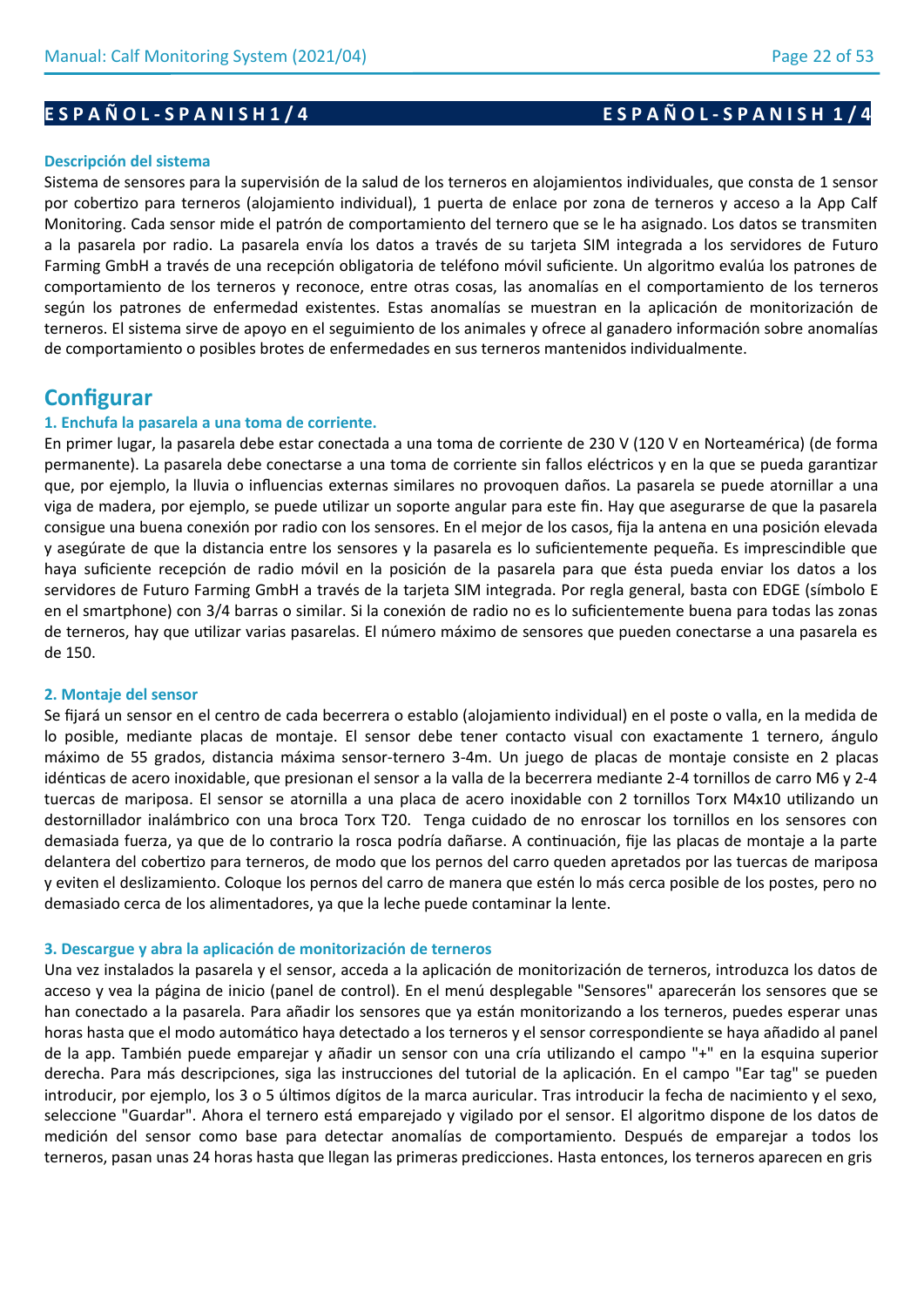**E S P A Ñ O L - S P A N I S H 1 / 4** **E S P A Ñ O L - S P A N I S H 1 / 4**

### Descripción del sistema

Sistema de sensores para la supervisión de la salud de los terneros en alojamientos individuales, que consta de 1 sensor por cobertizo para terneros (alojamiento individual), 1 puerta de enlace por zona de terneros y acceso a la App Calf Monitoring. Cada sensor mide el patrón de comportamiento del ternero que se le ha asignado. Los datos se transmiten a la pasarela por radio. La pasarela envía los datos a través de su tarjeta SIM integrada a los servidores de Futuro Farming GmbH a través de una recepción obligatoria de teléfono móvil suficiente. Un algoritmo evalúa los patrones de comportamiento de los terneros y reconoce, entre otras cosas, las anomalías en el comportamiento de los terneros según los patrones de enfermedad existentes. Estas anomalías se muestran en la aplicación de monitorización de terneros. El sistema sirve de apoyo en el seguimiento de los animales y ofrece al ganadero información sobre anomalías de comportamiento o posibles brotes de enfermedades en sus terneros mantenidos individualmente.

## Configurar

### 1. Enchufa la pasarela a una toma de corriente.

En primer lugar, la pasarela debe estar conectada a una toma de corriente de 230 V (120 V en Norteamérica) (de forma permanente). La pasarela debe conectarse a una toma de corriente sin fallos eléctricos y en la que se pueda garantizar que, por ejemplo, la lluvia o influencias externas similares no provoquen daños. La pasarela se puede atornillar a una viga de madera, por ejemplo, se puede utilizar un soporte angular para este fin. Hay que asegurarse de que la pasarela consigue una buena conexión por radio con los sensores. En el mejor de los casos, fija la antena en una posición elevada y asegúrate de que la distancia entre los sensores y la pasarela es lo suficientemente pequeña. Es imprescindible que haya suficiente recepción de radio móvil en la posición de la pasarela para que ésta pueda enviar los datos a los servidores de Futuro Farming GmbH a través de la tarjeta SIM integrada. Por regla general, basta con EDGE (símbolo E en el smartphone) con 3/4 barras o similar. Si la conexión de radio no es lo suficientemente buena para todas las zonas de terneros, hay que utilizar varias pasarelas. El número máximo de sensores que pueden conectarse a una pasarela es de 150.

### 2. Montaje del sensor

Se fijará un sensor en el centro de cada becerrera o establo (alojamiento individual) en el poste o valla, en la medida de lo posible, mediante placas de montaje. El sensor debe tener contacto visual con exactamente 1 ternero, ángulo máximo de 55 grados, distancia máxima sensor-ternero 3-4m. Un juego de placas de montaje consiste en 2 placas idénticas de acero inoxidable, que presionan el sensor a la valla de la becerrera mediante 2-4 tornillos de carro M6 y 2-4 tuercas de mariposa. El sensor se atornilla a una placa de acero inoxidable con 2 tornillos Torx M4x10 utilizando un destornillador inalámbrico con una broca Torx T20. Tenga cuidado de no enroscar los tornillos en los sensores con demasiada fuerza, ya que de lo contrario la rosca podría dañarse. A continuación, fije las placas de montaje a la parte delantera del cobertizo para terneros, de modo que los pernos del carro queden apretados por las tuercas de mariposa y eviten el deslizamiento. Coloque los pernos del carro de manera que estén lo más cerca posible de los postes, pero no demasiado cerca de los alimentadores, ya que la leche puede contaminar la lente.

### 3. Descargue y abra la aplicación de monitorización de terneros

Una vez instalados la pasarela y el sensor, acceda a la aplicación de monitorización de terneros, introduzca los datos de acceso y vea la página de inicio (panel de control). En el menú desplegable "Sensores" aparecerán los sensores que se han conectado a la pasarela. Para añadir los sensores que ya están monitorizando a los terneros, puedes esperar unas horas hasta que el modo automático haya detectado a los terneros y el sensor correspondiente se haya añadido al panel de la app. También puede emparejar y añadir un sensor con una cría utilizando el campo "+" en la esquina superior derecha. Para más descripciones, siga las instrucciones del tutorial de la aplicación. En el campo "Ear tag" se pueden introducir, por ejemplo, los 3 o 5 últimos dígitos de la marca auricular. Tras introducir la fecha de nacimiento y el sexo, seleccione "Guardar". Ahora el ternero está emparejado y vigilado por el sensor. El algoritmo dispone de los datos de medición del sensor como base para detectar anomalías de comportamiento. Después de emparejar a todos los terneros, pasan unas 24 horas hasta que llegan las primeras predicciones. Hasta entonces, los terneros aparecen en gris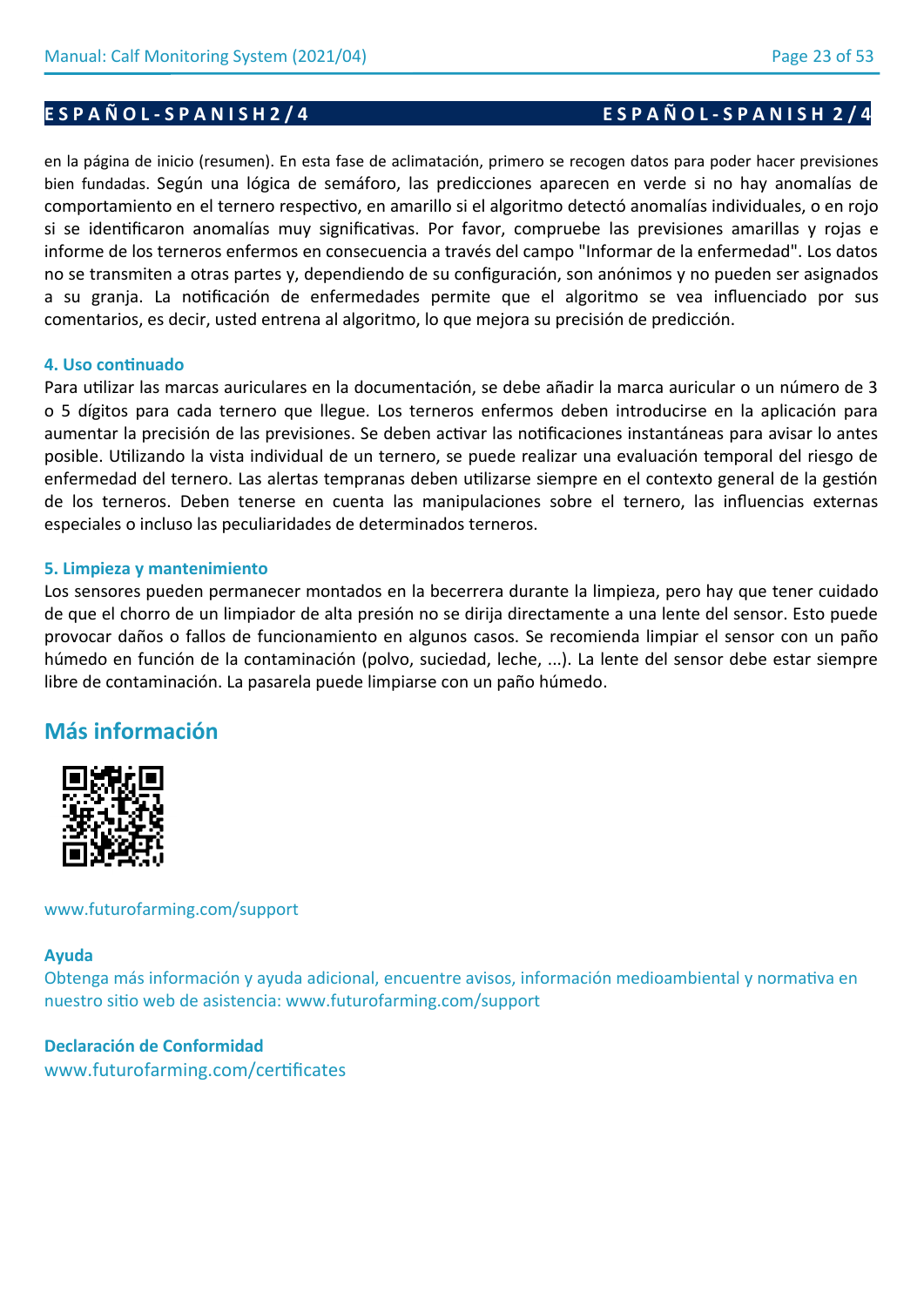en la página de inicio (resumen). En esta fase de aclimatación, primero se recogen datos para poder hacer previsiones bien fundadas. Según una lógica de semáforo, las predicciones aparecen en verde si no hay anomalías de comportamiento en el ternero respectivo, en amarillo si el algoritmo detectó anomalías individuales, o en rojo si se identificaron anomalías muy significativas. Por favor, compruebe las previsiones amarillas y rojas e informe de los terneros enfermos en consecuencia a través del campo "Informar de la enfermedad". Los datos no se transmiten a otras partes y, dependiendo de su configuración, son anónimos y no pueden ser asignados a su granja. La notificación de enfermedades permite que el algoritmo se vea influenciado por sus comentarios, es decir, usted entrena al algoritmo, lo que mejora su precisión de predicción.

### 4. Uso continuado

Para utilizar las marcas auriculares en la documentación, se debe añadir la marca auricular o un número de 3 o 5 dígitos para cada ternero que llegue. Los terneros enfermos deben introducirse en la aplicación para aumentar la precisión de las previsiones. Se deben activar las notificaciones instantáneas para avisar lo antes posible. Utilizando la vista individual de un ternero, se puede realizar una evaluación temporal del riesgo de enfermedad del ternero. Las alertas tempranas deben utilizarse siempre en el contexto general de la gestión de los terneros. Deben tenerse en cuenta las manipulaciones sobre el ternero, las influencias externas especiales o incluso las peculiaridades de determinados terneros.

### 5. Limpieza y mantenimiento

Los sensores pueden permanecer montados en la becerrera durante la limpieza, pero hay que tener cuidado de que el chorro de un limpiador de alta presión no se dirija directamente a una lente del sensor. Esto puede provocar daños o fallos de funcionamiento en algunos casos. Se recomienda limpiar el sensor con un paño húmedo en función de la contaminación (polvo, suciedad, leche, ...). La lente del sensor debe estar siempre libre de contaminación. La pasarela puede limpiarse con un paño húmedo.

## Más información

www.futurofarming.com/support

**Ayuda**

Obtenga más información y ayuda adicional, encuentre avisos, información medioambiental y normativa en nuestro sitio web de asistencia: www.futurofarming.com/support

**Declaración de Conformidad**

www.futurofarming.com/certificates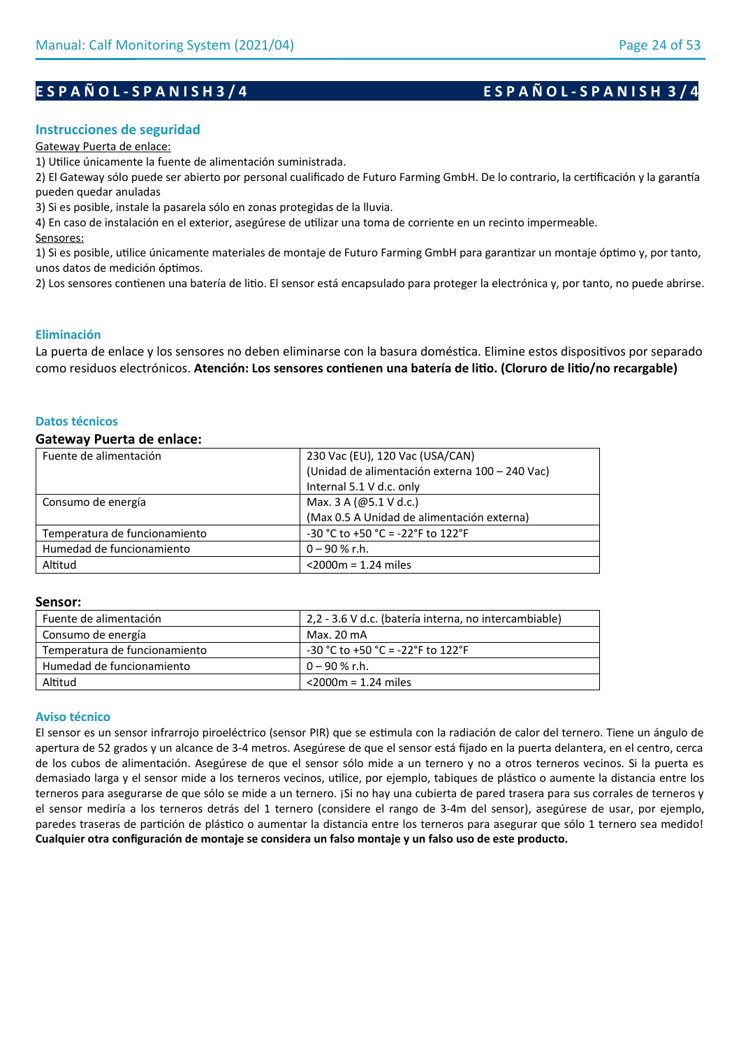## E S P A Ñ O L - S P A N I S H 3 / 4 &nbsp;&nbsp;&nbsp;&nbsp; E S P A Ñ O L - S P A N I S H 3 / 4

### Instrucciones de seguridad

Gateway Puerta de enlace:

1) Utilice únicamente la fuente de alimentación suministrada.
2) El Gateway sólo puede ser abierto por personal cualificado de Futuro Farming GmbH. De lo contrario, la certificación y la garantía pueden quedar anuladas
3) Si es posible, instale la pasarela sólo en zonas protegidas de la lluvia.
4) En caso de instalación en el exterior, asegúrese de utilizar una toma de corriente en un recinto impermeable.

Sensores:

1) Si es posible, utilice únicamente materiales de montaje de Futuro Farming GmbH para garantizar un montaje óptimo y, por tanto, unos datos de medición óptimos.
2) Los sensores contienen una batería de litio. El sensor está encapsulado para proteger la electrónica y, por tanto, no puede abrirse.

### Eliminación

La puerta de enlace y los sensores no deben eliminarse con la basura doméstica. Elimine estos dispositivos por separado como residuos electrónicos. **Atención: Los sensores contienen una batería de litio. (Cloruro de litio/no recargable)**

### Datos técnicos

**Gateway Puerta de enlace:**

| Fuente de alimentación | 230 Vac (EU), 120 Vac (USA/CAN)<br>(Unidad de alimentación externa 100 – 240 Vac)<br>Internal 5.1 V d.c. only |
|---|---|
| Consumo de energía | Max. 3 A (@5.1 V d.c.)<br>(Max 0.5 A Unidad de alimentación externa) |
| Temperatura de funcionamiento | -30 °C to +50 °C = -22°F to 122°F |
| Humedad de funcionamiento | 0 – 90 % r.h. |
| Altitud | <2000m = 1.24 miles |

**Sensor:**

| Fuente de alimentación | 2,2 - 3.6 V d.c. (batería interna, no intercambiable) |
|---|---|
| Consumo de energía | Max. 20 mA |
| Temperatura de funcionamiento | -30 °C to +50 °C = -22°F to 122°F |
| Humedad de funcionamiento | 0 – 90 % r.h. |
| Altitud | <2000m = 1.24 miles |

### Aviso técnico

El sensor es un sensor infrarrojo piroeléctrico (sensor PIR) que se estimula con la radiación de calor del ternero. Tiene un ángulo de apertura de 52 grados y un alcance de 3-4 metros. Asegúrese de que el sensor está fijado en la puerta delantera, en el centro, cerca de los cubos de alimentación. Asegúrese de que el sensor sólo mide a un ternero y no a otros terneros vecinos. Si la puerta es demasiado larga y el sensor mide a los terneros vecinos, utilice, por ejemplo, tabiques de plástico o aumente la distancia entre los terneros para asegurarse de que sólo se mide a un ternero. ¡Si no hay una cubierta de pared trasera para sus corrales de terneros y el sensor mediría a los terneros detrás del 1 ternero (considere el rango de 3-4m del sensor), asegúrese de usar, por ejemplo, paredes traseras de partición de plástico o aumentar la distancia entre los terneros para asegurar que sólo 1 ternero sea medido! **Cualquier otra configuración de montaje se considera un falso montaje y un falso uso de este producto.**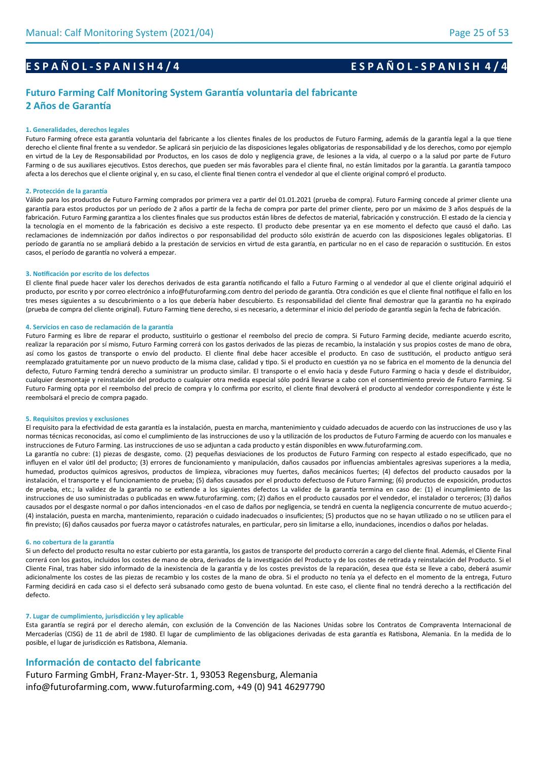# E S P A Ñ O L - S P A N I S H 4 / 4

## Futuro Farming Calf Monitoring System Garantía voluntaria del fabricante 2 Años de Garantía

### 1. Generalidades, derechos legales

Futuro Farming ofrece esta garantía voluntaria del fabricante a los clientes finales de los productos de Futuro Farming, además de la garantía legal a la que tiene derecho el cliente final frente a su vendedor. Se aplicará sin perjuicio de las disposiciones legales obligatorias de responsabilidad y de los derechos, como por ejemplo en virtud de la Ley de Responsabilidad por Productos, en los casos de dolo y negligencia grave, de lesiones a la vida, al cuerpo o a la salud por parte de Futuro Farming o de sus auxiliares ejecutivos. Estos derechos, que pueden ser más favorables para el cliente final, no están limitados por la garantía. La garantía tampoco afecta a los derechos que el cliente original y, en su caso, el cliente final tienen contra el vendedor al que el cliente original compró el producto.

### 2. Protección de la garantía

Válido para los productos de Futuro Farming comprados por primera vez a partir del 01.01.2021 (prueba de compra). Futuro Farming concede al primer cliente una garantía para estos productos por un período de 2 años a partir de la fecha de compra por parte del primer cliente, pero por un máximo de 3 años después de la fabricación. Futuro Farming garantiza a los clientes finales que sus productos están libres de defectos de material, fabricación y construcción. El estado de la ciencia y la tecnología en el momento de la fabricación es decisivo a este respecto. El producto debe presentar ya en ese momento el defecto que causó el daño. Las reclamaciones de indemnización por daños indirectos o por responsabilidad del producto sólo existirán de acuerdo con las disposiciones legales obligatorias. El período de garantía no se ampliará debido a la prestación de servicios en virtud de esta garantía, en particular no en el caso de reparación o sustitución. En estos casos, el período de garantía no volverá a empezar.

### 3. Notificación por escrito de los defectos

El cliente final puede hacer valer los derechos derivados de esta garantía notificando el fallo a Futuro Farming o al vendedor al que el cliente original adquirió el producto, por escrito y por correo electrónico a info@futurofarming.com dentro del periodo de garantía. Otra condición es que el cliente final notifique el fallo en los tres meses siguientes a su descubrimiento o a los que debería haber descubierto. Es responsabilidad del cliente final demostrar que la garantía no ha expirado (prueba de compra del cliente original). Futuro Farming tiene derecho, si es necesario, a determinar el inicio del período de garantía según la fecha de fabricación.

### 4. Servicios en caso de reclamación de la garantía

Futuro Farming es libre de reparar el producto, sustituirlo o gestionar el reembolso del precio de compra. Si Futuro Farming decide, mediante acuerdo escrito, realizar la reparación por sí mismo, Futuro Farming correrá con los gastos derivados de las piezas de recambio, la instalación y sus propios costes de mano de obra, así como los gastos de transporte o envío del producto. El cliente final debe hacer accesible el producto. En caso de sustitución, el producto antiguo será reemplazado gratuitamente por un nuevo producto de la misma clase, calidad y tipo. Si el producto en cuestión ya no se fabrica en el momento de la denuncia del defecto, Futuro Farming tendrá derecho a suministrar un producto similar. El transporte o el envío hacia y desde Futuro Farming o hacia y desde el distribuidor, cualquier desmontaje y reinstalación del producto o cualquier otra medida especial sólo podrá llevarse a cabo con el consentimiento previo de Futuro Farming. Si Futuro Farming opta por el reembolso del precio de compra y lo confirma por escrito, el cliente final devolverá el producto al vendedor correspondiente y éste le reembolsará el precio de compra pagado.

### 5. Requisitos previos y exclusiones

El requisito para la efectividad de esta garantía es la instalación, puesta en marcha, mantenimiento y cuidado adecuados de acuerdo con las instrucciones de uso y las normas técnicas reconocidas, así como el cumplimiento de las instrucciones de uso y la utilización de los productos de Futuro Farming de acuerdo con los manuales e instrucciones de Futuro Farming. Las instrucciones de uso se adjuntan a cada producto y están disponibles en www.futurofarming.com.

La garantía no cubre: (1) piezas de desgaste, como. (2) pequeñas desviaciones de los productos de Futuro Farming con respecto al estado especificado, que no influyen en el valor útil del producto; (3) errores de funcionamiento y manipulación, daños causados por influencias ambientales agresivas superiores a la media, humedad, productos químicos agresivos, productos de limpieza, vibraciones muy fuertes, daños mecánicos fuertes; (4) defectos del producto causados por la instalación, el transporte y el funcionamiento de prueba; (5) daños causados por el producto defectuoso de Futuro Farming; (6) productos de exposición, productos de prueba, etc.; la validez de la garantía no se extiende a los siguientes defectos La validez de la garantía termina en caso de: (1) el incumplimiento de las instrucciones de uso suministradas o publicadas en www.futurofarming. com; (2) daños en el producto causados por el vendedor, el instalador o terceros; (3) daños causados por el desgaste normal o por daños intencionados -en el caso de daños por negligencia, se tendrá en cuenta la negligencia concurrente de mutuo acuerdo-; (4) instalación, puesta en marcha, mantenimiento, reparación o cuidado inadecuados o insuficientes; (5) productos que no se hayan utilizado o no se utilicen para el fin previsto; (6) daños causados por fuerza mayor o catástrofes naturales, en particular, pero sin limitarse a ello, inundaciones, incendios o daños por heladas.

### 6. no cobertura de la garantía

Si un defecto del producto resulta no estar cubierto por esta garantía, los gastos de transporte del producto correrán a cargo del cliente final. Además, el Cliente Final correrá con los gastos, incluidos los costes de mano de obra, derivados de la investigación del Producto y de los costes de retirada y reinstalación del Producto. Si el Cliente Final, tras haber sido informado de la inexistencia de la garantía y de los costes previstos de la reparación, desea que ésta se lleve a cabo, deberá asumir adicionalmente los costes de las piezas de recambio y los costes de la mano de obra. Si el producto no tenía ya el defecto en el momento de la entrega, Futuro Farming decidirá en cada caso si el defecto será subsanado como gesto de buena voluntad. En este caso, el cliente final no tendrá derecho a la rectificación del defecto.

### 7. Lugar de cumplimiento, jurisdicción y ley aplicable

Esta garantía se regirá por el derecho alemán, con exclusión de la Convención de las Naciones Unidas sobre los Contratos de Compraventa Internacional de Mercaderías (CISG) de 11 de abril de 1980. El lugar de cumplimiento de las obligaciones derivadas de esta garantía es Ratisbona, Alemania. En la medida de lo posible, el lugar de jurisdicción es Ratisbona, Alemania.

## Información de contacto del fabricante

Futuro Farming GmbH, Franz-Mayer-Str. 1, 93053 Regensburg, Alemania
info@futurofarming.com, www.futurofarming.com, +49 (0) 941 46297790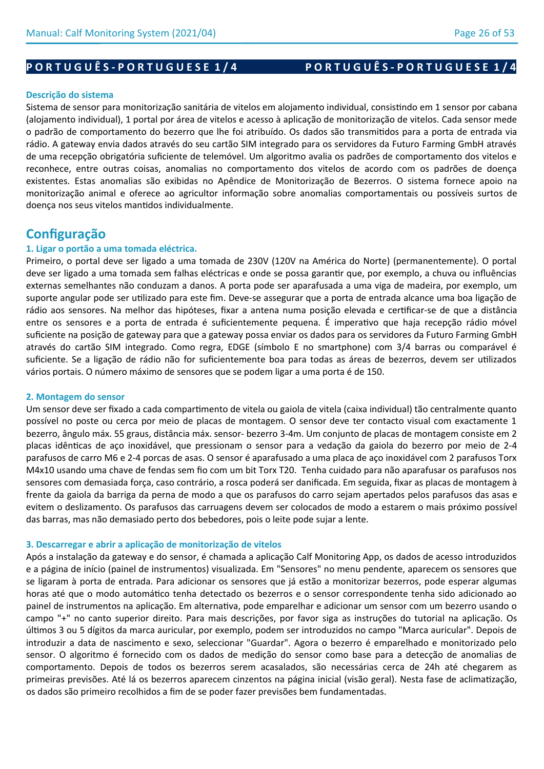**PORTUGUÊS - PORTUGUESE 1/4**

### Descrição do sistema

Sistema de sensor para monitorização sanitária de vitelos em alojamento individual, consistindo em 1 sensor por cabana (alojamento individual), 1 portal por área de vitelos e acesso à aplicação de monitorização de vitelos. Cada sensor mede o padrão de comportamento do bezerro que lhe foi atribuído. Os dados são transmitidos para a porta de entrada via rádio. A gateway envia dados através do seu cartão SIM integrado para os servidores da Futuro Farming GmbH através de uma recepção obrigatória suficiente de telemóvel. Um algoritmo avalia os padrões de comportamento dos vitelos e reconhece, entre outras coisas, anomalias no comportamento dos vitelos de acordo com os padrões de doença existentes. Estas anomalias são exibidas no Apêndice de Monitorização de Bezerros. O sistema fornece apoio na monitorização animal e oferece ao agricultor informação sobre anomalias comportamentais ou possíveis surtos de doença nos seus vitelos mantidos individualmente.

## Configuração

### 1. Ligar o portão a uma tomada eléctrica.

Primeiro, o portal deve ser ligado a uma tomada de 230V (120V na América do Norte) (permanentemente). O portal deve ser ligado a uma tomada sem falhas eléctricas e onde se possa garantir que, por exemplo, a chuva ou influências externas semelhantes não conduzam a danos. A porta pode ser aparafusada a uma viga de madeira, por exemplo, um suporte angular pode ser utilizado para este fim. Deve-se assegurar que a porta de entrada alcance uma boa ligação de rádio aos sensores. Na melhor das hipóteses, fixar a antena numa posição elevada e certificar-se de que a distância entre os sensores e a porta de entrada é suficientemente pequena. É imperativo que haja recepção rádio móvel suficiente na posição de gateway para que a gateway possa enviar os dados para os servidores da Futuro Farming GmbH através do cartão SIM integrado. Como regra, EDGE (símbolo E no smartphone) com 3/4 barras ou comparável é suficiente. Se a ligação de rádio não for suficientemente boa para todas as áreas de bezerros, devem ser utilizados vários portais. O número máximo de sensores que se podem ligar a uma porta é de 150.

### 2. Montagem do sensor

Um sensor deve ser fixado a cada compartimento de vitela ou gaiola de vitela (caixa individual) tão centralmente quanto possível no poste ou cerca por meio de placas de montagem. O sensor deve ter contacto visual com exactamente 1 bezerro, ângulo máx. 55 graus, distância máx. sensor- bezerro 3-4m. Um conjunto de placas de montagem consiste em 2 placas idênticas de aço inoxidável, que pressionam o sensor para a vedação da gaiola do bezerro por meio de 2-4 parafusos de carro M6 e 2-4 porcas de asas. O sensor é aparafusado a uma placa de aço inoxidável com 2 parafusos Torx M4x10 usando uma chave de fendas sem fio com um bit Torx T20. Tenha cuidado para não aparafusar os parafusos nos sensores com demasiada força, caso contrário, a rosca poderá ser danificada. Em seguida, fixar as placas de montagem à frente da gaiola da barriga da perna de modo a que os parafusos do carro sejam apertados pelos parafusos das asas e evitem o deslizamento. Os parafusos das carruagens devem ser colocados de modo a estarem o mais próximo possível das barras, mas não demasiado perto dos bebedores, pois o leite pode sujar a lente.

### 3. Descarregar e abrir a aplicação de monitorização de vitelos

Após a instalação da gateway e do sensor, é chamada a aplicação Calf Monitoring App, os dados de acesso introduzidos e a página de início (painel de instrumentos) visualizada. Em "Sensores" no menu pendente, aparecem os sensores que se ligaram à porta de entrada. Para adicionar os sensores que já estão a monitorizar bezerros, pode esperar algumas horas até que o modo automático tenha detectado os bezerros e o sensor correspondente tenha sido adicionado ao painel de instrumentos na aplicação. Em alternativa, pode emparelhar e adicionar um sensor com um bezerro usando o campo "+" no canto superior direito. Para mais descrições, por favor siga as instruções do tutorial na aplicação. Os últimos 3 ou 5 dígitos da marca auricular, por exemplo, podem ser introduzidos no campo "Marca auricular". Depois de introduzir a data de nascimento e sexo, seleccionar "Guardar". Agora o bezerro é emparelhado e monitorizado pelo sensor. O algoritmo é fornecido com os dados de medição do sensor como base para a detecção de anomalias de comportamento. Depois de todos os bezerros serem acasalados, são necessárias cerca de 24h até chegarem as primeiras previsões. Até lá os bezerros aparecem cinzentos na página inicial (visão geral). Nesta fase de aclimatização, os dados são primeiro recolhidos a fim de se poder fazer previsões bem fundamentadas.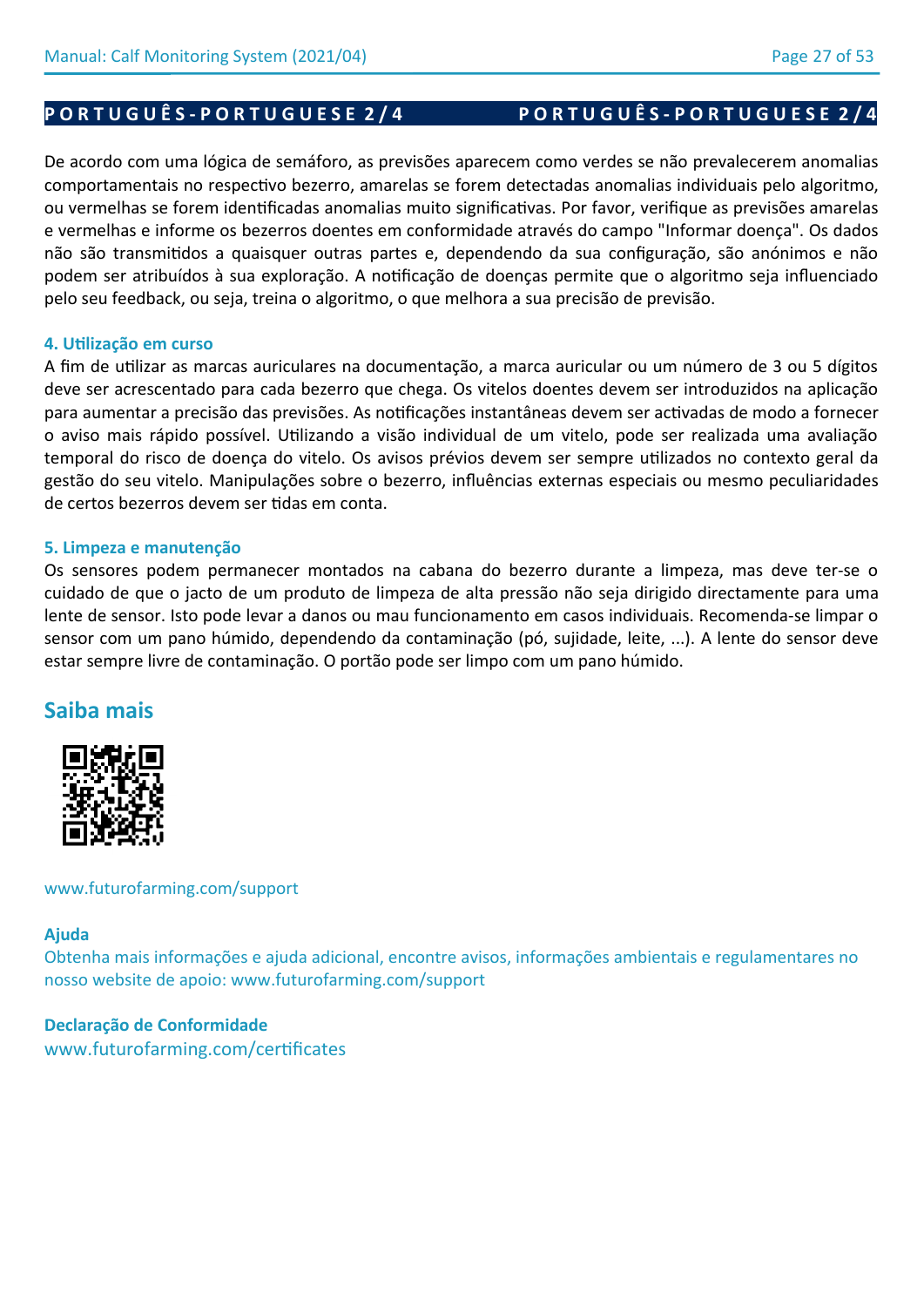De acordo com uma lógica de semáforo, as previsões aparecem como verdes se não prevalecerem anomalias comportamentais no respectivo bezerro, amarelas se forem detectadas anomalias individuais pelo algoritmo, ou vermelhas se forem identificadas anomalias muito significativas. Por favor, verifique as previsões amarelas e vermelhas e informe os bezerros doentes em conformidade através do campo "Informar doença". Os dados não são transmitidos a quaisquer outras partes e, dependendo da sua configuração, são anónimos e não podem ser atribuídos à sua exploração. A notificação de doenças permite que o algoritmo seja influenciado pelo seu feedback, ou seja, treina o algoritmo, o que melhora a sua precisão de previsão.

### 4. Utilização em curso

A fim de utilizar as marcas auriculares na documentação, a marca auricular ou um número de 3 ou 5 dígitos deve ser acrescentado para cada bezerro que chega. Os vitelos doentes devem ser introduzidos na aplicação para aumentar a precisão das previsões. As notificações instantâneas devem ser activadas de modo a fornecer o aviso mais rápido possível. Utilizando a visão individual de um vitelo, pode ser realizada uma avaliação temporal do risco de doença do vitelo. Os avisos prévios devem ser sempre utilizados no contexto geral da gestão do seu vitelo. Manipulações sobre o bezerro, influências externas especiais ou mesmo peculiaridades de certos bezerros devem ser tidas em conta.

### 5. Limpeza e manutenção

Os sensores podem permanecer montados na cabana do bezerro durante a limpeza, mas deve ter-se o cuidado de que o jacto de um produto de limpeza de alta pressão não seja dirigido directamente para uma lente de sensor. Isto pode levar a danos ou mau funcionamento em casos individuais. Recomenda-se limpar o sensor com um pano húmido, dependendo da contaminação (pó, sujidade, leite, ...). A lente do sensor deve estar sempre livre de contaminação. O portão pode ser limpo com um pano húmido.

## Saiba mais

www.futurofarming.com/support

**Ajuda**

Obtenha mais informações e ajuda adicional, encontre avisos, informações ambientais e regulamentares no nosso website de apoio: www.futurofarming.com/support

**Declaração de Conformidade**

www.futurofarming.com/certificates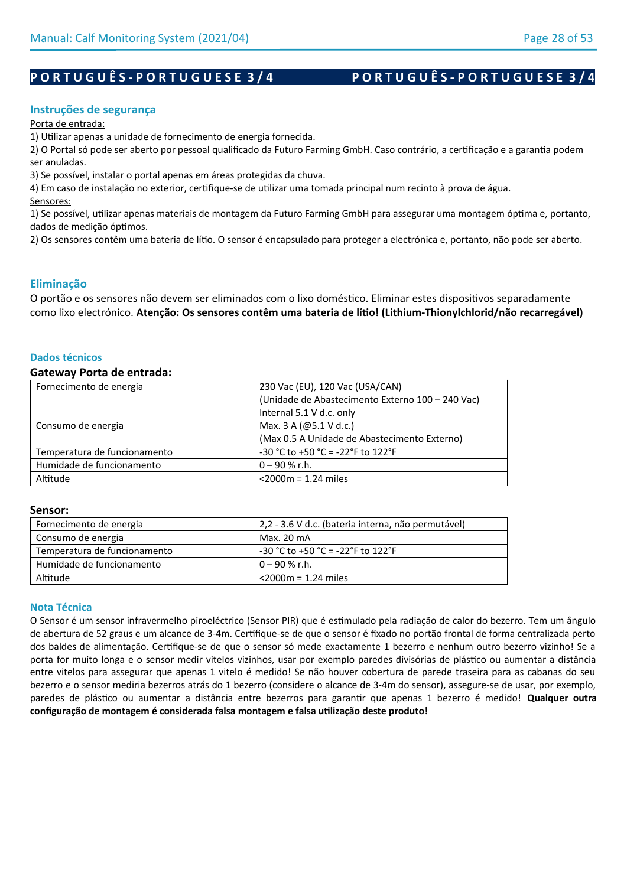## PORTUGUÊS-PORTUGUESE 3/4

### Instruções de segurança

Porta de entrada:

1) Utilizar apenas a unidade de fornecimento de energia fornecida.
2) O Portal só pode ser aberto por pessoal qualificado da Futuro Farming GmbH. Caso contrário, a certificação e a garantia podem ser anuladas.
3) Se possível, instalar o portal apenas em áreas protegidas da chuva.
4) Em caso de instalação no exterior, certifique-se de utilizar uma tomada principal num recinto à prova de água.

Sensores:

1) Se possível, utilizar apenas materiais de montagem da Futuro Farming GmbH para assegurar uma montagem óptima e, portanto, dados de medição óptimos.
2) Os sensores contêm uma bateria de lítio. O sensor é encapsulado para proteger a electrónica e, portanto, não pode ser aberto.

### Eliminação

O portão e os sensores não devem ser eliminados com o lixo doméstico. Eliminar estes dispositivos separadamente como lixo electrónico. **Atenção: Os sensores contêm uma bateria de lítio! (Lithium-Thionylchlorid/não recarregável)**

### Dados técnicos

**Gateway Porta de entrada:**

| | |
|---|---|
| Fornecimento de energia | 230 Vac (EU), 120 Vac (USA/CAN)<br>(Unidade de Abastecimento Externo 100 – 240 Vac)<br>Internal 5.1 V d.c. only |
| Consumo de energia | Max. 3 A (@5.1 V d.c.)<br>(Max 0.5 A Unidade de Abastecimento Externo) |
| Temperatura de funcionamento | -30 °C to +50 °C = -22°F to 122°F |
| Humidade de funcionamento | 0 – 90 % r.h. |
| Altitude | <2000m = 1.24 miles |

**Sensor:**

| | |
|---|---|
| Fornecimento de energia | 2,2 - 3.6 V d.c. (bateria interna, não permutável) |
| Consumo de energia | Max. 20 mA |
| Temperatura de funcionamento | -30 °C to +50 °C = -22°F to 122°F |
| Humidade de funcionamento | 0 – 90 % r.h. |
| Altitude | <2000m = 1.24 miles |

### Nota Técnica

O Sensor é um sensor infravermelho piroeléctrico (Sensor PIR) que é estimulado pela radiação de calor do bezerro. Tem um ângulo de abertura de 52 graus e um alcance de 3-4m. Certifique-se de que o sensor é fixado no portão frontal de forma centralizada perto dos baldes de alimentação. Certifique-se de que o sensor só mede exactamente 1 bezerro e nenhum outro bezerro vizinho! Se a porta for muito longa e o sensor medir vitelos vizinhos, usar por exemplo paredes divisórias de plástico ou aumentar a distância entre vitelos para assegurar que apenas 1 vitelo é medido! Se não houver cobertura de parede traseira para as cabanas do seu bezerro e o sensor mediria bezerros atrás do 1 bezerro (considere o alcance de 3-4m do sensor), assegure-se de usar, por exemplo, paredes de plástico ou aumentar a distância entre bezerros para garantir que apenas 1 bezerro é medido! **Qualquer outra configuração de montagem é considerada falsa montagem e falsa utilização deste produto!**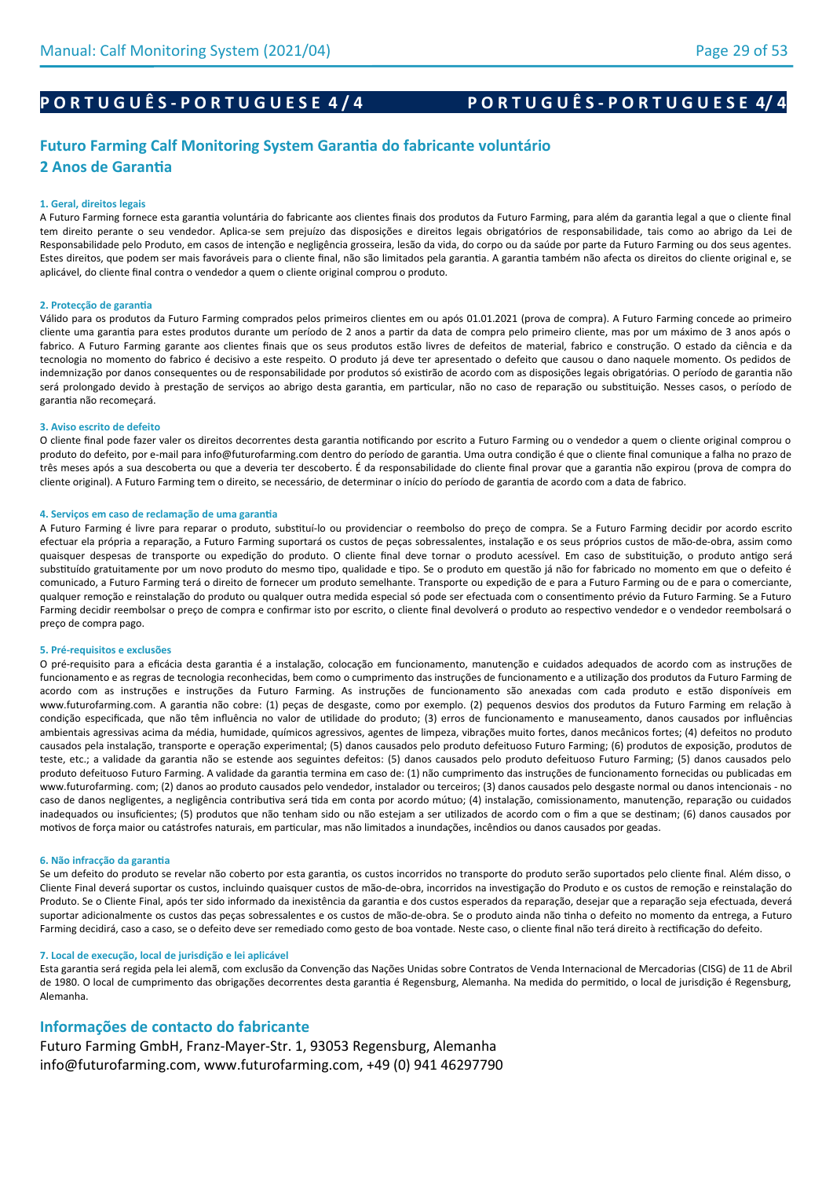**PORTUGUÊS-PORTUGUESE 4/4**

# Futuro Farming Calf Monitoring System Garantia do fabricante voluntário
## 2 Anos de Garantia

### 1. Geral, direitos legais

A Futuro Farming fornece esta garantia voluntária do fabricante aos clientes finais dos produtos da Futuro Farming, para além da garantia legal a que o cliente final tem direito perante o seu vendedor. Aplica-se sem prejuízo das disposições e direitos legais obrigatórios de responsabilidade, tais como ao abrigo da Lei de Responsabilidade pelo Produto, em casos de intenção e negligência grosseira, lesão da vida, do corpo ou da saúde por parte da Futuro Farming ou dos seus agentes. Estes direitos, que podem ser mais favoráveis para o cliente final, não são limitados pela garantia. A garantia também não afecta os direitos do cliente original e, se aplicável, do cliente final contra o vendedor a quem o cliente original comprou o produto.

### 2. Protecção de garantia

Válido para os produtos da Futuro Farming comprados pelos primeiros clientes em ou após 01.01.2021 (prova de compra). A Futuro Farming concede ao primeiro cliente uma garantia para estes produtos durante um período de 2 anos a partir da data de compra pelo primeiro cliente, mas por um máximo de 3 anos após o fabrico. A Futuro Farming garante aos clientes finais que os seus produtos estão livres de defeitos de material, fabrico e construção. O estado da ciência e da tecnologia no momento do fabrico é decisivo a este respeito. O produto já deve ter apresentado o defeito que causou o dano naquele momento. Os pedidos de indemnização por danos consequentes ou de responsabilidade por produtos só existirão de acordo com as disposições legais obrigatórias. O período de garantia não será prolongado devido à prestação de serviços ao abrigo desta garantia, em particular, não no caso de reparação ou substituição. Nesses casos, o período de garantia não recomeçará.

### 3. Aviso escrito de defeito

O cliente final pode fazer valer os direitos decorrentes desta garantia notificando por escrito a Futuro Farming ou o vendedor a quem o cliente original comprou o produto do defeito, por e-mail para info@futurofarming.com dentro do período de garantia. Uma outra condição é que o cliente final comunique a falha no prazo de três meses após a sua descoberta ou que a deveria ter descoberto. É da responsabilidade do cliente final provar que a garantia não expirou (prova de compra do cliente original). A Futuro Farming tem o direito, se necessário, de determinar o início do período de garantia de acordo com a data de fabrico.

### 4. Serviços em caso de reclamação de uma garantia

A Futuro Farming é livre para reparar o produto, substituí-lo ou providenciar o reembolso do preço de compra. Se a Futuro Farming decidir por acordo escrito efectuar ela própria a reparação, a Futuro Farming suportará os custos de peças sobressalentes, instalação e os seus próprios custos de mão-de-obra, assim como quaisquer despesas de transporte ou expedição do produto. O cliente final deve tornar o produto acessível. Em caso de substituição, o produto antigo será substituído gratuitamente por um novo produto do mesmo tipo, qualidade e tipo. Se o produto em questão já não for fabricado no momento em que o defeito é comunicado, a Futuro Farming terá o direito de fornecer um produto semelhante. Transporte ou expedição de e para a Futuro Farming ou de e para o comerciante, qualquer remoção e reinstalação do produto ou qualquer outra medida especial só pode ser efectuada com o consentimento prévio da Futuro Farming. Se a Futuro Farming decidir reembolsar o preço de compra e confirmar isto por escrito, o cliente final devolverá o produto ao respectivo vendedor e o vendedor reembolsará o preço de compra pago.

### 5. Pré-requisitos e exclusões

O pré-requisito para a eficácia desta garantia é a instalação, colocação em funcionamento, manutenção e cuidados adequados de acordo com as instruções de funcionamento e as regras de tecnologia reconhecidas, bem como o cumprimento das instruções de funcionamento e a utilização dos produtos da Futuro Farming de acordo com as instruções e instruções da Futuro Farming. As instruções de funcionamento são anexadas com cada produto e estão disponíveis em www.futurofarming.com. A garantia não cobre: (1) peças de desgaste, como por exemplo. (2) pequenos desvios dos produtos da Futuro Farming em relação à condição especificada, que não têm influência no valor de utilidade do produto; (3) erros de funcionamento e manuseamento, danos causados por influências ambientais agressivas acima da média, humidade, químicos agressivos, agentes de limpeza, vibrações muito fortes, danos mecânicos fortes; (4) defeitos no produto causados pela instalação, transporte e operação experimental; (5) danos causados pelo produto defeituoso Futuro Farming; (6) produtos de exposição, produtos de teste, etc.; a validade da garantia não se estende aos seguintes defeitos: (5) danos causados pelo produto defeituoso Futuro Farming; (5) danos causados pelo produto defeituoso Futuro Farming. A validade da garantia termina em caso de: (1) não cumprimento das instruções de funcionamento fornecidas ou publicadas em www.futurofarming. com; (2) danos ao produto causados pelo vendedor, instalador ou terceiros; (3) danos causados pelo desgaste normal ou danos intencionais - no caso de danos negligentes, a negligência contributiva será tida em conta por acordo mútuo; (4) instalação, comissionamento, manutenção, reparação ou cuidados inadequados ou insuficientes; (5) produtos que não tenham sido ou não estejam a ser utilizados de acordo com o fim a que se destinam; (6) danos causados por motivos de força maior ou catástrofes naturais, em particular, mas não limitados a inundações, incêndios ou danos causados por geadas.

### 6. Não infracção da garantia

Se um defeito do produto se revelar não coberto por esta garantia, os custos incorridos no transporte do produto serão suportados pelo cliente final. Além disso, o Cliente Final deverá suportar os custos, incluindo quaisquer custos de mão-de-obra, incorridos na investigação do Produto e os custos de remoção e reinstalação do Produto. Se o Cliente Final, após ter sido informado da inexistência da garantia e dos custos esperados da reparação, desejar que a reparação seja efectuada, deverá suportar adicionalmente os custos das peças sobressalentes e os custos de mão-de-obra. Se o produto ainda não tinha o defeito no momento da entrega, a Futuro Farming decidirá, caso a caso, se o defeito deve ser remediado como gesto de boa vontade. Neste caso, o cliente final não terá direito à rectificação do defeito.

### 7. Local de execução, local de jurisdição e lei aplicável

Esta garantia será regida pela lei alemã, com exclusão da Convenção das Nações Unidas sobre Contratos de Venda Internacional de Mercadorias (CISG) de 11 de Abril de 1980. O local de cumprimento das obrigações decorrentes desta garantia é Regensburg, Alemanha. Na medida do permitido, o local de jurisdição é Regensburg, Alemanha.

## Informações de contacto do fabricante

Futuro Farming GmbH, Franz-Mayer-Str. 1, 93053 Regensburg, Alemanha
info@futurofarming.com, www.futurofarming.com, +49 (0) 941 46297790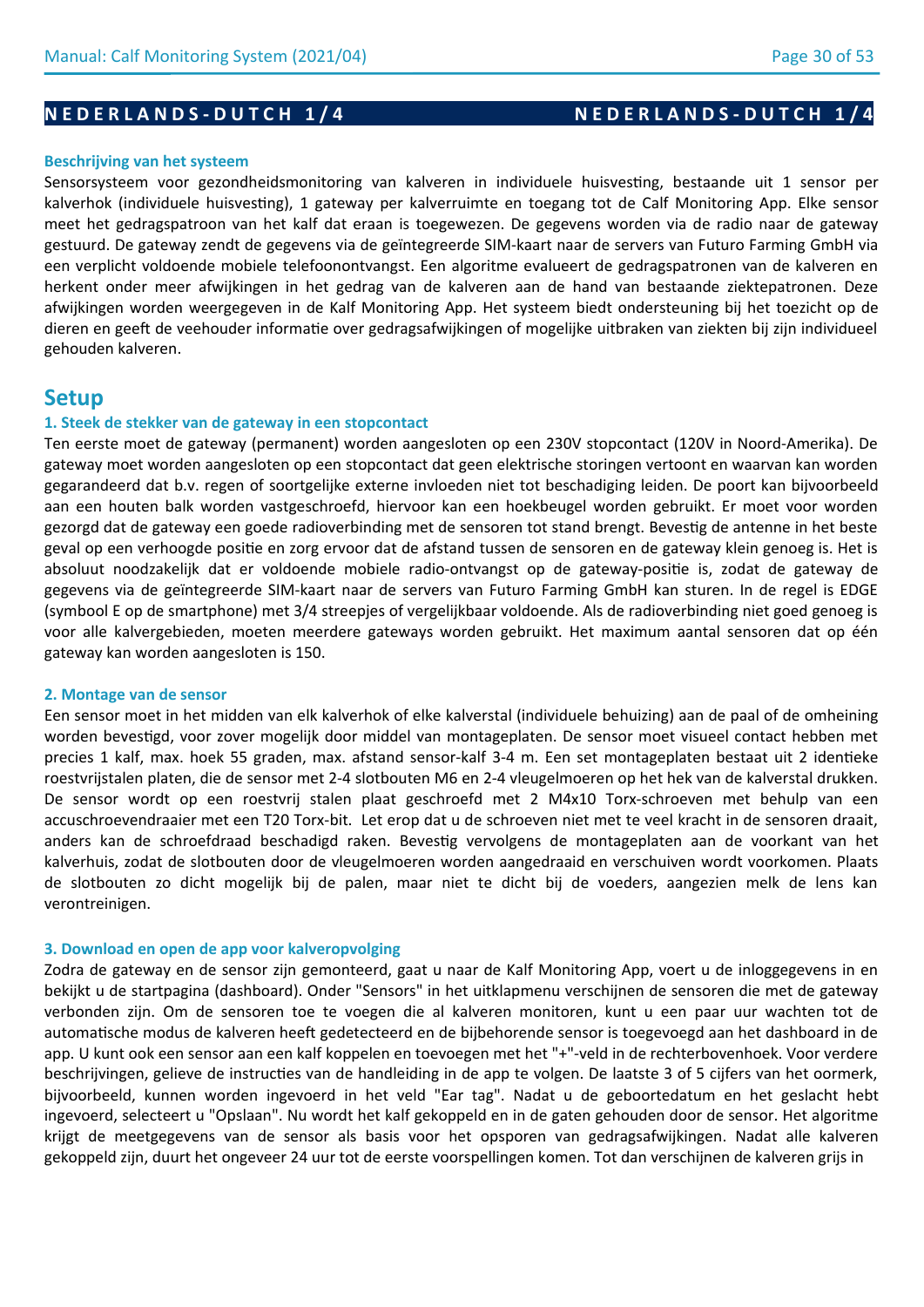## NEDERLANDS-DUTCH 1/4

### Beschrijving van het systeem

Sensorsysteem voor gezondheidsmonitoring van kalveren in individuele huisvesting, bestaande uit 1 sensor per kalverhok (individuele huisvesting), 1 gateway per kalverruimte en toegang tot de Calf Monitoring App. Elke sensor meet het gedragspatroon van het kalf dat eraan is toegewezen. De gegevens worden via de radio naar de gateway gestuurd. De gateway zendt de gegevens via de geïntegreerde SIM-kaart naar de servers van Futuro Farming GmbH via een verplicht voldoende mobiele telefoonontvangst. Een algoritme evalueert de gedragspatronen van de kalveren en herkent onder meer afwijkingen in het gedrag van de kalveren aan de hand van bestaande ziektepatronen. Deze afwijkingen worden weergegeven in de Kalf Monitoring App. Het systeem biedt ondersteuning bij het toezicht op de dieren en geeft de veehouder informatie over gedragsafwijkingen of mogelijke uitbraken van ziekten bij zijn individueel gehouden kalveren.

## Setup

### 1. Steek de stekker van de gateway in een stopcontact

Ten eerste moet de gateway (permanent) worden aangesloten op een 230V stopcontact (120V in Noord-Amerika). De gateway moet worden aangesloten op een stopcontact dat geen elektrische storingen vertoont en waarvan kan worden gegarandeerd dat b.v. regen of soortgelijke externe invloeden niet tot beschadiging leiden. De poort kan bijvoorbeeld aan een houten balk worden vastgeschroefd, hiervoor kan een hoekbeugel worden gebruikt. Er moet voor worden gezorgd dat de gateway een goede radioverbinding met de sensoren tot stand brengt. Bevestig de antenne in het beste geval op een verhoogde positie en zorg ervoor dat de afstand tussen de sensoren en de gateway klein genoeg is. Het is absoluut noodzakelijk dat er voldoende mobiele radio-ontvangst op de gateway-positie is, zodat de gateway de gegevens via de geïntegreerde SIM-kaart naar de servers van Futuro Farming GmbH kan sturen. In de regel is EDGE (symbool E op de smartphone) met 3/4 streepjes of vergelijkbaar voldoende. Als de radioverbinding niet goed genoeg is voor alle kalvergebieden, moeten meerdere gateways worden gebruikt. Het maximum aantal sensoren dat op één gateway kan worden aangesloten is 150.

### 2. Montage van de sensor

Een sensor moet in het midden van elk kalverhok of elke kalverstal (individuele behuizing) aan de paal of de omheining worden bevestigd, voor zover mogelijk door middel van montageplaten. De sensor moet visueel contact hebben met precies 1 kalf, max. hoek 55 graden, max. afstand sensor-kalf 3-4 m. Een set montageplaten bestaat uit 2 identieke roestvrijstalen platen, die de sensor met 2-4 slotbouten M6 en 2-4 vleugelmoeren op het hek van de kalverstal drukken. De sensor wordt op een roestvrij stalen plaat geschroefd met 2 M4x10 Torx-schroeven met behulp van een accuschroevendraaier met een T20 Torx-bit. Let erop dat u de schroeven niet met te veel kracht in de sensoren draait, anders kan de schroefdraad beschadigd raken. Bevestig vervolgens de montageplaten aan de voorkant van het kalverhuis, zodat de slotbouten door de vleugelmoeren worden aangedraaid en verschuiven wordt voorkomen. Plaats de slotbouten zo dicht mogelijk bij de palen, maar niet te dicht bij de voeders, aangezien melk de lens kan verontreinigen.

### 3. Download en open de app voor kalveropvolging

Zodra de gateway en de sensor zijn gemonteerd, gaat u naar de Kalf Monitoring App, voert u de inloggegevens in en bekijkt u de startpagina (dashboard). Onder "Sensors" in het uitklapmenu verschijnen de sensoren die met de gateway verbonden zijn. Om de sensoren toe te voegen die al kalveren monitoren, kunt u een paar uur wachten tot de automatische modus de kalveren heeft gedetecteerd en de bijbehorende sensor is toegevoegd aan het dashboard in de app. U kunt ook een sensor aan een kalf koppelen en toevoegen met het "+"-veld in de rechterbovenhoek. Voor verdere beschrijvingen, gelieve de instructies van de handleiding in de app te volgen. De laatste 3 of 5 cijfers van het oormerk, bijvoorbeeld, kunnen worden ingevoerd in het veld "Ear tag". Nadat u de geboortedatum en het geslacht hebt ingevoerd, selecteert u "Opslaan". Nu wordt het kalf gekoppeld en in de gaten gehouden door de sensor. Het algoritme krijgt de meetgegevens van de sensor als basis voor het opsporen van gedragsafwijkingen. Nadat alle kalveren gekoppeld zijn, duurt het ongeveer 24 uur tot de eerste voorspellingen komen. Tot dan verschijnen de kalveren grijs in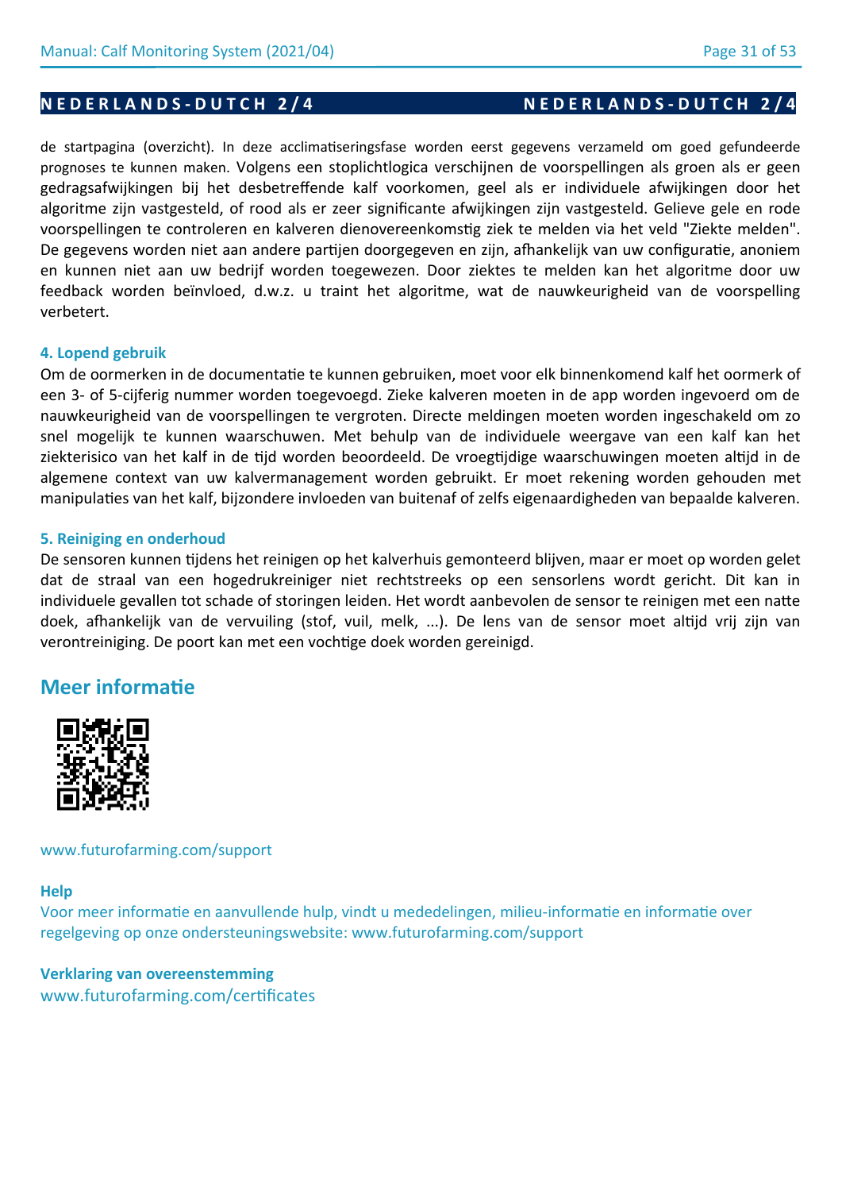de startpagina (overzicht). In deze acclimatiseringsfase worden eerst gegevens verzameld om goed gefundeerde prognoses te kunnen maken. Volgens een stoplichtlogica verschijnen de voorspellingen als groen als er geen gedragsafwijkingen bij het desbetreffende kalf voorkomen, geel als er individuele afwijkingen door het algoritme zijn vastgesteld, of rood als er zeer significante afwijkingen zijn vastgesteld. Gelieve gele en rode voorspellingen te controleren en kalveren dienovereenkomstig ziek te melden via het veld "Ziekte melden". De gegevens worden niet aan andere partijen doorgegeven en zijn, afhankelijk van uw configuratie, anoniem en kunnen niet aan uw bedrijf worden toegewezen. Door ziektes te melden kan het algoritme door uw feedback worden beïnvloed, d.w.z. u traint het algoritme, wat de nauwkeurigheid van de voorspelling verbetert.

### 4. Lopend gebruik

Om de oormerken in de documentatie te kunnen gebruiken, moet voor elk binnenkomend kalf het oormerk of een 3- of 5-cijferig nummer worden toegevoegd. Zieke kalveren moeten in de app worden ingevoerd om de nauwkeurigheid van de voorspellingen te vergroten. Directe meldingen moeten worden ingeschakeld om zo snel mogelijk te kunnen waarschuwen. Met behulp van de individuele weergave van een kalf kan het ziekterisico van het kalf in de tijd worden beoordeeld. De vroegtijdige waarschuwingen moeten altijd in de algemene context van uw kalvermanagement worden gebruikt. Er moet rekening worden gehouden met manipulaties van het kalf, bijzondere invloeden van buitenaf of zelfs eigenaardigheden van bepaalde kalveren.

### 5. Reiniging en onderhoud

De sensoren kunnen tijdens het reinigen op het kalverhuis gemonteerd blijven, maar er moet op worden gelet dat de straal van een hogedrukreiniger niet rechtstreeks op een sensorlens wordt gericht. Dit kan in individuele gevallen tot schade of storingen leiden. Het wordt aanbevolen de sensor te reinigen met een natte doek, afhankelijk van de vervuiling (stof, vuil, melk, ...). De lens van de sensor moet altijd vrij zijn van verontreiniging. De poort kan met een vochtige doek worden gereinigd.

## Meer informatie

www.futurofarming.com/support

**Help**

Voor meer informatie en aanvullende hulp, vindt u mededelingen, milieu-informatie en informatie over regelgeving op onze ondersteuningswebsite: www.futurofarming.com/support

**Verklaring van overeenstemming**

www.futurofarming.com/certificates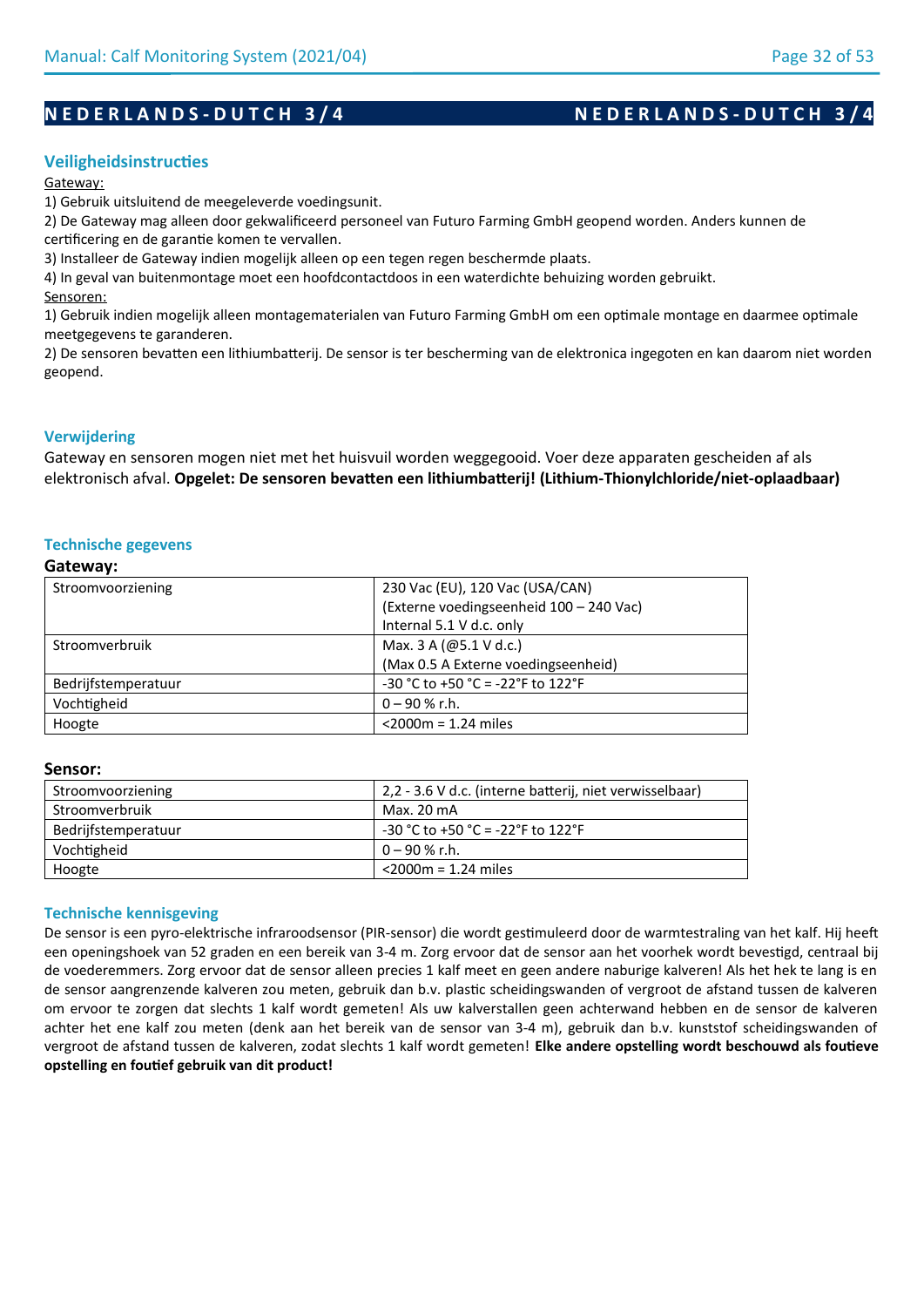# NEDERLANDS-DUTCH 3/4

## Veiligheidsinstructies

Gateway:

1) Gebruik uitsluitend de meegeleverde voedingsunit.
2) De Gateway mag alleen door gekwalificeerd personeel van Futuro Farming GmbH geopend worden. Anders kunnen de certificering en de garantie komen te vervallen.
3) Installeer de Gateway indien mogelijk alleen op een tegen regen beschermde plaats.
4) In geval van buitenmontage moet een hoofdcontactdoos in een waterdichte behuizing worden gebruikt.

Sensoren:

1) Gebruik indien mogelijk alleen montagematerialen van Futuro Farming GmbH om een optimale montage en daarmee optimale meetgegevens te garanderen.
2) De sensoren bevatten een lithiumbatterij. De sensor is ter bescherming van de elektronica ingegoten en kan daarom niet worden geopend.

## Verwijdering

Gateway en sensoren mogen niet met het huisvuil worden weggegooid. Voer deze apparaten gescheiden af als elektronisch afval. **Opgelet: De sensoren bevatten een lithiumbatterij! (Lithium-Thionylchloride/niet-oplaadbaar)**

## Technische gegevens

### Gateway:

| | |
|---|---|
| Stroomvoorziening | 230 Vac (EU), 120 Vac (USA/CAN)<br>(Externe voedingseenheid 100 – 240 Vac)<br>Internal 5.1 V d.c. only |
| Stroomverbruik | Max. 3 A (@5.1 V d.c.)<br>(Max 0.5 A Externe voedingseenheid) |
| Bedrijfstemperatuur | -30 °C to +50 °C = -22°F to 122°F |
| Vochtigheid | 0 – 90 % r.h. |
| Hoogte | <2000m = 1.24 miles |

### Sensor:

| | |
|---|---|
| Stroomvoorziening | 2,2 - 3.6 V d.c. (interne batterij, niet verwisselbaar) |
| Stroomverbruik | Max. 20 mA |
| Bedrijfstemperatuur | -30 °C to +50 °C = -22°F to 122°F |
| Vochtigheid | 0 – 90 % r.h. |
| Hoogte | <2000m = 1.24 miles |

## Technische kennisgeving

De sensor is een pyro-elektrische infraroodsensor (PIR-sensor) die wordt gestimuleerd door de warmtestraling van het kalf. Hij heeft een openingshoek van 52 graden en een bereik van 3-4 m. Zorg ervoor dat de sensor aan het voorhek wordt bevestigd, centraal bij de voederemmers. Zorg ervoor dat de sensor alleen precies 1 kalf meet en geen andere naburige kalveren! Als het hek te lang is en de sensor aangrenzende kalveren zou meten, gebruik dan b.v. plastic scheidingswanden of vergroot de afstand tussen de kalveren om ervoor te zorgen dat slechts 1 kalf wordt gemeten! Als uw kalverstallen geen achterwand hebben en de sensor de kalveren achter het ene kalf zou meten (denk aan het bereik van de sensor van 3-4 m), gebruik dan b.v. kunststof scheidingswanden of vergroot de afstand tussen de kalveren, zodat slechts 1 kalf wordt gemeten! **Elke andere opstelling wordt beschouwd als foutieve opstelling en foutief gebruik van dit product!**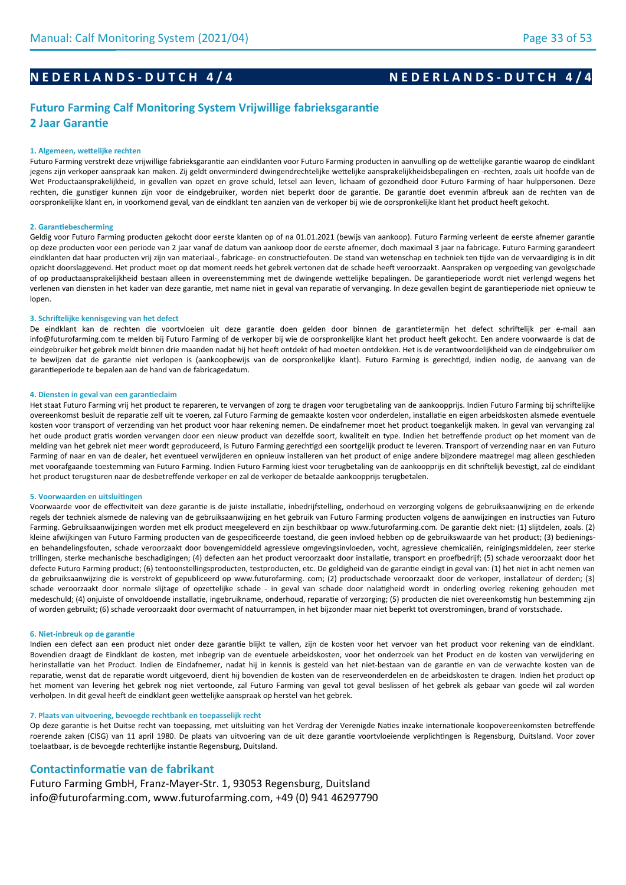**NEDERLANDS-DUTCH 4/4**

## Futuro Farming Calf Monitoring System Vrijwillige fabrieksgarantie
## 2 Jaar Garantie

### 1. Algemeen, wettelijke rechten

Futuro Farming verstrekt deze vrijwillige fabrieksgarantie aan eindklanten voor Futuro Farming producten in aanvulling op de wettelijke garantie waarop de eindklant jegens zijn verkoper aanspraak kan maken. Zij geldt onverminderd dwingendrechtelijke wettelijke aansprakelijkheidsbepalingen en -rechten, zoals uit hoofde van de Wet Productaansprakelijkheid, in gevallen van opzet en grove schuld, letsel aan leven, lichaam of gezondheid door Futuro Farming of haar hulppersonen. Deze rechten, die gunstiger kunnen zijn voor de eindgebruiker, worden niet beperkt door de garantie. De garantie doet evenmin afbreuk aan de rechten van de oorspronkelijke klant en, in voorkomend geval, van de eindklant ten aanzien van de verkoper bij wie de oorspronkelijke klant het product heeft gekocht.

### 2. Garantiebescherming

Geldig voor Futuro Farming producten gekocht door eerste klanten op of na 01.01.2021 (bewijs van aankoop). Futuro Farming verleent de eerste afnemer garantie op deze producten voor een periode van 2 jaar vanaf de datum van aankoop door de eerste afnemer, doch maximaal 3 jaar na fabricage. Futuro Farming garandeert eindklanten dat haar producten vrij zijn van materiaal-, fabricage- en constructiefouten. De stand van wetenschap en techniek ten tijde van de vervaardiging is in dit opzicht doorslaggevend. Het product moet op dat moment reeds het gebrek vertonen dat de schade heeft veroorzaakt. Aanspraken op vergoeding van gevolgschade of op productaansprakelijkheid bestaan alleen in overeenstemming met de dwingende wettelijke bepalingen. De garantieperiode wordt niet verlengd wegens het verlenen van diensten in het kader van deze garantie, met name niet in geval van reparatie of vervanging. In deze gevallen begint de garantieperiode niet opnieuw te lopen.

### 3. Schriftelijke kennisgeving van het defect

De eindklant kan de rechten die voortvloeien uit deze garantie doen gelden door binnen de garantietermijn het defect schriftelijk per e-mail aan info@futurofarming.com te melden bij Futuro Farming of de verkoper bij wie de oorspronkelijke klant het product heeft gekocht. Een andere voorwaarde is dat de eindgebruiker het gebrek meldt binnen drie maanden nadat hij het heeft ontdekt of had moeten ontdekken. Het is de verantwoordelijkheid van de eindgebruiker om te bewijzen dat de garantie niet verlopen is (aankoopbewijs van de oorspronkelijke klant). Futuro Farming is gerechtigd, indien nodig, de aanvang van de garantieperiode te bepalen aan de hand van de fabricagedatum.

### 4. Diensten in geval van een garantieclaim

Het staat Futuro Farming vrij het product te repareren, te vervangen of zorg te dragen voor terugbetaling van de aankoopprijs. Indien Futuro Farming bij schriftelijke overeenkomst besluit de reparatie zelf uit te voeren, zal Futuro Farming de gemaakte kosten voor onderdelen, installatie en eigen arbeidskosten alsmede eventuele kosten voor transport of verzending van het product voor haar rekening nemen. De eindafnemer moet het product toegankelijk maken. In geval van vervanging zal het oude product gratis worden vervangen door een nieuw product van dezelfde soort, kwaliteit en type. Indien het betreffende product op het moment van de melding van het gebrek niet meer wordt geproduceerd, is Futuro Farming gerechtigd een soortgelijk product te leveren. Transport of verzending naar en van Futuro Farming of naar en van de dealer, het eventueel verwijderen en opnieuw installeren van het product of enige andere bijzondere maatregel mag alleen geschieden met voorafgaande toestemming van Futuro Farming. Indien Futuro Farming kiest voor terugbetaling van de aankoopprijs en dit schriftelijk bevestigt, zal de eindklant het product terugsturen naar de desbetreffende verkoper en zal de verkoper de betaalde aankoopprijs terugbetalen.

### 5. Voorwaarden en uitsluitingen

Voorwaarde voor de effectiviteit van deze garantie is de juiste installatie, inbedrijfstelling, onderhoud en verzorging volgens de gebruiksaanwijzing en de erkende regels der techniek alsmede de naleving van de gebruiksaanwijzing en het gebruik van Futuro Farming producten volgens de aanwijzingen en instructies van Futuro Farming. Gebruiksaanwijzingen worden met elk product meegeleverd en zijn beschikbaar op www.futurofarming.com. De garantie dekt niet: (1) slijtdelen, zoals. (2) kleine afwijkingen van Futuro Farming producten van de gespecificeerde toestand, die geen invloed hebben op de gebruikswaarde van het product; (3) bedienings- en behandelingsfouten, schade veroorzaakt door bovengemiddeld agressieve omgevingsinvloeden, vocht, agressieve chemicaliën, reinigingsmiddelen, zeer sterke trillingen, sterke mechanische beschadigingen; (4) defecten aan het product veroorzaakt door installatie, transport en proefbedrijf; (5) schade veroorzaakt door het defecte Futuro Farming product; (6) tentoonstellingsproducten, testproducten, etc. De geldigheid van de garantie eindigt in geval van: (1) het niet in acht nemen van de gebruiksaanwijzing die is verstrekt of gepubliceerd op www.futurofarming. com; (2) productschade veroorzaakt door de verkoper, installateur of derden; (3) schade veroorzaakt door normale slijtage of opzettelijke schade - in geval van schade door nalatigheid wordt in onderling overleg rekening gehouden met medeschuld; (4) onjuiste of onvoldoende installatie, ingebruikname, onderhoud, reparatie of verzorging; (5) producten die niet overeenkomstig hun bestemming zijn of worden gebruikt; (6) schade veroorzaakt door overmacht of natuurrampen, in het bijzonder maar niet beperkt tot overstromingen, brand of vorstschade.

### 6. Niet-inbreuk op de garantie

Indien een defect aan een product niet onder deze garantie blijkt te vallen, zijn de kosten voor het vervoer van het product voor rekening van de eindklant. Bovendien draagt de Eindklant de kosten, met inbegrip van de eventuele arbeidskosten, voor het onderzoek van het Product en de kosten van verwijdering en herinstallatie van het Product. Indien de Eindafnemer, nadat hij in kennis is gesteld van het niet-bestaan van de garantie en van de verwachte kosten van de reparatie, wenst dat de reparatie wordt uitgevoerd, dient hij bovendien de kosten van de reserveonderdelen en de arbeidskosten te dragen. Indien het product op het moment van levering het gebrek nog niet vertoonde, zal Futuro Farming van geval tot geval beslissen of het gebrek als gebaar van goede wil zal worden verholpen. In dit geval heeft de eindklant geen wettelijke aanspraak op herstel van het gebrek.

### 7. Plaats van uitvoering, bevoegde rechtbank en toepasselijk recht

Op deze garantie is het Duitse recht van toepassing, met uitsluiting van het Verdrag der Verenigde Naties inzake internationale koopovereenkomsten betreffende roerende zaken (CISG) van 11 april 1980. De plaats van uitvoering van de uit deze garantie voortvloeiende verplichtingen is Regensburg, Duitsland. Voor zover toelaatbaar, is de bevoegde rechterlijke instantie Regensburg, Duitsland.

## Contactinformatie van de fabrikant

Futuro Farming GmbH, Franz-Mayer-Str. 1, 93053 Regensburg, Duitsland
info@futurofarming.com, www.futurofarming.com, +49 (0) 941 46297790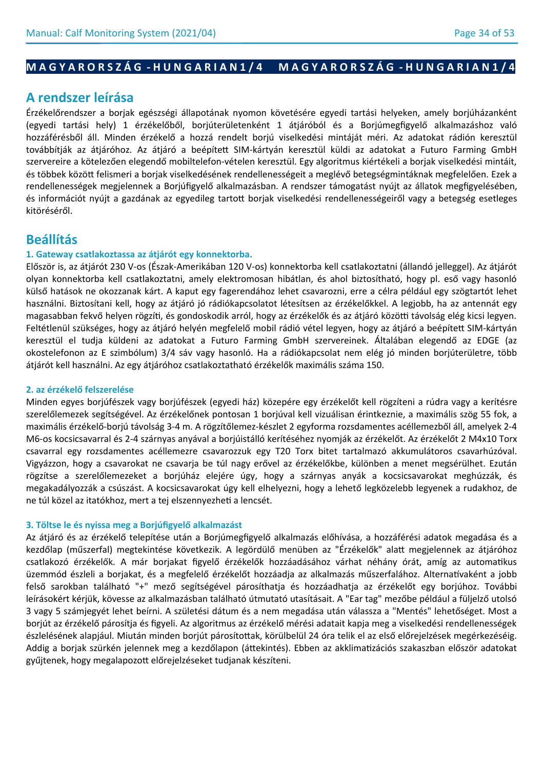**M A G Y A R O R S Z Á G - H U N G A R I A N 1 / 4   M A G Y A R O R S Z Á G - H U N G A R I A N 1 / 4**

## A rendszer leírása

Érzékelőrendszer a borjak egészségi állapotának nyomon követésére egyedi tartási helyeken, amely borjúházanként (egyedi tartási hely) 1 érzékelőből, borjúterületenként 1 átjáróból és a Borjúmegfigyelő alkalmazáshoz való hozzáférésből áll. Minden érzékelő a hozzá rendelt borjú viselkedési mintáját méri. Az adatokat rádión keresztül továbbítják az átjáróhoz. Az átjáró a beépített SIM-kártyán keresztül küldi az adatokat a Futuro Farming GmbH szervereire a kötelezően elegendő mobiltelefon-vételen keresztül. Egy algoritmus kiértékeli a borjak viselkedési mintáit, és többek között felismeri a borjak viselkedésének rendellenességeit a meglévő betegségmintáknak megfelelően. Ezek a rendellenességek megjelennek a Borjúfigyelő alkalmazásban. A rendszer támogatást nyújt az állatok megfigyelésében, és információt nyújt a gazdának az egyedileg tartott borjak viselkedési rendellenességeiről vagy a betegség esetleges kitöréséről.

## Beállítás

### 1. Gateway csatlakoztassa az átjárót egy konnektorba.

Először is, az átjárót 230 V-os (Észak-Amerikában 120 V-os) konnektorba kell csatlakoztatni (állandó jelleggel). Az átjárót olyan konnektorba kell csatlakoztatni, amely elektromosan hibátlan, és ahol biztosítható, hogy pl. eső vagy hasonló külső hatások ne okozzanak kárt. A kaput egy fagerendához lehet csavarozni, erre a célra például egy szögtartót lehet használni. Biztosítani kell, hogy az átjáró jó rádiókapcsolatot létesítsen az érzékelőkkel. A legjobb, ha az antennát egy magasabban fekvő helyen rögzíti, és gondoskodik arról, hogy az érzékelők és az átjáró közötti távolság elég kicsi legyen. Feltétlenül szükséges, hogy az átjáró helyén megfelelő mobil rádió vétel legyen, hogy az átjáró a beépített SIM-kártyán keresztül el tudja küldeni az adatokat a Futuro Farming GmbH szervereinek. Általában elegendő az EDGE (az okostelefonon az E szimbólum) 3/4 sáv vagy hasonló. Ha a rádiókapcsolat nem elég jó minden borjúterületre, több átjárót kell használni. Az egy átjáróhoz csatlakoztatható érzékelők maximális száma 150.

### 2. az érzékelő felszerelése

Minden egyes borjúfészek vagy borjúfészek (egyedi ház) közepére egy érzékelőt kell rögzíteni a rúdra vagy a kerítésre szerelőlemezek segítségével. Az érzékelőnek pontosan 1 borjúval kell vizuálisan érintkeznie, a maximális szög 55 fok, a maximális érzékelő-borjú távolság 3-4 m. A rögzítőlemez-készlet 2 egyforma rozsdamentes acéllemezből áll, amelyek 2-4 M6-os kocsicsavarral és 2-4 szárnyas anyával a borjúistálló kerítéséhez nyomják az érzékelőt. Az érzékelőt 2 M4x10 Torx csavarral egy rozsdamentes acéllemezre csavarozzuk egy T20 Torx bitet tartalmazó akkumulátoros csavarhúzóval. Vigyázzon, hogy a csavarokat ne csavarja be túl nagy erővel az érzékelőkbe, különben a menet megsérülhet. Ezután rögzítse a szerelőlemezeket a borjúház elejére úgy, hogy a szárnyas anyák a kocsicsavarokat meghúzzák, és megakadályozzák a csúszást. A kocsicsavarokat úgy kell elhelyezni, hogy a lehető legközelebb legyenek a rudakhoz, de ne túl közel az itatókhoz, mert a tej elszennyezheti a lencsét.

### 3. Töltse le és nyissa meg a Borjúfigyelő alkalmazást

Az átjáró és az érzékelő telepítése után a Borjúmegfigyelő alkalmazás előhívása, a hozzáférési adatok megadása és a kezdőlap (műszerfal) megtekintése következik. A legördülő menüben az "Érzékelők" alatt megjelennek az átjáróhoz csatlakozó érzékelők. A már borjakat figyelő érzékelők hozzáadásához várhat néhány órát, amíg az automatikus üzemmód észleli a borjakat, és a megfelelő érzékelőt hozzáadja az alkalmazás műszerfalához. Alternatívaként a jobb felső sarokban található "+" mező segítségével párosíthatja és hozzáadhatja az érzékelőt egy borjúhoz. További leírásokért kérjük, kövesse az alkalmazásban található útmutató utasításait. A "Ear tag" mezőbe például a füljelző utolsó 3 vagy 5 számjegyét lehet beírni. A születési dátum és a nem megadása után válassza a "Mentés" lehetőséget. Most a borjút az érzékelő párosítja és figyeli. Az algoritmus az érzékelő mérési adatait kapja meg a viselkedési rendellenességek észlelésének alapjául. Miután minden borjút párosítottak, körülbelül 24 óra telik el az első előrejelzések megérkezéséig. Addig a borjak szürkén jelennek meg a kezdőlapon (áttekintés). Ebben az akklimatizációs szakaszban először adatokat gyűjtenek, hogy megalapozott előrejelzéseket tudjanak készíteni.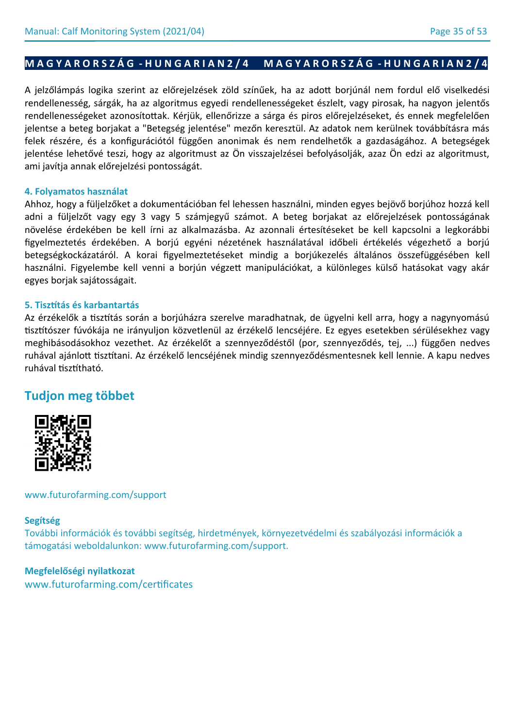**M A G Y A R O R S Z Á G - H U N G A R I A N 2 / 4 M A G Y A R O R S Z Á G - H U N G A R I A N 2 / 4**

A jelzőlámpás logika szerint az előrejelzések zöld színűek, ha az adott borjúnál nem fordul elő viselkedési rendellenesség, sárgák, ha az algoritmus egyedi rendellenességeket észlelt, vagy pirosak, ha nagyon jelentős rendellenességeket azonosítottak. Kérjük, ellenőrizze a sárga és piros előrejelzéseket, és ennek megfelelően jelentse a beteg borjakat a "Betegség jelentése" mezőn keresztül. Az adatok nem kerülnek továbbításra más felek részére, és a konfigurációtól függően anonimak és nem rendelhetők a gazdaságához. A betegségek jelentése lehetővé teszi, hogy az algoritmust az Ön visszajelzései befolyásolják, azaz Ön edzi az algoritmust, ami javítja annak előrejelzési pontosságát.

### 4. Folyamatos használat

Ahhoz, hogy a füljelzőket a dokumentációban fel lehessen használni, minden egyes bejövő borjúhoz hozzá kell adni a füljelzőt vagy egy 3 vagy 5 számjegyű számot. A beteg borjakat az előrejelzések pontosságának növelése érdekében be kell írni az alkalmazásba. Az azonnali értesítéseket be kell kapcsolni a legkorábbi figyelmeztetés érdekében. A borjú egyéni nézetének használatával időbeli értékelés végezhető a borjú betegségkockázatáról. A korai figyelmeztetéseket mindig a borjúkezelés általános összefüggésében kell használni. Figyelembe kell venni a borjún végzett manipulációkat, a különleges külső hatásokat vagy akár egyes borjak sajátosságait.

### 5. Tisztítás és karbantartás

Az érzékelők a tisztítás során a borjúházra szerelve maradhatnak, de ügyelni kell arra, hogy a nagynyomású tisztítószer fúvókája ne irányuljon közvetlenül az érzékelő lencséjére. Ez egyes esetekben sérülésekhez vagy meghibásodásokhoz vezethet. Az érzékelőt a szennyeződéstől (por, szennyeződés, tej, ...) függően nedves ruhával ajánlott tisztítani. Az érzékelő lencséjének mindig szennyeződésmentesnek kell lennie. A kapu nedves ruhával tisztítható.

## Tudjon meg többet

www.futurofarming.com/support

**Segítség**

További információk és további segítség, hirdetmények, környezetvédelmi és szabályozási információk a támogatási weboldalunkon: www.futurofarming.com/support.

**Megfelelőségi nyilatkozat**

www.futurofarming.com/certificates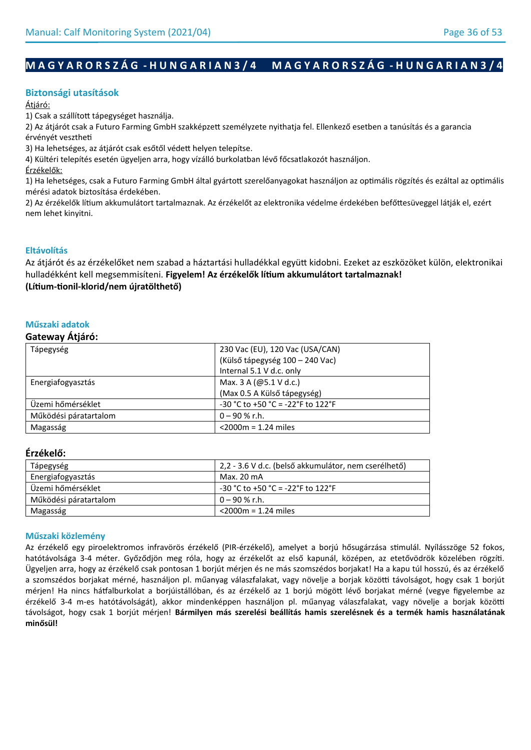# MAGYARORSZÁG - HUNGARIAN 3/4 MAGYARORSZÁG - HUNGARIAN 3/4

## Biztonsági utasítások

Átjáró:

1) Csak a szállított tápegységet használja.
2) Az átjárót csak a Futuro Farming GmbH szakképzett személyzete nyithatja fel. Ellenkező esetben a tanúsítás és a garancia érvényét vesztheti
3) Ha lehetséges, az átjárót csak esőtől védett helyen telepítse.
4) Kültéri telepítés esetén ügyeljen arra, hogy vízálló burkolatban lévő főcsatlakozót használjon.

Érzékelők:

1) Ha lehetséges, csak a Futuro Farming GmbH által gyártott szerelőanyagokat használjon az optimális rögzítés és ezáltal az optimális mérési adatok biztosítása érdekében.
2) Az érzékelők lítium akkumulátort tartalmaznak. Az érzékelőt az elektronika védelme érdekében befőttesüveggel látják el, ezért nem lehet kinyitni.

## Eltávolítás

Az átjárót és az érzékelőket nem szabad a háztartási hulladékkal együtt kidobni. Ezeket az eszközöket külön, elektronikai hulladékként kell megsemmisíteni. **Figyelem! Az érzékelők lítium akkumulátort tartalmaznak! (Lítium-tionil-klorid/nem újratölthető)**

## Műszaki adatok

### Gateway Átjáró:

| Tápegység | 230 Vac (EU), 120 Vac (USA/CAN)<br>(Külső tápegység 100 – 240 Vac)<br>Internal 5.1 V d.c. only |
|---|---|
| Energiafogyasztás | Max. 3 A (@5.1 V d.c.)<br>(Max 0.5 A Külső tápegység) |
| Üzemi hőmérséklet | -30 °C to +50 °C = -22°F to 122°F |
| Működési páratartalom | 0 – 90 % r.h. |
| Magasság | <2000m = 1.24 miles |

### Érzékelő:

| Tápegység | 2,2 - 3.6 V d.c. (belső akkumulátor, nem cserélhető) |
|---|---|
| Energiafogyasztás | Max. 20 mA |
| Üzemi hőmérséklet | -30 °C to +50 °C = -22°F to 122°F |
| Működési páratartalom | 0 – 90 % r.h. |
| Magasság | <2000m = 1.24 miles |

## Műszaki közlemény

Az érzékelő egy piroelektromos infravörös érzékelő (PIR-érzékelő), amelyet a borjú hősugárzása stimulál. Nyílásszöge 52 fokos, hatótávolsága 3-4 méter. Győződjön meg róla, hogy az érzékelőt az első kapunál, középen, az etetővödrök közelében rögzíti. Ügyeljen arra, hogy az érzékelő csak pontosan 1 borjút mérjen és ne más szomszédos borjakat! Ha a kapu túl hosszú, és az érzékelő a szomszédos borjakat mérné, használjon pl. műanyag válaszfalakat, vagy növelje a borjak közötti távolságot, hogy csak 1 borjút mérjen! Ha nincs hátfalburkolat a borjúistállóban, és az érzékelő az 1 borjú mögött lévő borjakat mérné (vegye figyelembe az érzékelő 3-4 m-es hatótávolságát), akkor mindenképpen használjon pl. műanyag válaszfalakat, vagy növelje a borjak közötti távolságot, hogy csak 1 borjút mérjen! **Bármilyen más szerelési beállítás hamis szerelésnek és a termék hamis használatának minősül!**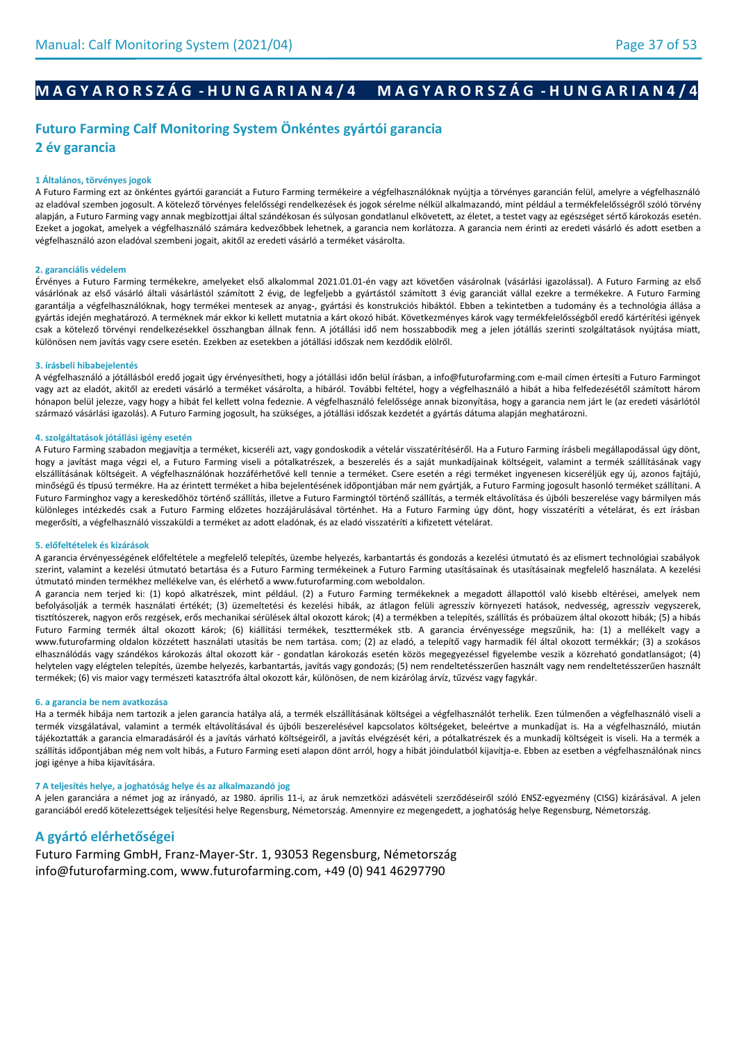**M A G Y A R O R S Z Á G - H U N G A R I A N 4 / 4 M A G Y A R O R S Z Á G - H U N G A R I A N 4 / 4**

## Futuro Farming Calf Monitoring System Önkéntes gyártói garancia
## 2 év garancia

#### 1 Általános, törvényes jogok

A Futuro Farming ezt az önkéntes gyártói garanciát a Futuro Farming termékeire a végfelhasználóknak nyújtja a törvényes garancián felül, amelyre a végfelhasználó az eladóval szemben jogosult. A kötelező törvényes felelősségi rendelkezések és jogok sérelme nélkül alkalmazandó, mint például a termékfelelősségről szóló törvény alapján, a Futuro Farming vagy annak megbízottjai által szándékosan és súlyosan gondatlanul elkövetett, az életet, a testet vagy az egészséget sértő károkozás esetén. Ezeket a jogokat, amelyek a végfelhasználó számára kedvezőbbek lehetnek, a garancia nem korlátozza. A garancia nem érinti az eredeti vásárló és adott esetben a végfelhasználó azon eladóval szembeni jogait, akitől az eredeti vásárló a terméket vásárolta.

#### 2. garanciális védelem

Érvényes a Futuro Farming termékekre, amelyeket első alkalommal 2021.01.01-én vagy azt követően vásárolnak (vásárlási igazolással). A Futuro Farming az első vásárlónak az első vásárló általi vásárlástól számított 2 évig, de legfeljebb a gyártástól számított 3 évig garanciát vállal ezekre a termékekre. A Futuro Farming garantálja a végfelhasználóknak, hogy termékei mentesek az anyag-, gyártási és konstrukciós hibáktól. Ebben a tekintetben a tudomány és a technológia állása a gyártás idején meghatározó. A terméknek már ekkor ki kellett mutatnia a kárt okozó hibát. Következményes károk vagy termékfelelősségből eredő kártérítési igények csak a kötelező törvényi rendelkezésekkel összhangban állnak fenn. A jótállási idő nem hosszabbodik meg a jelen jótállás szerinti szolgáltatások nyújtása miatt, különösen nem javítás vagy csere esetén. Ezekben az esetekben a jótállási időszak nem kezdődik elölről.

#### 3. írásbeli hibabejelentés

A végfelhasználó a jótállásból eredő jogait úgy érvényesítheti, hogy a jótállási időn belül írásban, a info@futurofarming.com e-mail címen értesíti a Futuro Farmingot vagy azt az eladót, akitől az eredeti vásárló a terméket vásárolta, a hibáról. További feltétel, hogy a végfelhasználó a hibát a hiba felfedezésétől számított három hónapon belül jelezze, vagy hogy a hibát fel kellett volna fedeznie. A végfelhasználó felelőssége annak bizonyítása, hogy a garancia nem járt le (az eredeti vásárlótól származó vásárlási igazolás). A Futuro Farming jogosult, ha szükséges, a jótállási időszak kezdetét a gyártás dátuma alapján meghatározni.

#### 4. szolgáltatások jótállási igény esetén

A Futuro Farming szabadon megjavítja a terméket, kicseréli azt, vagy gondoskodik a vételár visszatérítéséről. Ha a Futuro Farming írásbeli megállapodással úgy dönt, hogy a javítást maga végzi el, a Futuro Farming viseli a pótalkatrészek, a beszerelés és a saját munkadíjainak költségeit, valamint a termék szállításának vagy elszállításának költségeit. A végfelhasználónak hozzáférhetővé kell tennie a terméket. Csere esetén a régi terméket ingyenesen kicseréljük egy új, azonos fajtájú, minőségű és típusú termékre. Ha az érintett terméket a hiba bejelentésének időpontjában már nem gyártják, a Futuro Farming jogosult hasonló terméket szállítani. A Futuro Farminghoz vagy a kereskedőhöz történő szállítás, illetve a Futuro Farmingtól történő szállítás, a termék eltávolítása és újbóli beszerelése vagy bármilyen más különleges intézkedés csak a Futuro Farming előzetes hozzájárulásával történhet. Ha a Futuro Farming úgy dönt, hogy visszatéríti a vételárat, és ezt írásban megerősíti, a végfelhasználó visszaküldi a terméket az adott eladónak, és az eladó visszatéríti a kifizetett vételárat.

#### 5. előfeltételek és kizárások

A garancia érvényességének előfeltétele a megfelelő telepítés, üzembe helyezés, karbantartás és gondozás a kezelési útmutató és az elismert technológiai szabályok szerint, valamint a kezelési útmutató betartása és a Futuro Farming termékeinek a Futuro Farming utasításainak és utasításainak megfelelő használata. A kezelési útmutató minden termékhez mellékelve van, és elérhető a www.futurofarming.com weboldalon.

A garancia nem terjed ki: (1) kopó alkatrészek, mint például. (2) a Futuro Farming termékeknek a megadott állapottól való kisebb eltérései, amelyek nem befolyásolják a termék használati értékét; (3) üzemeltetési és kezelési hibák, az átlagon felüli agresszív környezeti hatások, nedvesség, agresszív vegyszerek, tisztítószerek, nagyon erős rezgések, erős mechanikai sérülések által okozott károk; (4) a termékben a telepítés, szállítás és próbaüzem által okozott hibák; (5) a hibás Futuro Farming termék által okozott károk; (6) kiállítási termékek, teszttermékek stb. A garancia érvényessége megszűnik, ha: (1) a mellékelt vagy a www.futurofarming oldalon közzétett használati utasítás be nem tartása. com; (2) az eladó, a telepítő vagy harmadik fél által okozott termékkár; (3) a szokásos elhasználódás vagy szándékos károkozás által okozott kár - gondatlan károkozás esetén közös megegyezéssel figyelembe veszik a közreható gondatlanságot; (4) helytelen vagy elégtelen telepítés, üzembe helyezés, karbantartás, javítás vagy gondozás; (5) nem rendeltetésszerűen használt vagy nem rendeltetésszerűen használt termékek; (6) vis maior vagy természeti katasztrófa által okozott kár, különösen, de nem kizárólag árvíz, tűzvész vagy fagykár.

#### 6. a garancia be nem avatkozása

Ha a termék hibája nem tartozik a jelen garancia hatálya alá, a termék elszállításának költségei a végfelhasználót terhelik. Ezen túlmenően a végfelhasználó viseli a termék vizsgálatával, valamint a termék eltávolításával és újbóli beszerelésével kapcsolatos költségeket, beleértve a munkadíjat is. Ha a végfelhasználó, miután tájékoztatták a garancia elmaradásáról és a javítás várható költségeiről, a javítás elvégzését kéri, a pótalkatrészek és a munkadíj költségeit is viseli. Ha a termék a szállítás időpontjában még nem volt hibás, a Futuro Farming eseti alapon dönt arról, hogy a hibát jóindulatból kijavítja-e. Ebben az esetben a végfelhasználónak nincs jogi igénye a hiba kijavítására.

#### 7 A teljesítés helye, a joghatóság helye és az alkalmazandó jog

A jelen garanciára a német jog az irányadó, az 1980. április 11-i, az áruk nemzetközi adásvételi szerződéseiről szóló ENSZ-egyezmény (CISG) kizárásával. A jelen garanciából eredő kötelezettségek teljesítési helye Regensburg, Németország. Amennyire ez megengedett, a joghatóság helye Regensburg, Németország.

## A gyártó elérhetőségei

Futuro Farming GmbH, Franz-Mayer-Str. 1, 93053 Regensburg, Németország
info@futurofarming.com, www.futurofarming.com, +49 (0) 941 46297790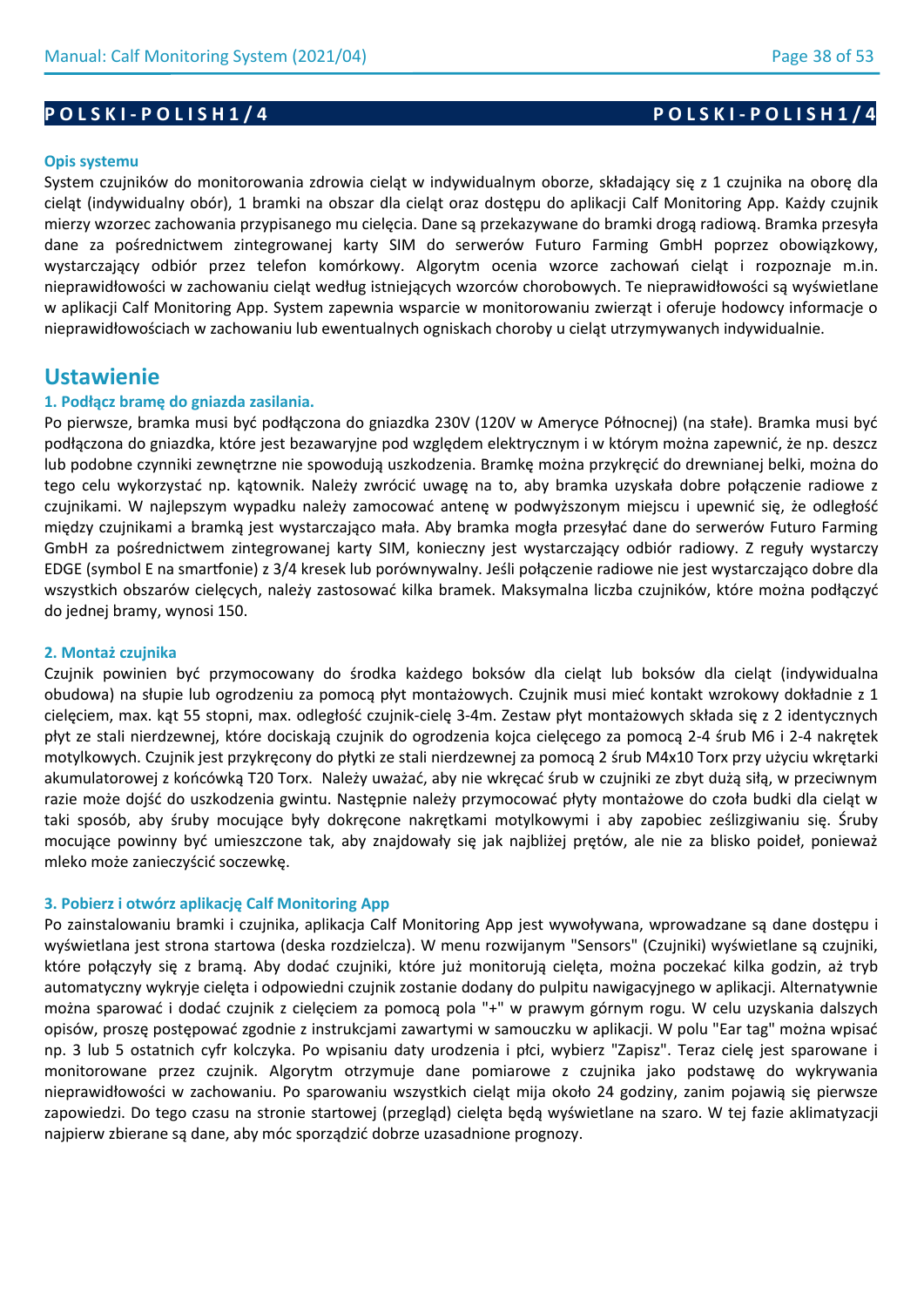**POLSKI-POLISH 1/4**

### Opis systemu

System czujników do monitorowania zdrowia cieląt w indywidualnym oborze, składający się z 1 czujnika na oborę dla cieląt (indywidualny obór), 1 bramki na obszar dla cieląt oraz dostępu do aplikacji Calf Monitoring App. Każdy czujnik mierzy wzorzec zachowania przypisanego mu cielęcia. Dane są przekazywane do bramki drogą radiową. Bramka przesyła dane za pośrednictwem zintegrowanej karty SIM do serwerów Futuro Farming GmbH poprzez obowiązkowy, wystarczający odbiór przez telefon komórkowy. Algorytm ocenia wzorce zachowań cieląt i rozpoznaje m.in. nieprawidłowości w zachowaniu cieląt według istniejących wzorców chorobowych. Te nieprawidłowości są wyświetlane w aplikacji Calf Monitoring App. System zapewnia wsparcie w monitorowaniu zwierząt i oferuje hodowcy informacje o nieprawidłowościach w zachowaniu lub ewentualnych ogniskach choroby u cieląt utrzymywanych indywidualnie.

## Ustawienie

### 1. Podłącz bramę do gniazda zasilania.

Po pierwsze, bramka musi być podłączona do gniazdka 230V (120V w Ameryce Północnej) (na stałe). Bramka musi być podłączona do gniazdka, które jest bezawaryjne pod względem elektrycznym i w którym można zapewnić, że np. deszcz lub podobne czynniki zewnętrzne nie spowodują uszkodzenia. Bramkę można przykręcić do drewnianej belki, można do tego celu wykorzystać np. kątownik. Należy zwrócić uwagę na to, aby bramka uzyskała dobre połączenie radiowe z czujnikami. W najlepszym wypadku należy zamocować antenę w podwyższonym miejscu i upewnić się, że odległość między czujnikami a bramką jest wystarczająco mała. Aby bramka mogła przesyłać dane do serwerów Futuro Farming GmbH za pośrednictwem zintegrowanej karty SIM, konieczny jest wystarczający odbiór radiowy. Z reguły wystarczy EDGE (symbol E na smartfonie) z 3/4 kresek lub porównywalny. Jeśli połączenie radiowe nie jest wystarczająco dobre dla wszystkich obszarów cielęcych, należy zastosować kilka bramek. Maksymalna liczba czujników, które można podłączyć do jednej bramy, wynosi 150.

### 2. Montaż czujnika

Czujnik powinien być przymocowany do środka każdego boksów dla cieląt lub boksów dla cieląt (indywidualna obudowa) na słupie lub ogrodzeniu za pomocą płyt montażowych. Czujnik musi mieć kontakt wzrokowy dokładnie z 1 cielęciem, max. kąt 55 stopni, max. odległość czujnik-cielę 3-4m. Zestaw płyt montażowych składa się z 2 identycznych płyt ze stali nierdzewnej, które dociskają czujnik do ogrodzenia kojca cielęcego za pomocą 2-4 śrub M6 i 2-4 nakrętek motylkowych. Czujnik jest przykręcony do płytki ze stali nierdzewnej za pomocą 2 śrub M4x10 Torx przy użyciu wkrętarki akumulatorowej z końcówką T20 Torx. Należy uważać, aby nie wkręcać śrub w czujniki ze zbyt dużą siłą, w przeciwnym razie może dojść do uszkodzenia gwintu. Następnie należy przymocować płyty montażowe do czoła budki dla cieląt w taki sposób, aby śruby mocujące były dokręcone nakrętkami motylkowymi i aby zapobiec ześlizgiwaniu się. Śruby mocujące powinny być umieszczone tak, aby znajdowały się jak najbliżej prętów, ale nie za blisko poideł, ponieważ mleko może zanieczyścić soczewkę.

### 3. Pobierz i otwórz aplikację Calf Monitoring App

Po zainstalowaniu bramki i czujnika, aplikacja Calf Monitoring App jest wywoływana, wprowadzane są dane dostępu i wyświetlana jest strona startowa (deska rozdzielcza). W menu rozwijanym "Sensors" (Czujniki) wyświetlane są czujniki, które połączyły się z bramą. Aby dodać czujniki, które już monitorują cielęta, można poczekać kilka godzin, aż tryb automatyczny wykryje cielęta i odpowiedni czujnik zostanie dodany do pulpitu nawigacyjnego w aplikacji. Alternatywnie można sparować i dodać czujnik z cielęciem za pomocą pola "+" w prawym górnym rogu. W celu uzyskania dalszych opisów, proszę postępować zgodnie z instrukcjami zawartymi w samouczku w aplikacji. W polu "Ear tag" można wpisać np. 3 lub 5 ostatnich cyfr kolczyka. Po wpisaniu daty urodzenia i płci, wybierz "Zapisz". Teraz cielę jest sparowane i monitorowane przez czujnik. Algorytm otrzymuje dane pomiarowe z czujnika jako podstawę do wykrywania nieprawidłowości w zachowaniu. Po sparowaniu wszystkich cieląt mija około 24 godziny, zanim pojawią się pierwsze zapowiedzi. Do tego czasu na stronie startowej (przegląd) cielęta będą wyświetlane na szaro. W tej fazie aklimatyzacji najpierw zbierane są dane, aby móc sporządzić dobrze uzasadnione prognozy.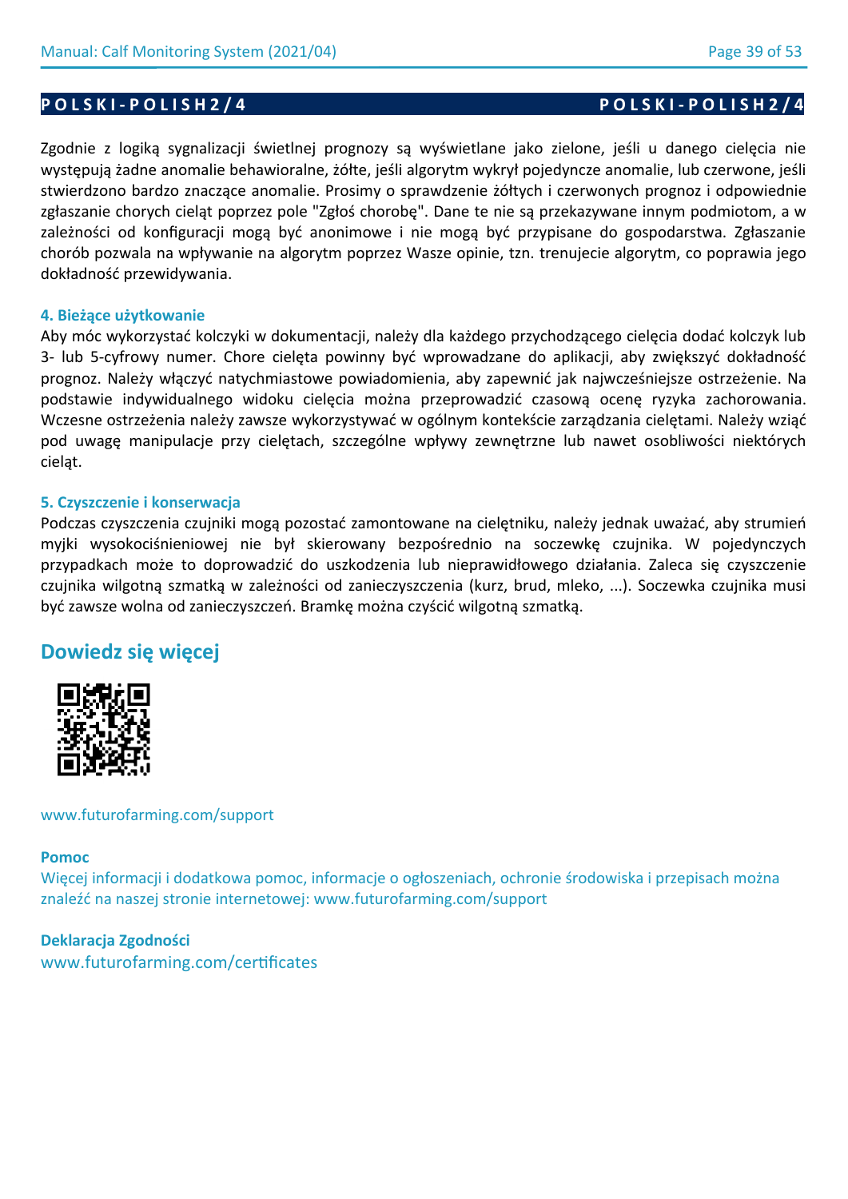**POLSKI - POLISH 2/4**

Zgodnie z logiką sygnalizacji świetlnej prognozy są wyświetlane jako zielone, jeśli u danego cielęcia nie występują żadne anomalie behawioralne, żółte, jeśli algorytm wykrył pojedyncze anomalie, lub czerwone, jeśli stwierdzono bardzo znaczące anomalie. Prosimy o sprawdzenie żółtych i czerwonych prognoz i odpowiednie zgłaszanie chorych cieląt poprzez pole "Zgłoś chorobę". Dane te nie są przekazywane innym podmiotom, a w zależności od konfiguracji mogą być anonimowe i nie mogą być przypisane do gospodarstwa. Zgłaszanie chorób pozwala na wpływanie na algorytm poprzez Wasze opinie, tzn. trenujecie algorytm, co poprawia jego dokładność przewidywania.

### 4. Bieżące użytkowanie

Aby móc wykorzystać kolczyki w dokumentacji, należy dla każdego przychodzącego cielęcia dodać kolczyk lub 3- lub 5-cyfrowy numer. Chore cielęta powinny być wprowadzane do aplikacji, aby zwiększyć dokładność prognoz. Należy włączyć natychmiastowe powiadomienia, aby zapewnić jak najwcześniejsze ostrzeżenie. Na podstawie indywidualnego widoku cielęcia można przeprowadzić czasową ocenę ryzyka zachorowania. Wczesne ostrzeżenia należy zawsze wykorzystywać w ogólnym kontekście zarządzania cielętami. Należy wziąć pod uwagę manipulacje przy cielętach, szczególne wpływy zewnętrzne lub nawet osobliwości niektórych cieląt.

### 5. Czyszczenie i konserwacja

Podczas czyszczenia czujniki mogą pozostać zamontowane na cielętniku, należy jednak uważać, aby strumień myjki wysokociśnieniowej nie był skierowany bezpośrednio na soczewkę czujnika. W pojedynczych przypadkach może to doprowadzić do uszkodzenia lub nieprawidłowego działania. Zaleca się czyszczenie czujnika wilgotną szmatką w zależności od zanieczyszczenia (kurz, brud, mleko, ...). Soczewka czujnika musi być zawsze wolna od zanieczyszczeń. Bramkę można czyścić wilgotną szmatką.

## Dowiedz się więcej

www.futurofarming.com/support

**Pomoc**

Więcej informacji i dodatkowa pomoc, informacje o ogłoszeniach, ochronie środowiska i przepisach można znaleźć na naszej stronie internetowej: www.futurofarming.com/support

**Deklaracja Zgodności**

www.futurofarming.com/certificates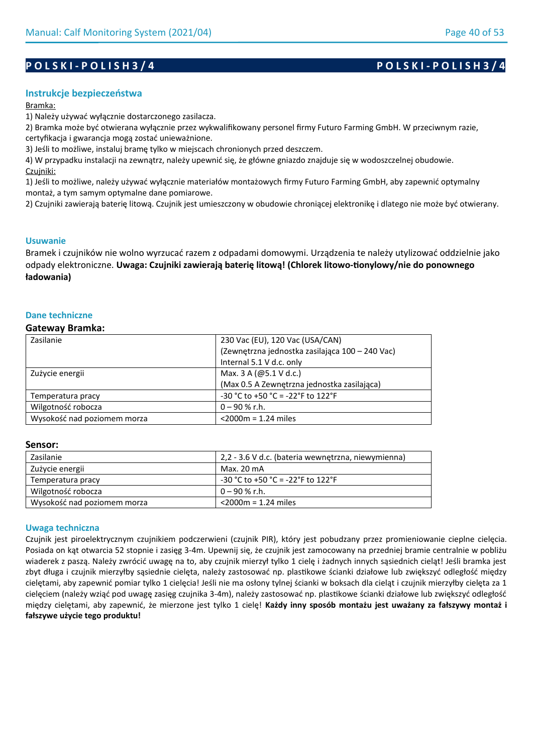## P O L S K I - P O L I S H 3 / 4

### Instrukcje bezpieczeństwa

Bramka:

1) Należy używać wyłącznie dostarczonego zasilacza.
2) Bramka może być otwierana wyłącznie przez wykwalifikowany personel firmy Futuro Farming GmbH. W przeciwnym razie, certyfikacja i gwarancja mogą zostać unieważnione.
3) Jeśli to możliwe, instaluj bramę tylko w miejscach chronionych przed deszczem.
4) W przypadku instalacji na zewnątrz, należy upewnić się, że główne gniazdo znajduje się w wodoszczelnej obudowie.

Czujniki:

1) Jeśli to możliwe, należy używać wyłącznie materiałów montażowych firmy Futuro Farming GmbH, aby zapewnić optymalny montaż, a tym samym optymalne dane pomiarowe.
2) Czujniki zawierają baterię litową. Czujnik jest umieszczony w obudowie chroniącej elektronikę i dlatego nie może być otwierany.

### Usuwanie

Bramek i czujników nie wolno wyrzucać razem z odpadami domowymi. Urządzenia te należy utylizować oddzielnie jako odpady elektroniczne. **Uwaga: Czujniki zawierają baterię litową! (Chlorek litowo-tionylowy/nie do ponownego ładowania)**

### Dane techniczne

**Gateway Bramka:**

| | |
|---|---|
| Zasilanie | 230 Vac (EU), 120 Vac (USA/CAN)<br>(Zewnętrzna jednostka zasilająca 100 – 240 Vac)<br>Internal 5.1 V d.c. only |
| Zużycie energii | Max. 3 A (@5.1 V d.c.)<br>(Max 0.5 A Zewnętrzna jednostka zasilająca) |
| Temperatura pracy | -30 °C to +50 °C = -22°F to 122°F |
| Wilgotność robocza | 0 – 90 % r.h. |
| Wysokość nad poziomem morza | <2000m = 1.24 miles |

**Sensor:**

| | |
|---|---|
| Zasilanie | 2,2 - 3.6 V d.c. (bateria wewnętrzna, niewymienna) |
| Zużycie energii | Max. 20 mA |
| Temperatura pracy | -30 °C to +50 °C = -22°F to 122°F |
| Wilgotność robocza | 0 – 90 % r.h. |
| Wysokość nad poziomem morza | <2000m = 1.24 miles |

### Uwaga techniczna

Czujnik jest piroelektrycznym czujnikiem podczerwieni (czujnik PIR), który jest pobudzany przez promieniowanie cieplne cielęcia. Posiada on kąt otwarcia 52 stopnie i zasięg 3-4m. Upewnij się, że czujnik jest zamocowany na przedniej bramie centralnie w pobliżu wiaderek z paszą. Należy zwrócić uwagę na to, aby czujnik mierzył tylko 1 cielę i żadnych innych sąsiednich cieląt! Jeśli bramka jest zbyt długa i czujnik mierzyłby sąsiednie cielęta, należy zastosować np. plastikowe ścianki działowe lub zwiększyć odległość między cielętami, aby zapewnić pomiar tylko 1 cielęcia! Jeśli nie ma osłony tylnej ścianki w boksach dla cieląt i czujnik mierzyłby cielęta za 1 cielęciem (należy wziąć pod uwagę zasięg czujnika 3-4m), należy zastosować np. plastikowe ścianki działowe lub zwiększyć odległość między cielętami, aby zapewnić, że mierzone jest tylko 1 cielę! **Każdy inny sposób montażu jest uważany za fałszywy montaż i fałszywe użycie tego produktu!**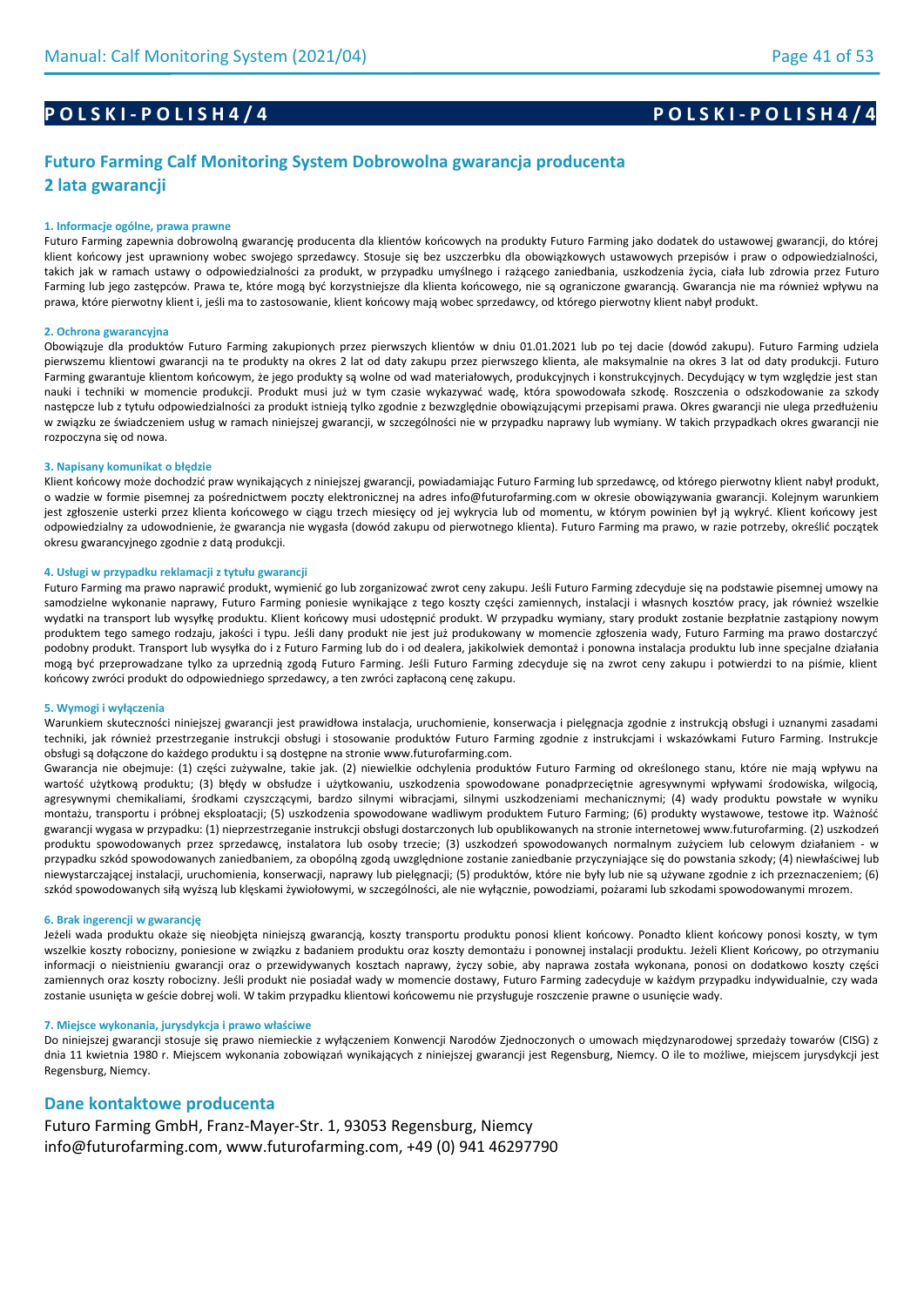# P O L S K I - P O L I S H 4 / 4

## Futuro Farming Calf Monitoring System Dobrowolna gwarancja producenta 2 lata gwarancji

### 1. Informacje ogólne, prawa prawne

Futuro Farming zapewnia dobrowolną gwarancję producenta dla klientów końcowych na produkty Futuro Farming jako dodatek do ustawowej gwarancji, do której klient końcowy jest uprawniony wobec swojego sprzedawcy. Stosuje się bez uszczerbku dla obowiązkowych ustawowych przepisów i praw o odpowiedzialności, takich jak w ramach ustawy o odpowiedzialności za produkt, w przypadku umyślnego i rażącego zaniedbania, uszkodzenia życia, ciała lub zdrowia przez Futuro Farming lub jego zastępców. Prawa te, które mogą być korzystniejsze dla klienta końcowego, nie są ograniczone gwarancją. Gwarancja nie ma również wpływu na prawa, które pierwotny klient i, jeśli ma to zastosowanie, klient końcowy mają wobec sprzedawcy, od którego pierwotny klient nabył produkt.

### 2. Ochrona gwarancyjna

Obowiązuje dla produktów Futuro Farming zakupionych przez pierwszych klientów w dniu 01.01.2021 lub po tej dacie (dowód zakupu). Futuro Farming udziela pierwszemu klientowi gwarancji na te produkty na okres 2 lat od daty zakupu przez pierwszego klienta, ale maksymalnie na okres 3 lat od daty produkcji. Futuro Farming gwarantuje klientom końcowym, że jego produkty są wolne od wad materiałowych, produkcyjnych i konstrukcyjnych. Decydujący w tym względzie jest stan nauki i techniki w momencie produkcji. Produkt musi już w tym czasie wykazywać wadę, która spowodowała szkodę. Roszczenia o odszkodowanie za szkody następcze lub z tytułu odpowiedzialności za produkt istnieją tylko zgodnie z bezwzględnie obowiązującymi przepisami prawa. Okres gwarancji nie ulega przedłużeniu w związku ze świadczeniem usług w ramach niniejszej gwarancji, w szczególności nie w przypadku naprawy lub wymiany. W takich przypadkach okres gwarancji nie rozpoczyna się od nowa.

### 3. Napisany komunikat o błędzie

Klient końcowy może dochodzić praw wynikających z niniejszej gwarancji, powiadamiając Futuro Farming lub sprzedawcę, od którego pierwotny klient nabył produkt, o wadzie w formie pisemnej za pośrednictwem poczty elektronicznej na adres info@futurofarming.com w okresie obowiązywania gwarancji. Kolejnym warunkiem jest zgłoszenie usterki przez klienta końcowego w ciągu trzech miesięcy od jej wykrycia lub od momentu, w którym powinien był ją wykryć. Klient końcowy jest odpowiedzialny za udowodnienie, że gwarancja nie wygasła (dowód zakupu od pierwotnego klienta). Futuro Farming ma prawo, w razie potrzeby, określić początek okresu gwarancyjnego zgodnie z datą produkcji.

### 4. Usługi w przypadku reklamacji z tytułu gwarancji

Futuro Farming ma prawo naprawić produkt, wymienić go lub zorganizować zwrot ceny zakupu. Jeśli Futuro Farming zdecyduje się na podstawie pisemnej umowy na samodzielne wykonanie naprawy, Futuro Farming poniesie wynikające z tego koszty części zamiennych, instalacji i własnych kosztów pracy, jak również wszelkie wydatki na transport lub wysyłkę produktu. Klient końcowy musi udostępnić produkt. W przypadku wymiany, stary produkt zostanie bezpłatnie zastąpiony nowym produktem tego samego rodzaju, jakości i typu. Jeśli dany produkt nie jest już produkowany w momencie zgłoszenia wady, Futuro Farming ma prawo dostarczyć podobny produkt. Transport lub wysyłka do i z Futuro Farming lub do i od dealera, jakikolwiek demontaż i ponowna instalacja produktu lub inne specjalne działania mogą być przeprowadzane tylko za uprzednią zgodą Futuro Farming. Jeśli Futuro Farming zdecyduje się na zwrot ceny zakupu i potwierdzi to na piśmie, klient końcowy zwróci produkt do odpowiedniego sprzedawcy, a ten zwróci zapłaconą cenę zakupu.

### 5. Wymogi i wyłączenia

Warunkiem skuteczności niniejszej gwarancji jest prawidłowa instalacja, uruchomienie, konserwacja i pielęgnacja zgodnie z instrukcją obsługi i uznanymi zasadami techniki, jak również przestrzeganie instrukcji obsługi i stosowanie produktów Futuro Farming zgodnie z instrukcjami i wskazówkami Futuro Farming. Instrukcje obsługi są dołączone do każdego produktu i są dostępne na stronie www.futurofarming.com.

Gwarancja nie obejmuje: (1) części zużywalne, takie jak. (2) niewielkie odchylenia produktów Futuro Farming od określonego stanu, które nie mają wpływu na wartość użytkową produktu; (3) błędy w obsłudze i użytkowaniu, uszkodzenia spowodowane ponadprzeciętnie agresywnymi wpływami środowiska, wilgocią, agresywnymi chemikaliami, środkami czyszczącymi, bardzo silnymi wibracjami, silnymi uszkodzeniami mechanicznymi; (4) wady produktu powstałe w wyniku montażu, transportu i próbnej eksploatacji; (5) uszkodzenia spowodowane wadliwym produktem Futuro Farming; (6) produkty wystawowe, testowe itp. Ważność gwarancji wygasa w przypadku: (1) nieprzestrzeganie instrukcji obsługi dostarczonych lub opublikowanych na stronie internetowej www.futurofarming. (2) uszkodzeń produktu spowodowanych przez sprzedawcę, instalatora lub osoby trzecie; (3) uszkodzeń spowodowanych normalnym zużyciem lub celowym działaniem - w przypadku szkód spowodowanych zaniedbaniem, za obopólną zgodą uwzględnione zostanie zaniedbanie przyczyniające się do powstania szkody; (4) niewłaściwej lub niewystarczającej instalacji, uruchomienia, konserwacji, naprawy lub pielęgnacji; (5) produktów, które nie były lub nie są używane zgodnie z ich przeznaczeniem; (6) szkód spowodowanych siłą wyższą lub klęskami żywiołowymi, w szczególności, ale nie wyłącznie, powodziami, pożarami lub szkodami spowodowanymi mrozem.

### 6. Brak ingerencji w gwarancję

Jeżeli wada produktu okaże się nieobjęta niniejszą gwarancją, koszty transportu produktu ponosi klient końcowy. Ponadto klient końcowy ponosi koszty, w tym wszelkie koszty robocizny, poniesione w związku z badaniem produktu oraz koszty demontażu i ponownej instalacji produktu. Jeżeli Klient Końcowy, po otrzymaniu informacji o nieistnieniu gwarancji oraz o przewidywanych kosztach naprawy, życzy sobie, aby naprawa została wykonana, ponosi on dodatkowo koszty części zamiennych oraz koszty robocizny. Jeśli produkt nie posiadał wady w momencie dostawy, Futuro Farming zadecyduje w każdym przypadku indywidualnie, czy wada zostanie usunięta w geście dobrej woli. W takim przypadku klientowi końcowemu nie przysługuje roszczenie prawne o usunięcie wady.

### 7. Miejsce wykonania, jurysdykcja i prawo właściwe

Do niniejszej gwarancji stosuje się prawo niemieckie z wyłączeniem Konwencji Narodów Zjednoczonych o umowach międzynarodowej sprzedaży towarów (CISG) z dnia 11 kwietnia 1980 r. Miejscem wykonania zobowiązań wynikających z niniejszej gwarancji jest Regensburg, Niemcy. O ile to możliwe, miejscem jurysdykcji jest Regensburg, Niemcy.

## Dane kontaktowe producenta

Futuro Farming GmbH, Franz-Mayer-Str. 1, 93053 Regensburg, Niemcy
info@futurofarming.com, www.futurofarming.com, +49 (0) 941 46297790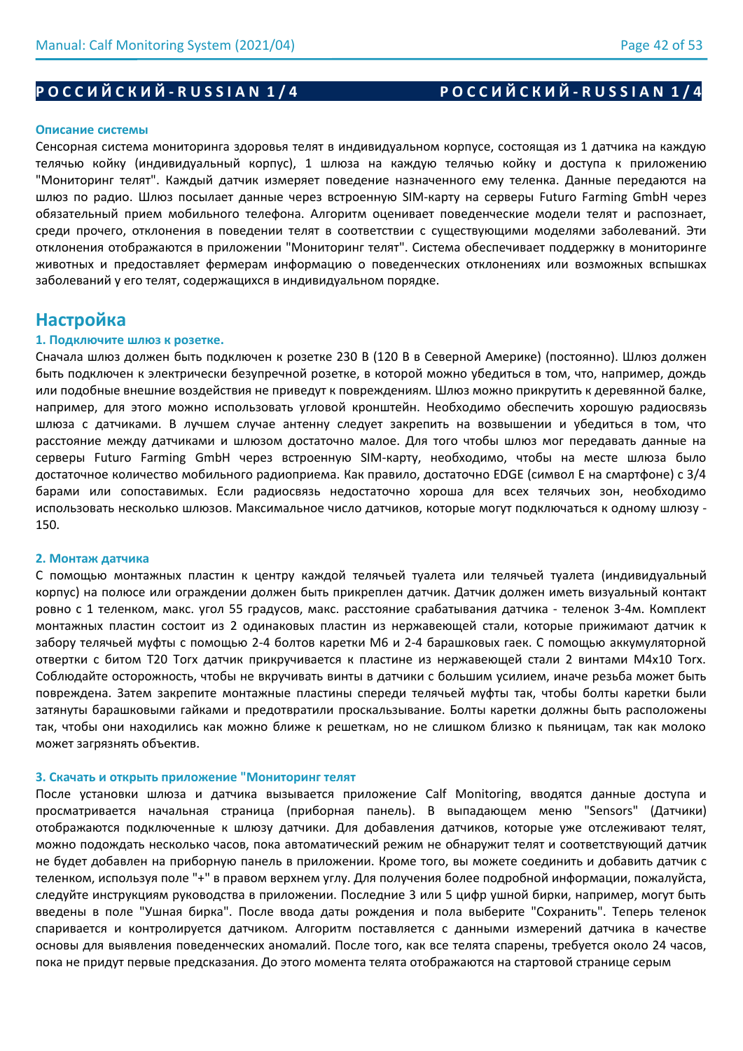**РОССИЙСКИЙ-RUSSIAN 1/4** **РОССИЙСКИЙ-RUSSIAN 1/4**

**Описание системы**

Сенсорная система мониторинга здоровья телят в индивидуальном корпусе, состоящая из 1 датчика на каждую телячью койку (индивидуальный корпус), 1 шлюза на каждую телячью койку и доступа к приложению "Мониторинг телят". Каждый датчик измеряет поведение назначенного ему теленка. Данные передаются на шлюз по радио. Шлюз посылает данные через встроенную SIM-карту на серверы Futuro Farming GmbH через обязательный прием мобильного телефона. Алгоритм оценивает поведенческие модели телят и распознает, среди прочего, отклонения в поведении телят в соответствии с существующими моделями заболеваний. Эти отклонения отображаются в приложении "Мониторинг телят". Система обеспечивает поддержку в мониторинге животных и предоставляет фермерам информацию о поведенческих отклонениях или возможных вспышках заболеваний у его телят, содержащихся в индивидуальном порядке.

## Настройка

**1. Подключите шлюз к розетке.**

Сначала шлюз должен быть подключен к розетке 230 В (120 В в Северной Америке) (постоянно). Шлюз должен быть подключен к электрически безупречной розетке, в которой можно убедиться в том, что, например, дождь или подобные внешние воздействия не приведут к повреждениям. Шлюз можно прикрутить к деревянной балке, например, для этого можно использовать угловой кронштейн. Необходимо обеспечить хорошую радиосвязь шлюза с датчиками. В лучшем случае антенну следует закрепить на возвышении и убедиться в том, что расстояние между датчиками и шлюзом достаточно малое. Для того чтобы шлюз мог передавать данные на серверы Futuro Farming GmbH через встроенную SIM-карту, необходимо, чтобы на месте шлюза было достаточное количество мобильного радиоприема. Как правило, достаточно EDGE (символ E на смартфоне) с 3/4 барами или сопоставимых. Если радиосвязь недостаточно хороша для всех телячьих зон, необходимо использовать несколько шлюзов. Максимальное число датчиков, которые могут подключаться к одному шлюзу - 150.

**2. Монтаж датчика**

С помощью монтажных пластин к центру каждой телячьей туалета или телячьей туалета (индивидуальный корпус) на полюсе или ограждении должен быть прикреплен датчик. Датчик должен иметь визуальный контакт ровно с 1 теленком, макс. угол 55 градусов, макс. расстояние срабатывания датчика - теленок 3-4м. Комплект монтажных пластин состоит из 2 одинаковых пластин из нержавеющей стали, которые прижимают датчик к забору телячьей муфты с помощью 2-4 болтов каретки M6 и 2-4 барашковых гаек. С помощью аккумуляторной отвертки с битом T20 Torx датчик прикручивается к пластине из нержавеющей стали 2 винтами M4x10 Torx. Соблюдайте осторожность, чтобы не вкручивать винты в датчики с большим усилием, иначе резьба может быть повреждена. Затем закрепите монтажные пластины спереди телячьей муфты так, чтобы болты каретки были затянуты барашковыми гайками и предотвратили проскальзывание. Болты каретки должны быть расположены так, чтобы они находились как можно ближе к решеткам, но не слишком близко к пьяницам, так как молоко может загрязнять объектив.

**3. Скачать и открыть приложение "Мониторинг телят**

После установки шлюза и датчика вызывается приложение Calf Monitoring, вводятся данные доступа и просматривается начальная страница (приборная панель). В выпадающем меню "Sensors" (Датчики) отображаются подключенные к шлюзу датчики. Для добавления датчиков, которые уже отслеживают телят, можно подождать несколько часов, пока автоматический режим не обнаружит телят и соответствующий датчик не будет добавлен на приборную панель в приложении. Кроме того, вы можете соединить и добавить датчик с теленком, используя поле "+" в правом верхнем углу. Для получения более подробной информации, пожалуйста, следуйте инструкциям руководства в приложении. Последние 3 или 5 цифр ушной бирки, например, могут быть введены в поле "Ушная бирка". После ввода даты рождения и пола выберите "Сохранить". Теперь теленок спаривается и контролируется датчиком. Алгоритм поставляется с данными измерений датчика в качестве основы для выявления поведенческих аномалий. После того, как все телята спарены, требуется около 24 часов, пока не придут первые предсказания. До этого момента телята отображаются на стартовой странице серым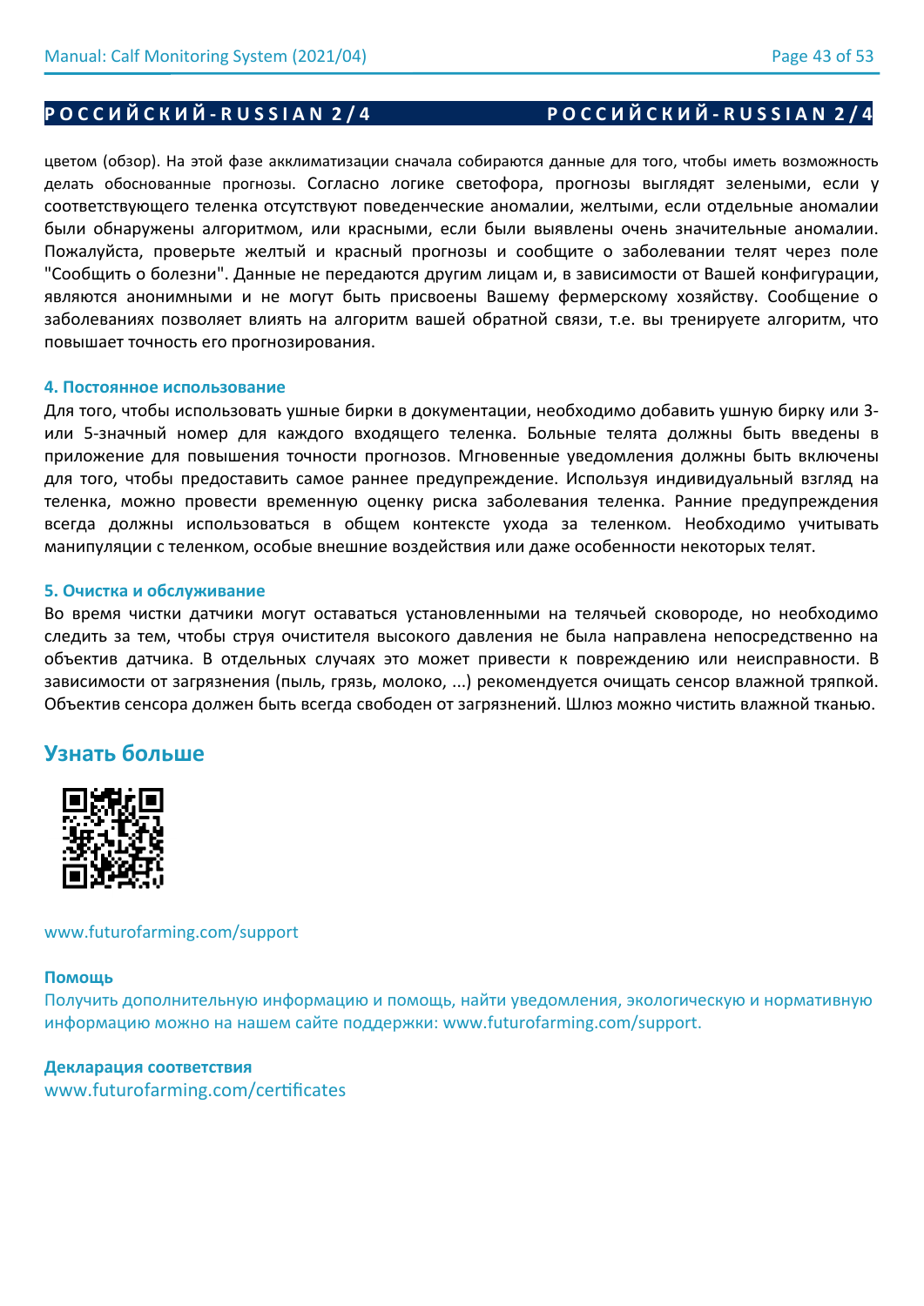цветом (обзор). На этой фазе акклиматизации сначала собираются данные для того, чтобы иметь возможность делать обоснованные прогнозы. Согласно логике светофора, прогнозы выглядят зелеными, если у соответствующего теленка отсутствуют поведенческие аномалии, желтыми, если отдельные аномалии были обнаружены алгоритмом, или красными, если были выявлены очень значительные аномалии. Пожалуйста, проверьте желтый и красный прогнозы и сообщите о заболевании телят через поле "Сообщить о болезни". Данные не передаются другим лицам и, в зависимости от Вашей конфигурации, являются анонимными и не могут быть присвоены Вашему фермерскому хозяйству. Сообщение о заболеваниях позволяет влиять на алгоритм вашей обратной связи, т.е. вы тренируете алгоритм, что повышает точность его прогнозирования.

### 4. Постоянное использование

Для того, чтобы использовать ушные бирки в документации, необходимо добавить ушную бирку или 3- или 5-значный номер для каждого входящего теленка. Больные телята должны быть введены в приложение для повышения точности прогнозов. Мгновенные уведомления должны быть включены для того, чтобы предоставить самое раннее предупреждение. Используя индивидуальный взгляд на теленка, можно провести временную оценку риска заболевания теленка. Ранние предупреждения всегда должны использоваться в общем контексте ухода за теленком. Необходимо учитывать манипуляции с теленком, особые внешние воздействия или даже особенности некоторых телят.

### 5. Очистка и обслуживание

Во время чистки датчики могут оставаться установленными на телячьей сковороде, но необходимо следить за тем, чтобы струя очистителя высокого давления не была направлена непосредственно на объектив датчика. В отдельных случаях это может привести к повреждению или неисправности. В зависимости от загрязнения (пыль, грязь, молоко, ...) рекомендуется очищать сенсор влажной тряпкой. Объектив сенсора должен быть всегда свободен от загрязнений. Шлюз можно чистить влажной тканью.

## Узнать больше

www.futurofarming.com/support

**Помощь**

Получить дополнительную информацию и помощь, найти уведомления, экологическую и нормативную информацию можно на нашем сайте поддержки: www.futurofarming.com/support.

**Декларация соответствия**

www.futurofarming.com/certificates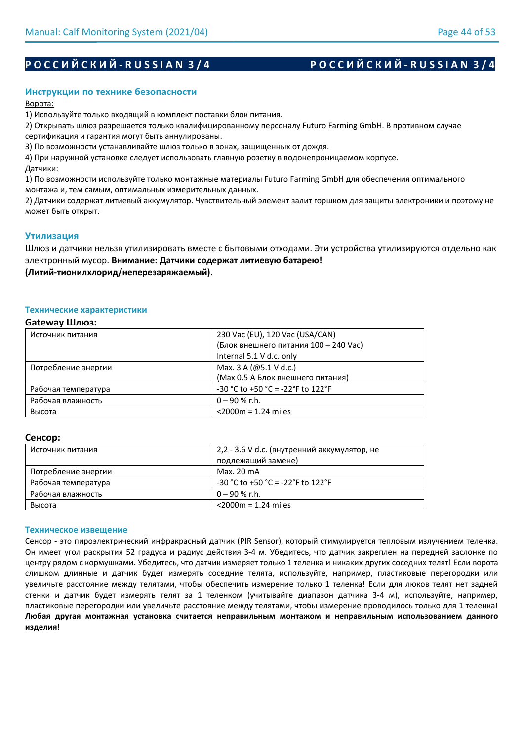# РОССИЙСКИЙ-RUSSIAN 3/4

## Инструкции по технике безопасности

Ворота:

1) Используйте только входящий в комплект поставки блок питания.
2) Открывать шлюз разрешается только квалифицированному персоналу Futuro Farming GmbH. В противном случае сертификация и гарантия могут быть аннулированы.
3) По возможности устанавливайте шлюз только в зонах, защищенных от дождя.
4) При наружной установке следует использовать главную розетку в водонепроницаемом корпусе.

Датчики:

1) По возможности используйте только монтажные материалы Futuro Farming GmbH для обеспечения оптимального монтажа и, тем самым, оптимальных измерительных данных.
2) Датчики содержат литиевый аккумулятор. Чувствительный элемент залит горшком для защиты электроники и поэтому не может быть открыт.

## Утилизация

Шлюз и датчики нельзя утилизировать вместе с бытовыми отходами. Эти устройства утилизируются отдельно как электронный мусор. **Внимание: Датчики содержат литиевую батарею! (Литий-тионилхлорид/неперезаряжаемый).**

## Технические характеристики

**Gateway Шлюз:**

| Источник питания | 230 Vac (EU), 120 Vac (USA/CAN)<br>(Блок внешнего питания 100 – 240 Vac)<br>Internal 5.1 V d.c. only |
|---|---|
| Потребление энергии | Max. 3 A (@5.1 V d.c.)<br>(Max 0.5 A Блок внешнего питания) |
| Рабочая температура | -30 °C to +50 °C = -22°F to 122°F |
| Рабочая влажность | 0 – 90 % r.h. |
| Высота | <2000m = 1.24 miles |

**Сенсор:**

| Источник питания | 2,2 - 3.6 V d.c. (внутренний аккумулятор, не подлежащий замене) |
|---|---|
| Потребление энергии | Max. 20 mA |
| Рабочая температура | -30 °C to +50 °C = -22°F to 122°F |
| Рабочая влажность | 0 – 90 % r.h. |
| Высота | <2000m = 1.24 miles |

## Техническое извещение

Сенсор - это пироэлектрический инфракрасный датчик (PIR Sensor), который стимулируется тепловым излучением теленка. Он имеет угол раскрытия 52 градуса и радиус действия 3-4 м. Убедитесь, что датчик закреплен на передней заслонке по центру рядом с кормушками. Убедитесь, что датчик измеряет только 1 теленка и никаких других соседних телят! Если ворота слишком длинные и датчик будет измерять соседние телята, используйте, например, пластиковые перегородки или увеличьте расстояние между телятами, чтобы обеспечить измерение только 1 теленка! Если для люков телят нет задней стенки и датчик будет измерять телят за 1 теленком (учитывайте диапазон датчика 3-4 м), используйте, например, пластиковые перегородки или увеличьте расстояние между телятами, чтобы измерение проводилось только для 1 теленка! **Любая другая монтажная установка считается неправильным монтажом и неправильным использованием данного изделия!**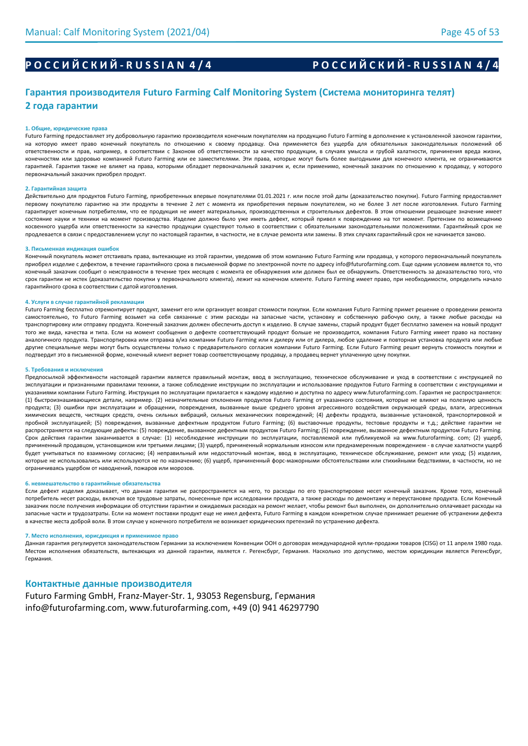# Р О С С И Й С К И Й - R U S S I A N 4 / 4

## Гарантия производителя Futuro Farming Calf Monitoring System (Система мониторинга телят) 2 года гарантии

**1. Общие, юридические права**

Futuro Farming предоставляет эту добровольную гарантию производителя конечным покупателям на продукцию Futuro Farming в дополнение к установленной законом гарантии, на которую имеет право конечный покупатель по отношению к своему продавцу. Она применяется без ущерба для обязательных законодательных положений об ответственности и прав, например, в соответствии с Законом об ответственности за качество продукции, в случаях умысла и грубой халатности, причинения вреда жизни, конечностям или здоровью компанией Futuro Farming или ее заместителями. Эти права, которые могут быть более выгодными для конечного клиента, не ограничиваются гарантией. Гарантия также не влияет на права, которыми обладает первоначальный заказчик и, если применимо, конечный заказчик по отношению к продавцу, у которого первоначальный заказчик приобрел продукт.

**2. Гарантийная защита**

Действительно для продуктов Futuro Farming, приобретенных впервые покупателями 01.01.2021 г. или после этой даты (доказательство покупки). Futuro Farming предоставляет первому покупателю гарантию на эти продукты в течение 2 лет с момента их приобретения первым покупателем, но не более 3 лет после изготовления. Futuro Farming гарантирует конечным потребителям, что ее продукция не имеет материальных, производственных и строительных дефектов. В этом отношении решающее значение имеет состояние науки и техники на момент производства. Изделие должно было уже иметь дефект, который привел к повреждению на тот момент. Претензии по возмещению косвенного ущерба или ответственности за качество продукции существуют только в соответствии с обязательными законодательными положениями. Гарантийный срок не продлевается в связи с предоставлением услуг по настоящей гарантии, в частности, не в случае ремонта или замены. В этих случаях гарантийный срок не начинается заново.

**3. Письменная индикация ошибок**

Конечный покупатель может отстаивать права, вытекающие из этой гарантии, уведомив об этом компанию Futuro Farming или продавца, у которого первоначальный покупатель приобрел изделие с дефектом, в течение гарантийного срока в письменной форме по электронной почте по адресу info@futurofarming.com. Еще одним условием является то, что конечный заказчик сообщит о неисправности в течение трех месяцев с момента ее обнаружения или должен был ее обнаружить. Ответственность за доказательство того, что срок гарантии не истек (доказательство покупки у первоначального клиента), лежит на конечном клиенте. Futuro Farming имеет право, при необходимости, определить начало гарантийного срока в соответствии с датой изготовления.

**4. Услуги в случае гарантийной рекламации**

Futuro Farming бесплатно отремонтирует продукт, заменит его или организует возврат стоимости покупки. Если компания Futuro Farming примет решение о проведении ремонта самостоятельно, то Futuro Farming возьмет на себя связанные с этим расходы на запасные части, установку и собственную рабочую силу, а также любые расходы на транспортировку или отправку продукта. Конечный заказчик должен обеспечить доступ к изделию. В случае замены, старый продукт будет бесплатно заменен на новый продукт того же вида, качества и типа. Если на момент сообщения о дефекте соответствующий продукт больше не производится, компания Futuro Farming имеет право на поставку аналогичного продукта. Транспортировка или отправка в/из компании Futuro Farming или к дилеру или от дилера, любое удаление и повторная установка продукта или любые другие специальные меры могут быть осуществлены только с предварительного согласия компании Futuro Farming. Если Futuro Farming решит вернуть стоимость покупки и подтвердит это в письменной форме, конечный клиент вернет товар соответствующему продавцу, а продавец вернет уплаченную цену покупки.

**5. Требования и исключения**

Предпосылкой эффективности настоящей гарантии является правильный монтаж, ввод в эксплуатацию, техническое обслуживание и уход в соответствии с инструкцией по эксплуатации и признанными правилами техники, а также соблюдение инструкции по эксплуатации и использование продуктов Futuro Farming в соответствии с инструкциями и указаниями компании Futuro Farming. Инструкция по эксплуатации прилагается к каждому изделию и доступна по адресу www.futurofarming.com. Гарантия не распространяется: (1) быстроизнашивающиеся детали, например. (2) незначительные отклонения продуктов Futuro Farming от указанного состояния, которые не влияют на полезную ценность продукта; (3) ошибки при эксплуатации и обращении, повреждения, вызванные выше среднего уровня агрессивного воздействия окружающей среды, влаги, агрессивных химических веществ, чистящих средств, очень сильных вибраций, сильных механических повреждений; (4) дефекты продукта, вызванные установкой, транспортировкой и пробной эксплуатацией; (5) повреждения, вызванные дефектным продуктом Futuro Farming; (6) выставочные продукты, тестовые продукты и т.д.; действие гарантии не распространяется на следующие дефекты: (5) повреждение, вызванное дефектным продуктом Futuro Farming; (5) повреждение, вызванное дефектным продуктом Futuro Farming. Срок действия гарантии заканчивается в случае: (1) несоблюдение инструкции по эксплуатации, поставляемой или публикуемой на www.futurofarming. com; (2) ущерб, причиненный продавцом, установщиком или третьими лицами; (3) ущерб, причиненный нормальным износом или преднамеренным повреждением - в случае халатности ущерб будет учитываться по взаимному согласию; (4) неправильный или недостаточный монтаж, ввод в эксплуатацию, техническое обслуживание, ремонт или уход; (5) изделия, которые не использовались или используются не по назначению; (6) ущерб, причиненный форс-мажорными обстоятельствами или стихийными бедствиями, в частности, но не ограничиваясь ущербом от наводнений, пожаров или морозов.

**6. невмешательство в гарантийные обязательства**

Если дефект изделия доказывает, что данная гарантия не распространяется на него, то расходы по его транспортировке несет конечный заказчик. Кроме того, конечный потребитель несет расходы, включая все трудовые затраты, понесенные при исследовании продукта, а также расходы по демонтажу и переустановке продукта. Если Конечный заказчик после получения информации об отсутствии гарантии и ожидаемых расходах на ремонт желает, чтобы ремонт был выполнен, он дополнительно оплачивает расходы на запасные части и трудозатраты. Если на момент поставки продукт еще не имел дефекта, Futuro Farming в каждом конкретном случае принимает решение об устранении дефекта в качестве жеста доброй воли. В этом случае у конечного потребителя не возникает юридических претензий по устранению дефекта.

**7. Место исполнения, юрисдикция и применимое право**

Данная гарантия регулируется законодательством Германии за исключением Конвенции ООН о договорах международной купли-продажи товаров (CISG) от 11 апреля 1980 года. Местом исполнения обязательств, вытекающих из данной гарантии, является г. Регенсбург, Германия. Насколько это допустимо, местом юрисдикции является Регенсбург, Германия.

## Контактные данные производителя

Futuro Farming GmbH, Franz-Mayer-Str. 1, 93053 Regensburg, Германия
info@futurofarming.com, www.futurofarming.com, +49 (0) 941 46297790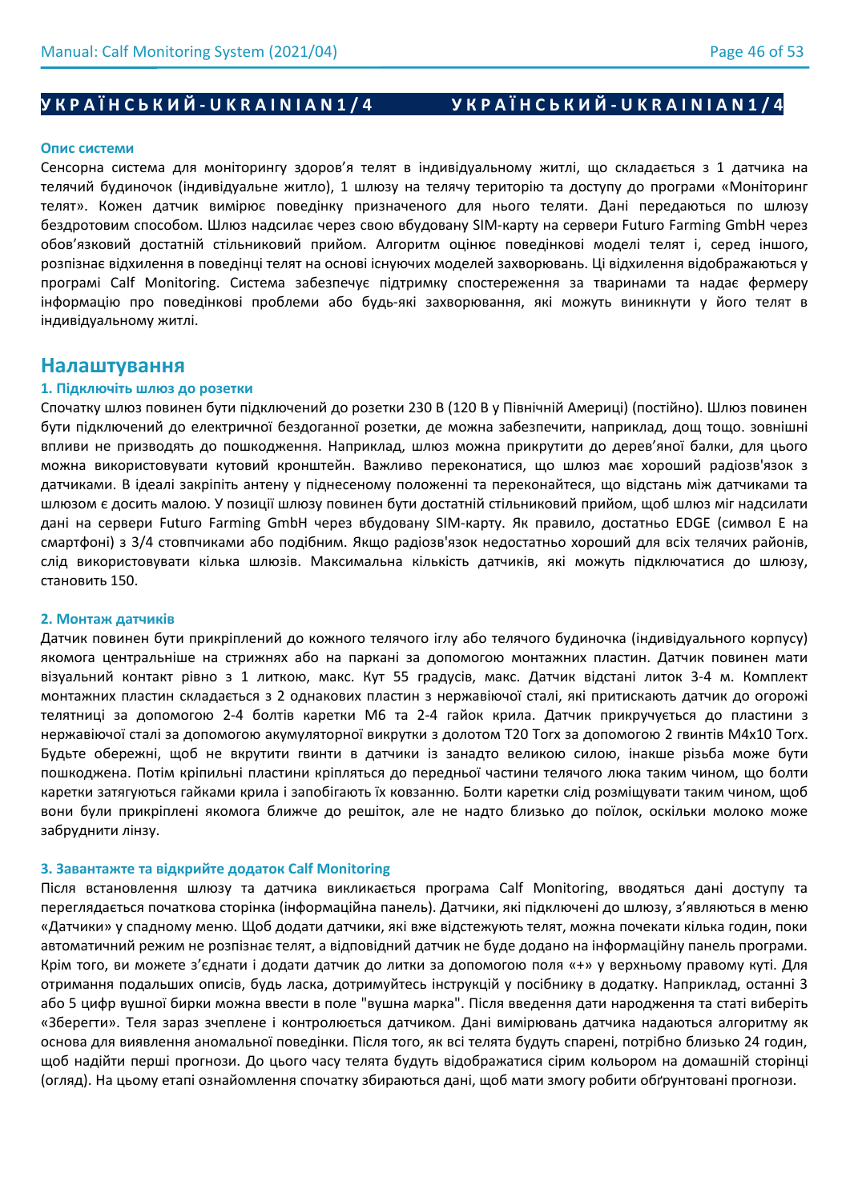**У К Р А Ї Н С Ь К И Й - U K R A I N I A N 1 / 4 У К Р А Ї Н С Ь К И Й - U K R A I N I A N 1 / 4**

**Опис системи**

Сенсорна система для моніторингу здоров'я телят в індивідуальному житлі, що складається з 1 датчика на телячий будиночок (індивідуальне житло), 1 шлюзу на телячу територію та доступу до програми «Моніторинг телят». Кожен датчик вимірює поведінку призначеного для нього теляти. Дані передаються по шлюзу бездротовим способом. Шлюз надсилає через свою вбудовану SIM-карту на сервери Futuro Farming GmbH через обов'язковий достатній стільниковий прийом. Алгоритм оцінює поведінкові моделі телят і, серед іншого, розпізнає відхилення в поведінці телят на основі існуючих моделей захворювань. Ці відхилення відображаються у програмі Calf Monitoring. Система забезпечує підтримку спостереження за тваринами та надає фермеру інформацію про поведінкові проблеми або будь-які захворювання, які можуть виникнути у його телят в індивідуальному житлі.

## Налаштування

**1. Підключіть шлюз до розетки**

Спочатку шлюз повинен бути підключений до розетки 230 В (120 В у Північній Америці) (постійно). Шлюз повинен бути підключений до електричної бездоганної розетки, де можна забезпечити, наприклад, дощ тощо. зовнішні впливи не призводять до пошкодження. Наприклад, шлюз можна прикрутити до дерев'яної балки, для цього можна використовувати кутовий кронштейн. Важливо переконатися, що шлюз має хороший радіозв'язок з датчиками. В ідеалі закріпіть антену у піднесеному положенні та переконайтеся, що відстань між датчиками та шлюзом є досить малою. У позиції шлюзу повинен бути достатній стільниковий прийом, щоб шлюз міг надсилати дані на сервери Futuro Farming GmbH через вбудовану SIM-карту. Як правило, достатньо EDGE (символ E на смартфоні) з 3/4 стовпчиками або подібним. Якщо радіозв'язок недостатньо хороший для всіх телячих районів, слід використовувати кілька шлюзів. Максимальна кількість датчиків, які можуть підключатися до шлюзу, становить 150.

**2. Монтаж датчиків**

Датчик повинен бути прикріплений до кожного телячого іглу або телячого будиночка (індивідуального корпусу) якомога центральніше на стрижнях або на паркані за допомогою монтажних пластин. Датчик повинен мати візуальний контакт рівно з 1 литкою, макс. Кут 55 градусів, макс. Датчик відстані литок 3-4 м. Комплект монтажних пластин складається з 2 однакових пластин з нержавіючої сталі, які притискають датчик до огорожі телятниці за допомогою 2-4 болтів каретки M6 та 2-4 гайок крила. Датчик прикручується до пластини з нержавіючої сталі за допомогою акумуляторної викрутки з долотом T20 Torx за допомогою 2 гвинтів M4x10 Torx. Будьте обережні, щоб не вкрутити гвинти в датчики із занадто великою силою, інакше різьба може бути пошкоджена. Потім кріпильні пластини кріпляться до передньої частини телячого люка таким чином, що болти каретки затягуються гайками крила і запобігають їх ковзанню. Болти каретки слід розміщувати таким чином, щоб вони були прикріплені якомога ближче до решіток, але не надто близько до поїлок, оскільки молоко може забруднити лінзу.

**3. Завантажте та відкрийте додаток Calf Monitoring**

Після встановлення шлюзу та датчика викликається програма Calf Monitoring, вводяться дані доступу та переглядається початкова сторінка (інформаційна панель). Датчики, які підключені до шлюзу, з'являються в меню «Датчики» у спадному меню. Щоб додати датчики, які вже відстежують телят, можна почекати кілька годин, поки автоматичний режим не розпізнає телят, а відповідний датчик не буде додано на інформаційну панель програми. Крім того, ви можете з'єднати і додати датчик до литки за допомогою поля «+» у верхньому правому куті. Для отримання подальших описів, будь ласка, дотримуйтесь інструкцій у посібнику в додатку. Наприклад, останні 3 або 5 цифр вушної бирки можна ввести в поле "вушна марка". Після введення дати народження та статі виберіть «Зберегти». Теля зараз зчеплене і контролюється датчиком. Дані вимірювань датчика надаються алгоритму як основа для виявлення аномальної поведінки. Після того, як всі телята будуть спарені, потрібно близько 24 годин, щоб надійти перші прогнози. До цього часу телята будуть відображатися сірим кольором на домашній сторінці (огляд). На цьому етапі ознайомлення спочатку збираються дані, щоб мати змогу робити обґрунтовані прогнози.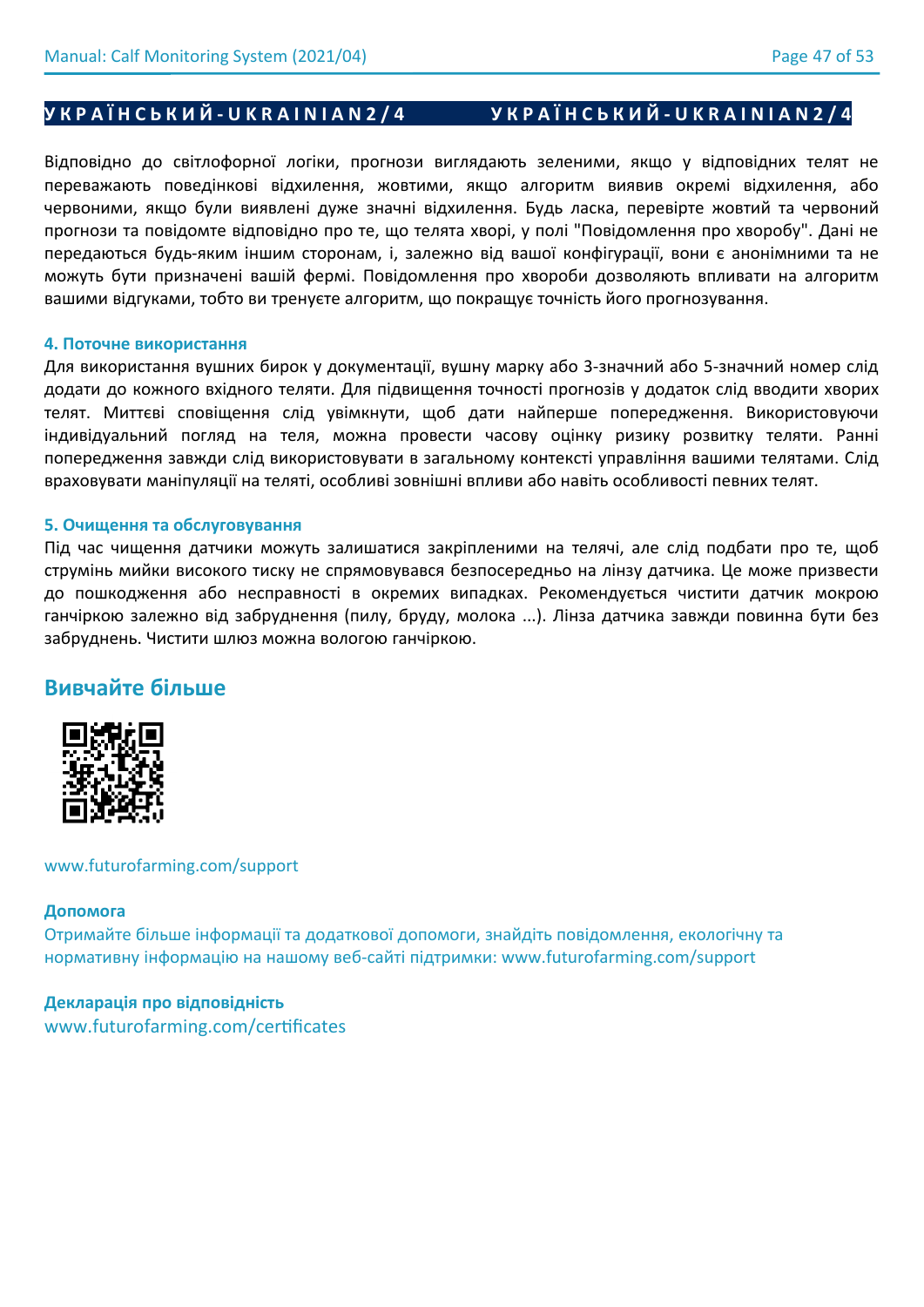**УКРАЇНСЬКИЙ - UKRAINIAN 2/4 УКРАЇНСЬКИЙ - UKRAINIAN 2/4**

Відповідно до світлофорної логіки, прогнози виглядають зеленими, якщо у відповідних телят не переважають поведінкові відхилення, жовтими, якщо алгоритм виявив окремі відхилення, або червоними, якщо були виявлені дуже значні відхилення. Будь ласка, перевірте жовтий та червоний прогнози та повідомте відповідно про те, що телята хворі, у полі "Повідомлення про хворобу". Дані не передаються будь-яким іншим сторонам, і, залежно від вашої конфігурації, вони є анонімними та не можуть бути призначені вашій фермі. Повідомлення про хвороби дозволяють впливати на алгоритм вашими відгуками, тобто ви тренуєте алгоритм, що покращує точність його прогнозування.

### 4. Поточне використання

Для використання вушних бирок у документації, вушну марку або 3-значний або 5-значний номер слід додати до кожного вхідного теляти. Для підвищення точності прогнозів у додаток слід вводити хворих телят. Миттєві сповіщення слід увімкнути, щоб дати найперше попередження. Використовуючи індивідуальний погляд на теля, можна провести часову оцінку ризику розвитку теляти. Ранні попередження завжди слід використовувати в загальному контексті управління вашими телятами. Слід враховувати маніпуляції на теляті, особливі зовнішні впливи або навіть особливості певних телят.

### 5. Очищення та обслуговування

Під час чищення датчики можуть залишатися закріпленими на телячі, але слід подбати про те, щоб струмінь мийки високого тиску не спрямовувався безпосередньо на лінзу датчика. Це може призвести до пошкодження або несправності в окремих випадках. Рекомендується чистити датчик мокрою ганчіркою залежно від забруднення (пилу, бруду, молока ...). Лінза датчика завжди повинна бути без забруднень. Чистити шлюз можна вологою ганчіркою.

## Вивчайте більше

www.futurofarming.com/support

### Допомога

Отримайте більше інформації та додаткової допомоги, знайдіть повідомлення, екологічну та нормативну інформацію на нашому веб-сайті підтримки: www.futurofarming.com/support

### Декларація про відповідність

www.futurofarming.com/certificates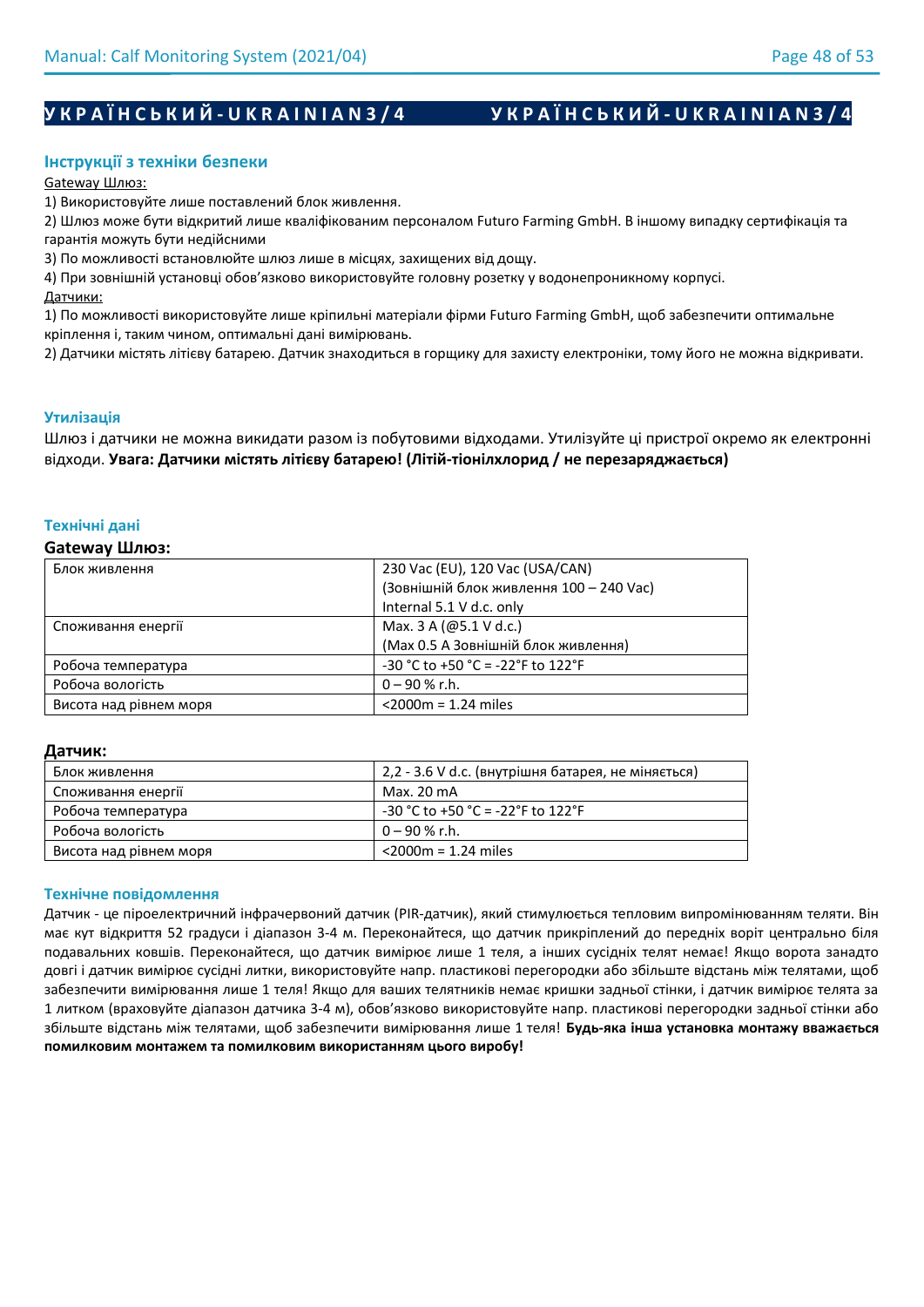## У К Р А Ї Н С Ь К И Й - U K R A I N I A N 3 / 4 У К Р А Ї Н С Ь К И Й - U K R A I N I A N 3 / 4

### Інструкції з техніки безпеки

Gateway Шлюз:

1) Використовуйте лише поставлений блок живлення.
2) Шлюз може бути відкритий лише кваліфікованим персоналом Futuro Farming GmbH. В іншому випадку сертифікація та гарантія можуть бути недійсними
3) По можливості встановлюйте шлюз лише в місцях, захищених від дощу.
4) При зовнішній установці обов'язково використовуйте головну розетку у водонепроникному корпусі.

Датчики:

1) По можливості використовуйте лише кріпильні матеріали фірми Futuro Farming GmbH, щоб забезпечити оптимальне кріплення і, таким чином, оптимальні дані вимірювань.
2) Датчики містять літієву батарею. Датчик знаходиться в горщику для захисту електроніки, тому його не можна відкривати.

### Утилізація

Шлюз і датчики не можна викидати разом із побутовими відходами. Утилізуйте ці пристрої окремо як електронні відходи. **Увага: Датчики містять літієву батарею! (Літій-тіонілхлорид / не перезаряджається)**

### Технічні дані

**Gateway Шлюз:**

| | |
|---|---|
| Блок живлення | 230 Vac (EU), 120 Vac (USA/CAN)<br>(Зовнішній блок живлення 100 – 240 Vac)<br>Internal 5.1 V d.c. only |
| Споживання енергії | Max. 3 A (@5.1 V d.c.)<br>(Max 0.5 A Зовнішній блок живлення) |
| Робоча температура | -30 °C to +50 °C = -22°F to 122°F |
| Робоча вологість | 0 – 90 % r.h. |
| Висота над рівнем моря | <2000m = 1.24 miles |

**Датчик:**

| | |
|---|---|
| Блок живлення | 2,2 - 3.6 V d.c. (внутрішня батарея, не міняється) |
| Споживання енергії | Max. 20 mA |
| Робоча температура | -30 °C to +50 °C = -22°F to 122°F |
| Робоча вологість | 0 – 90 % r.h. |
| Висота над рівнем моря | <2000m = 1.24 miles |

### Технічне повідомлення

Датчик - це піроелектричний інфрачервоний датчик (PIR-датчик), який стимулюється тепловим випромінюванням теляти. Він має кут відкриття 52 градуси і діапазон 3-4 м. Переконайтеся, що датчик прикріплений до передніх воріт центрально біля подавальних ковшів. Переконайтеся, що датчик вимірює лише 1 теля, а інших сусідніх телят немає! Якщо ворота занадто довгі і датчик вимірює сусідні литки, використовуйте напр. пластикові перегородки або збільште відстань між телятами, щоб забезпечити вимірювання лише 1 теля! Якщо для ваших телятників немає кришки задньої стінки, і датчик вимірює телята за 1 литком (враховуйте діапазон датчика 3-4 м), обов'язково використовуйте напр. пластикові перегородки задньої стінки або збільште відстань між телятами, щоб забезпечити вимірювання лише 1 теля! **Будь-яка інша установка монтажу вважається помилковим монтажем та помилковим використанням цього виробу!**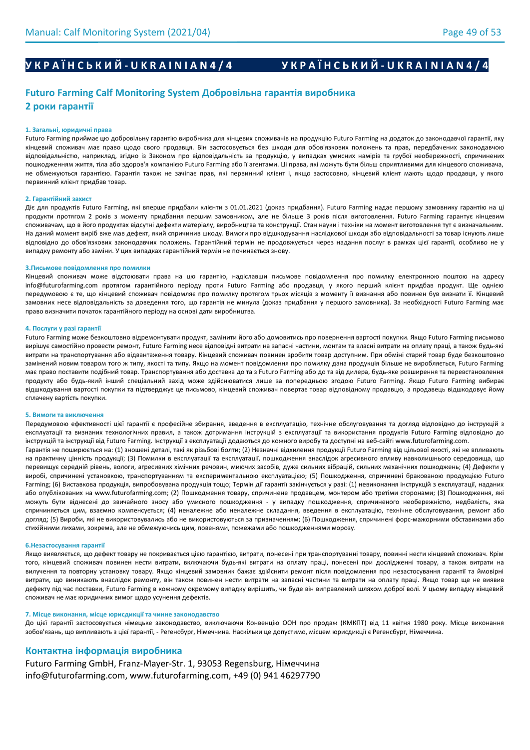# У К Р А Ї Н С Ь К И Й - U K R A I N I A N 4 / 4

## Futuro Farming Calf Monitoring System Добровільна гарантія виробника
## 2 роки гарантії

### 1. Загальні, юридичні права

Futuro Farming приймає цю добровільну гарантію виробника для кінцевих споживачів на продукцію Futuro Farming на додаток до законодавчої гарантії, яку кінцевий споживач має право щодо свого продавця. Він застосовується без шкоди для обов'язкових положень та прав, передбачених законодавчою відповідальністю, наприклад, згідно із Законом про відповідальність за продукцію, у випадках умисних намірів та грубої необережності, спричинених пошкодженням життя, тіла або здоров'я компанією Futuro Farming або її агентами. Ці права, які можуть бути більш сприятливими для кінцевого споживача, не обмежуються гарантією. Гарантія також не зачіпає прав, які первинний клієнт і, якщо застосовно, кінцевий клієнт мають щодо продавця, у якого первинний клієнт придбав товар.

### 2. Гарантійний захист

Діє для продуктів Futuro Farming, які вперше придбали клієнти з 01.01.2021 (доказ придбання). Futuro Farming надає першому замовнику гарантію на ці продукти протягом 2 років з моменту придбання першим замовником, але не більше 3 років після виготовлення. Futuro Farming гарантує кінцевим споживачам, що в його продуктах відсутні дефекти матеріалу, виробництва та конструкції. Стан науки і техніки на момент виготовлення тут є визначальним. На даний момент виріб вже мав дефект, який спричинив шкоду. Вимоги про відшкодування наслідкової шкоди або відповідальності за товар існують лише відповідно до обов'язкових законодавчих положень. Гарантійний термін не продовжується через надання послуг в рамках цієї гарантії, особливо не у випадку ремонту або заміни. У цих випадках гарантійний термін не починається знову.

### 3.Письмове повідомлення про помилки

Кінцевий споживач може відстоювати права на цю гарантію, надіславши письмове повідомлення про помилку електронною поштою на адресу info@futurofarming.com протягом гарантійного періоду проти Futuro Farming або продавця, у якого перший клієнт придбав продукт. Ще однією передумовою є те, що кінцевий споживач повідомляє про помилку протягом трьох місяців з моменту її визнання або повинен був визнати її. Кінцевий замовник несе відповідальність за доведення того, що гарантія не минула (доказ придбання у першого замовника). За необхідності Futuro Farming має право визначити початок гарантійного періоду на основі дати виробництва.

### 4. Послуги у разі гарантії

Futuro Farming може безкоштовно відремонтувати продукт, замінити його або домовитись про повернення вартості покупки. Якщо Futuro Farming письмово вирішує самостійно провести ремонт, Futuro Farming несе відповідні витрати на запасні частини, монтаж та власні витрати на оплату праці, а також будь-які витрати на транспортування або відвантаження товару. Кінцевий споживач повинен зробити товар доступним. При обміні старий товар буде безкоштовно замінений новим товаром того ж типу, якості та типу. Якщо на момент повідомлення про помилку дана продукція більше не виробляється, Futuro Farming має право поставити подібний товар. Транспортування або доставка до та з Futuro Farming або до та від дилера, будь-яке розширення та перевстановлення продукту або будь-який інший спеціальний захід може здійснюватися лише за попередньою згодою Futuro Farming. Якщо Futuro Farming вибирає відшкодування вартості покупки та підтверджує це письмово, кінцевий споживач повертає товар відповідному продавцю, а продавець відшкодовує йому сплачену вартість покупки.

### 5. Вимоги та виключення

Передумовою ефективності цієї гарантії є професійне збирання, введення в експлуатацію, технічне обслуговування та догляд відповідно до інструкцій з експлуатації та визнаних технологічних правил, а також дотримання інструкцій з експлуатації та використання продуктів Futuro Farming відповідно до інструкцій та інструкції від Futuro Farming. Інструкції з експлуатації додаються до кожного виробу та доступні на веб-сайті www.futurofarming.com.

Гарантія не поширюється на: (1) зношені деталі, такі як різьбові болти; (2) Незначні відхилення продукції Futuro Farming від цільової якості, які не впливають на практичну цінність продукції; (3) Помилки в експлуатації та експлуатації, пошкодження внаслідок агресивного впливу навколишнього середовища, що перевищує середній рівень, вологи, агресивних хімічних речовин, миючих засобів, дуже сильних вібрацій, сильних механічних пошкоджень; (4) Дефекти у виробі, спричинені установкою, транспортуванням та експериментальною експлуатацією; (5) Пошкодження, спричинені бракованою продукцією Futuro Farming; (6) Виставкова продукція, випробовувана продукція тощо; Термін дії гарантії закінчується у разі: (1) невиконання інструкцій з експлуатації, наданих або опублікованих на www.futurofarming.com; (2) Пошкодження товару, спричинене продавцем, монтером або третіми сторонами; (3) Пошкодження, які можуть бути віднесені до звичайного зносу або умисного пошкодження - у випадку пошкодження, спричиненого необережністю, недбалість, яка спричиняється цим, взаємно компенсується; (4) неналежне або неналежне складання, введення в експлуатацію, технічне обслуговування, ремонт або догляд; (5) Вироби, які не використовувались або не використовуються за призначенням; (6) Пошкодження, спричинені форс-мажорними обставинами або стихійними лихами, зокрема, але не обмежуючись цим, повенями, пожежами або пошкодженнями морозу.

### 6.Незастосування гарантії

Якщо виявляється, що дефект товару не покривається цією гарантією, витрати, понесені при транспортуванні товару, повинні нести кінцевий споживач. Крім того, кінцевий споживач повинен нести витрати, включаючи будь-які витрати на оплату праці, понесені при дослідженні товару, а також витрати на вилучення та повторну установку товару. Якщо кінцевий замовник бажає здійснити ремонт після повідомлення про незастосування гарантії та ймовірні витрати, що виникають внаслідок ремонту, він також повинен нести витрати на запасні частини та витрати на оплату праці. Якщо товар ще не виявив дефекту під час поставки, Futuro Farming в кожному окремому випадку вирішить, чи буде він виправлений шляхом доброї волі. У цьому випадку кінцевий споживач не має юридичних вимог щодо усунення дефектів.

### 7. Місце виконання, місце юрисдикції та чинне законодавство

До цієї гарантії застосовується німецьке законодавство, виключаючи Конвенцію ООН про продаж (КМКПТ) від 11 квітня 1980 року. Місце виконання зобов'язань, що випливають з цієї гарантії, - Регенсбург, Німеччина. Наскільки це допустимо, місцем юрисдикції є Регенсбург, Німеччина.

## Контактна інформація виробника

Futuro Farming GmbH, Franz-Mayer-Str. 1, 93053 Regensburg, Німеччина
info@futurofarming.com, www.futurofarming.com, +49 (0) 941 46297790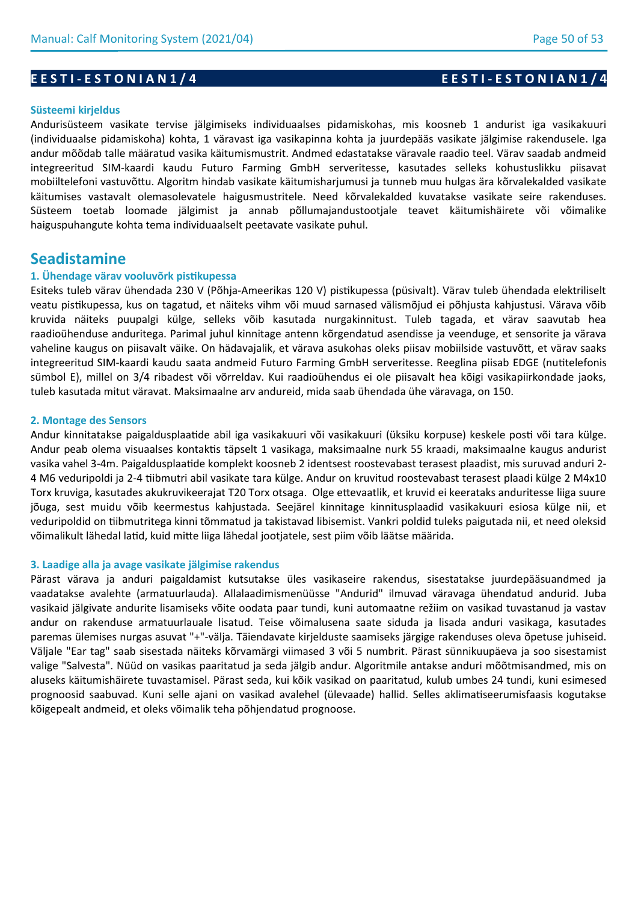## E E S T I - E S T O N I A N 1 / 4

### Süsteemi kirjeldus

Andurisüsteem vasikate tervise jälgimiseks individuaalses pidamiskohas, mis koosneb 1 andurist iga vasikakuuri (individuaalse pidamiskoha) kohta, 1 väravast iga vasikapinna kohta ja juurdepääs vasikate jälgimise rakendusele. Iga andur mõõdab talle määratud vasika käitumismustrit. Andmed edastatakse väravale raadio teel. Värav saadab andmeid integreeritud SIM-kaardi kaudu Futuro Farming GmbH serveritesse, kasutades selleks kohustuslikku piisavat mobiiltelefoni vastuvõttu. Algoritm hindab vasikate käitumisharjumusi ja tunneb muu hulgas ära kõrvalekalded vasikate käitumises vastavalt olemasolevatele haigusmustritele. Need kõrvalekalded kuvatakse vasikate seire rakenduses. Süsteem toetab loomade jälgimist ja annab põllumajandustootjale teavet käitumishäirete või võimalike haiguspuhangute kohta tema individuaalselt peetavate vasikate puhul.

## Seadistamine

### 1. Ühendage värav vooluvõrk pistikupessa

Esiteks tuleb värav ühendada 230 V (Põhja-Ameerikas 120 V) pistikupessa (püsivalt). Värav tuleb ühendada elektriliselt veatu pistikupessa, kus on tagatud, et näiteks vihm või muud sarnased välismõjud ei põhjusta kahjustusi. Värava võib kruvida näiteks puupalgi külge, selleks võib kasutada nurgakinnitust. Tuleb tagada, et värav saavutab hea raadioühenduse anduritega. Parimal juhul kinnitage antenn kõrgendatud asendisse ja veenduge, et sensorite ja värava vaheline kaugus on piisavalt väike. On hädavajalik, et värava asukohas oleks piisav mobiilside vastuvõtt, et värav saaks integreeritud SIM-kaardi kaudu saata andmeid Futuro Farming GmbH serveritesse. Reeglina piisab EDGE (nutitelefonis sümbol E), millel on 3/4 ribadest või võrreldav. Kui raadioühendus ei ole piisavalt hea kõigi vasikapiirkondade jaoks, tuleb kasutada mitut väravat. Maksimaalne arv andureid, mida saab ühendada ühe väravaga, on 150.

### 2. Montage des Sensors

Andur kinnitatakse paigaldusplaatide abil iga vasikakuuri või vasikakuuri (üksiku korpuse) keskele posti või tara külge. Andur peab olema visuaalses kontaktis täpselt 1 vasikaga, maksimaalne nurk 55 kraadi, maksimaalne kaugus andurist vasika vahel 3-4m. Paigaldusplaatide komplekt koosneb 2 identsest roostevabast terasest plaadist, mis suruvad anduri 2-4 M6 veduripoldi ja 2-4 tiibmutri abil vasikate tara külge. Andur on kruvitud roostevabast terasest plaadi külge 2 M4x10 Torx kruviga, kasutades akukruvikeerajat T20 Torx otsaga. Olge ettevaatlik, et kruvid ei keerataks anduritesse liiga suure jõuga, sest muidu võib keermestus kahjustada. Seejärel kinnitage kinnitusplaadid vasikakuuri esiosa külge nii, et veduripoldid on tiibmutritega kinni tõmmatud ja takistavad libisemist. Vankri poldid tuleks paigutada nii, et need oleksid võimalikult lähedal latid, kuid mitte liiga lähedal jootjatele, sest piim võib läätse määrida.

### 3. Laadige alla ja avage vasikate jälgimise rakendus

Pärast värava ja anduri paigaldamist kutsutakse üles vasikaseire rakendus, sisestatakse juurdepääsuandmed ja vaadatakse avalehte (armatuurlauda). Allalaadimismenüüsse "Andurid" ilmuvad väravaga ühendatud andurid. Juba vasikaid jälgivate andurite lisamiseks võite oodata paar tundi, kuni automaatne režiim on vasikad tuvastanud ja vastav andur on rakenduse armatuurlauale lisatud. Teise võimalusena saate siduda ja lisada anduri vasikaga, kasutades paremas ülemises nurgas asuvat "+"-välja. Täiendavate kirjelduste saamiseks järgige rakenduses oleva õpetuse juhiseid. Väljale "Ear tag" saab sisestada näiteks kõrvamärgi viimased 3 või 5 numbrit. Pärast sünnikuupäeva ja soo sisestamist valige "Salvesta". Nüüd on vasikas paaritatud ja seda jälgib andur. Algoritmile antakse anduri mõõtmisandmed, mis on aluseks käitumishäirete tuvastamisel. Pärast seda, kui kõik vasikad on paaritatud, kulub umbes 24 tundi, kuni esimesed prognoosid saabuvad. Kuni selle ajani on vasikad avalehel (ülevaade) hallid. Selles aklimatiseerumisfaasis kogutakse kõigepealt andmeid, et oleks võimalik teha põhjendatud prognoose.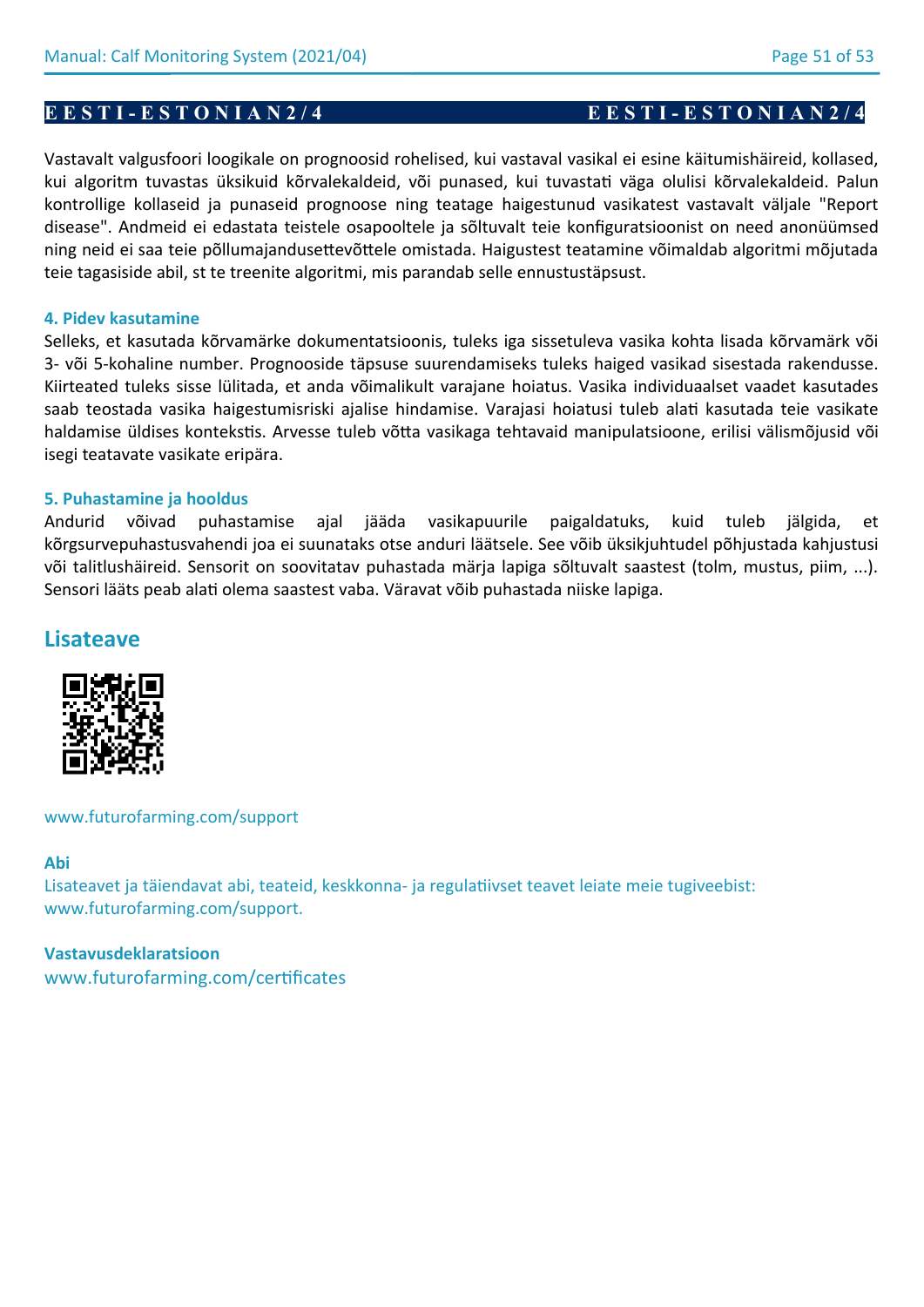**EESTI-ESTONIAN 2/4**

Vastavalt valgusfoori loogikale on prognoosid rohelised, kui vastaval vasikal ei esine käitumishäireid, kollased, kui algoritm tuvastas üksikuid kõrvalekaldeid, või punased, kui tuvastati väga olulisi kõrvalekaldeid. Palun kontrollige kollaseid ja punaseid prognoose ning teatage haigestunud vasikatest vastavalt väljale "Report disease". Andmeid ei edastata teistele osapooltele ja sõltuvalt teie konfiguratsioonist on need anonüümsed ning neid ei saa teie põllumajandusettevõttele omistada. Haigustest teatamine võimaldab algoritmi mõjutada teie tagasiside abil, st te treenite algoritmi, mis parandab selle ennustustäpsust.

### 4. Pidev kasutamine

Selleks, et kasutada kõrvamärke dokumentatsioonis, tuleks iga sissetuleva vasika kohta lisada kõrvamärk või 3- või 5-kohaline number. Prognooside täpsuse suurendamiseks tuleks haiged vasikad sisestada rakendusse. Kiirteated tuleks sisse lülitada, et anda võimalikult varajane hoiatus. Vasika individuaalset vaadet kasutades saab teostada vasika haigestumisriski ajalise hindamise. Varajasi hoiatusi tuleb alati kasutada teie vasikate haldamise üldises kontekstis. Arvesse tuleb võtta vasikaga tehtavaid manipulatsioone, erilisi välismõjusid või isegi teatavate vasikate eripära.

### 5. Puhastamine ja hooldus

Andurid võivad puhastamise ajal jääda vasikapuurile paigaldatuks, kuid tuleb jälgida, et kõrgsurvepuhastusvahendi joa ei suunataks otse anduri läätsele. See võib üksikjuhtudel põhjustada kahjustusi või talitlushäireid. Sensorit on soovitatav puhastada märja lapiga sõltuvalt saastest (tolm, mustus, piim, ...). Sensori lääts peab alati olema saastest vaba. Väravat võib puhastada niiske lapiga.

## Lisateave

www.futurofarming.com/support

**Abi**

Lisateavet ja täiendavat abi, teateid, keskkonna- ja regulatiivset teavet leiate meie tugiveebist: www.futurofarming.com/support.

**Vastavusdeklaratsioon**

www.futurofarming.com/certificates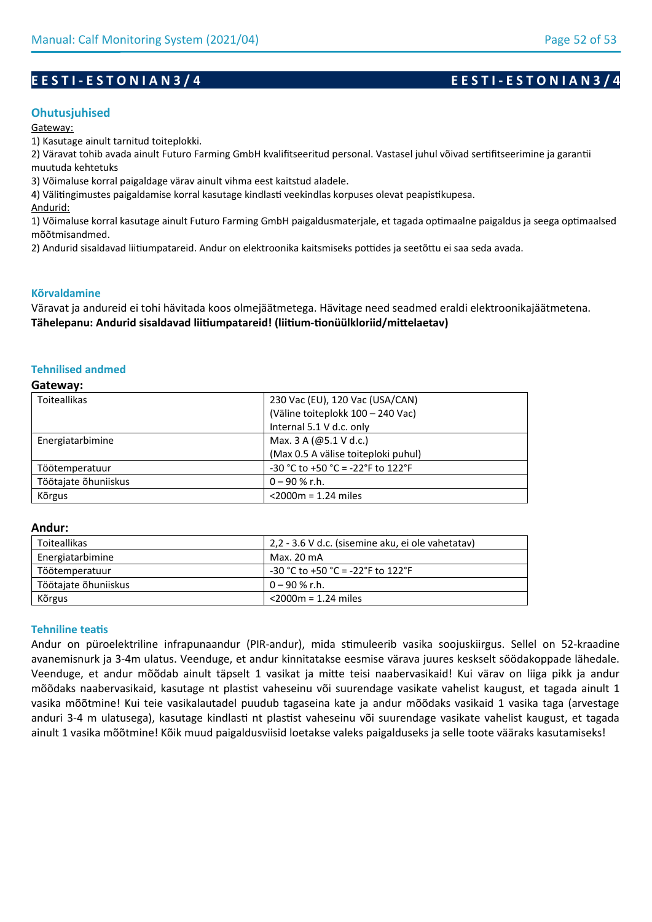## E E S T I - E S T O N I A N 3 / 4

### Ohutusjuhised

Gateway:

1) Kasutage ainult tarnitud toiteplokki.
2) Väravat tohib avada ainult Futuro Farming GmbH kvalifitseeritud personal. Vastasel juhul võivad sertifitseerimine ja garantii muutuda kehtetuks
3) Võimaluse korral paigaldage värav ainult vihma eest kaitstud aladele.
4) Välitingimustes paigaldamise korral kasutage kindlasti veekindlas korpuses olevat peapistikupesa.

Andurid:

1) Võimaluse korral kasutage ainult Futuro Farming GmbH paigaldusmaterjale, et tagada optimaalne paigaldus ja seega optimaalsed mõõtmisandmed.
2) Andurid sisaldavad liitiumpatareid. Andur on elektroonika kaitsmiseks pottides ja seetõttu ei saa seda avada.

### Kõrvaldamine

Väravat ja andureid ei tohi hävitada koos olmejäätmetega. Hävitage need seadmed eraldi elektroonikajäätmetena.
**Tähelepanu: Andurid sisaldavad liitiumpatareid! (liitium-tionüülkloriid/mittelaetav)**

### Tehnilised andmed

**Gateway:**

| | |
|---|---|
| Toiteallikas | 230 Vac (EU), 120 Vac (USA/CAN)<br>(Väline toiteplokk 100 – 240 Vac)<br>Internal 5.1 V d.c. only |
| Energiatarbimine | Max. 3 A (@5.1 V d.c.)<br>(Max 0.5 A välise toiteploki puhul) |
| Töötemperatuur | -30 °C to +50 °C = -22°F to 122°F |
| Töötajate õhuniiskus | 0 – 90 % r.h. |
| Kõrgus | <2000m = 1.24 miles |

**Andur:**

| | |
|---|---|
| Toiteallikas | 2,2 - 3.6 V d.c. (sisemine aku, ei ole vahetatav) |
| Energiatarbimine | Max. 20 mA |
| Töötemperatuur | -30 °C to +50 °C = -22°F to 122°F |
| Töötajate õhuniiskus | 0 – 90 % r.h. |
| Kõrgus | <2000m = 1.24 miles |

### Tehniline teatis

Andur on püroelektriline infrapunaandur (PIR-andur), mida stimuleerib vasika soojuskiirgus. Sellel on 52-kraadine avanemisnurk ja 3-4m ulatus. Veenduge, et andur kinnitatakse eesmise värava juures keskselt söödakoppade lähedale. Veenduge, et andur mõõdab ainult täpselt 1 vasikat ja mitte teisi naabervasikaid! Kui värav on liiga pikk ja andur mõõdaks naabervasikaid, kasutage nt plastist vaheseinu või suurendage vasikate vahelist kaugust, et tagada ainult 1 vasika mõõtmine! Kui teie vasikalautadel puudub tagaseina kate ja andur mõõdaks vasikaid 1 vasika taga (arvestage anduri 3-4 m ulatusega), kasutage kindlasti nt plastist vaheseinu või suurendage vasikate vahelist kaugust, et tagada ainult 1 vasika mõõtmine! Kõik muud paigaldusviisid loetakse valeks paigalduseks ja selle toote vääraks kasutamiseks!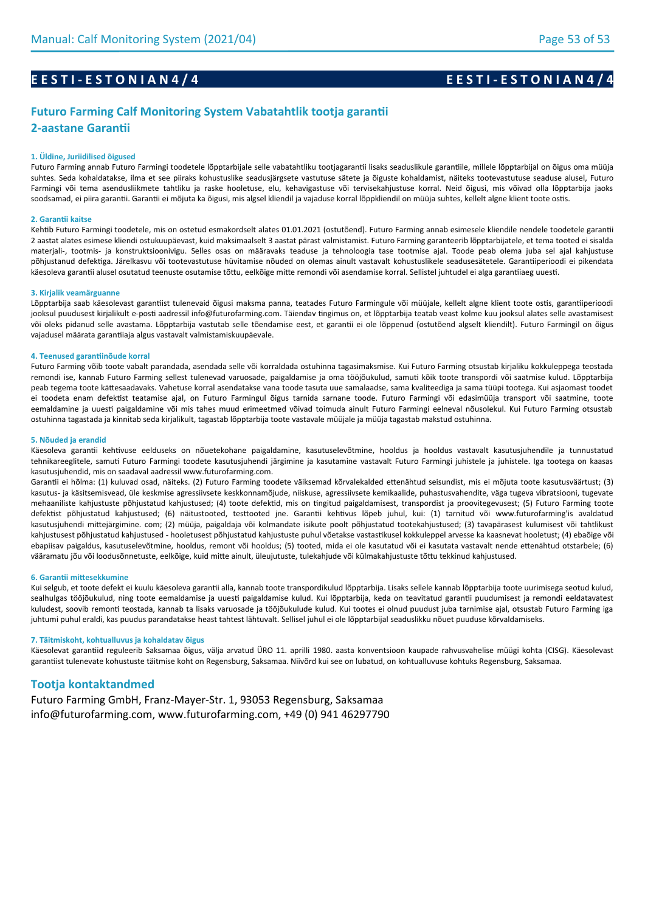## E E S T I - E S T O N I A N 4 / 4

## Futuro Farming Calf Monitoring System Vabatahtlik tootja garantii
## 2-aastane Garantii

**1. Üldine, Juriidilised õigused**

Futuro Farming annab Futuro Farmingi toodetele lõpptarbijale selle vabatahtliku tootjagarantii lisaks seaduslikule garantiile, millele lõpptarbijal on õigus oma müüja suhtes. Seda kohaldatakse, ilma et see piiraks kohustuslike seadusjärgsete vastutuse sätete ja õiguste kohaldamist, näiteks tootevastutuse seaduse alusel, Futuro Farmingi või tema asendusliikmete tahtliku ja raske hooletuse, elu, kehavigastuse või tervisekahjustuse korral. Neid õigusi, mis võivad olla lõpptarbija jaoks soodsamad, ei piira garantii. Garantii ei mõjuta ka õigusi, mis algsel kliendil ja vajaduse korral lõppkliendil on müüja suhtes, kellelt algne klient toote ostis.

**2. Garantii kaitse**

Kehtib Futuro Farmingi toodetele, mis on ostetud esmakordselt alates 01.01.2021 (ostutõend). Futuro Farming annab esimesele kliendile nendele toodetele garantii 2 aastat alates esimese kliendi ostukuupäevast, kuid maksimaalselt 3 aastat pärast valmistamist. Futuro Farming garanteerib lõpptarbijatele, et tema tooted ei sisalda materjali-, tootmis- ja konstruktsioonivigu. Selles osas on määravaks teaduse ja tehnoloogia tase tootmise ajal. Toode peab olema juba sel ajal kahjustuse põhjustanud defektiga. Järelkasvu või tootevastutuse hüvitamise nõuded on olemas ainult vastavalt kohustuslikele seadusesätetele. Garantiiperioodi ei pikendata käesoleva garantii alusel osutatud teenuste osutamise tõttu, eelkõige mitte remondi või asendamise korral. Sellistel juhtudel ei alga garantiiaeg uuesti.

**3. Kirjalik veamärguanne**

Lõpptarbija saab käesolevast garantiist tulenevaid õigusi maksma panna, teatades Futuro Farmingule või müüjale, kellelt algne klient toote ostis, garantiiperioodi jooksul puudusest kirjalikult e-posti aadressil info@futurofarming.com. Täiendav tingimus on, et lõpptarbija teatab veast kolme kuu jooksul alates selle avastamisest või oleks pidanud selle avastama. Lõpptarbija vastutab selle tõendamise eest, et garantii ei ole lõppenud (ostutõend algselt kliendilt). Futuro Farmingil on õigus vajadusel määrata garantiiaja algus vastavalt valmistamiskuupäevale.

**4. Teenused garantiinõude korral**

Futuro Farming võib toote vabalt parandada, asendada selle või korraldada ostuhinna tagasimaksmise. Kui Futuro Farming otsustab kirjaliku kokkuleppega teostada remondi ise, kannab Futuro Farming sellest tulenevad varuosade, paigaldamise ja oma tööjõukulud, samuti kõik toote transpordi või saatmise kulud. Lõpptarbija peab tegema toote kättesaadavaks. Vahetuse korral asendatakse vana toode tasuta uue samalaadse, sama kvaliteediga ja sama tüüpi tootega. Kui asjaomast toodet ei toodeta enam defektist teatamise ajal, on Futuro Farmingul õigus tarnida sarnane toode. Futuro Farmingi või edasimüüja transport või saatmine, toote eemaldamine ja uuesti paigaldamine või mis tahes muud erimeetmed võivad toimuda ainult Futuro Farmingi eelneval nõusolekul. Kui Futuro Farming otsustab ostuhinna tagastada ja kinnitab seda kirjalikult, tagastab lõpptarbija toote vastavale müüjale ja müüja tagastab makstud ostuhinna.

**5. Nõuded ja erandid**

Käesoleva garantii kehtivuse eelduseks on nõuetekohane paigaldamine, kasutuselevõtmine, hooldus ja hooldus vastavalt kasutusjuhendile ja tunnustatud tehnikareeglitele, samuti Futuro Farmingi toodete kasutusjuhendi järgimine ja kasutamine vastavalt Futuro Farmingi juhistele ja juhistele. Iga tootega on kaasas kasutusjuhendid, mis on saadaval aadressil www.futurofarming.com.

Garantii ei hõlma: (1) kuluvad osad, näiteks. (2) Futuro Farming toodete väiksemad kõrvalekalded ettenähtud seisundist, mis ei mõjuta toote kasutusväärtust; (3) kasutus- ja käsitsemisvead, üle keskmise agressiivsete keskkonnamõjude, niiskuse, agressiivsete kemikaalide, puhastusvahendite, väga tugeva vibratsiooni, tugevate mehaaniliste kahjustuste põhjustatud kahjustused; (4) toote defektid, mis on tingitud paigaldamisest, transpordist ja proovitegevusest; (5) Futuro Farming toote defektist põhjustatud kahjustused; (6) näitustooted, testtooted jne. Garantii kehtivus lõpeb juhul, kui: (1) tarnitud või www.futurofarming'is avaldatud kasutusjuhendi mittejärgimine. com; (2) müüja, paigaldaja või kolmandate isikute poolt põhjustatud tootekahjustused; (3) tavapärasest kulumisest või tahtlikust kahjustusest põhjustatud kahjustused - hooletusest põhjustatud kahjustuste puhul võetakse vastastikusel kokkuleppel arvesse ka kaasnevat hooletust; (4) ebaõige või ebapiisav paigaldus, kasutuselevõtmine, hooldus, remont või hooldus; (5) tooted, mida ei ole kasutatud või ei kasutata vastavalt nende ettenähtud otstarbele; (6) vääramatu jõu või loodusõnnetuste, eelkõige, kuid mitte ainult, üleujutuste, tulekahjude või külmakahjustuste tõttu tekkinud kahjustused.

**6. Garantii mittesekkumine**

Kui selgub, et toote defekt ei kuulu käesoleva garantii alla, kannab toote transpordikulud lõpptarbija. Lisaks sellele kannab lõpptarbija toote uurimisega seotud kulud, sealhulgas tööjõukulud, ning toote eemaldamise ja uuesti paigaldamise kulud. Kui lõpptarbija, keda on teavitatud garantii puudumisest ja remondi eeldatavatest kuludest, soovib remonti teostada, kannab ta lisaks varuosade ja tööjõukulude kulud. Kui tootes ei olnud puudust juba tarnimise ajal, otsustab Futuro Farming iga juhtumi puhul eraldi, kas puudus parandatakse heast tahtest lähtuvalt. Sellisel juhul ei ole lõpptarbijal seaduslikku nõuet puuduse kõrvaldamiseks.

**7. Täitmiskoht, kohtualluvus ja kohaldatav õigus**

Käesolevat garantiid reguleerib Saksamaa õigus, välja arvatud ÜRO 11. aprilli 1980. aasta konventsioon kaupade rahvusvahelise müügi kohta (CISG). Käesolevast garantiist tulenevate kohustuste täitmise koht on Regensburg, Saksamaa. Niivõrd kui see on lubatud, on kohtualluvuse kohtuks Regensburg, Saksamaa.

## Tootja kontaktandmed

Futuro Farming GmbH, Franz-Mayer-Str. 1, 93053 Regensburg, Saksamaa
info@futurofarming.com, www.futurofarming.com, +49 (0) 941 46297790